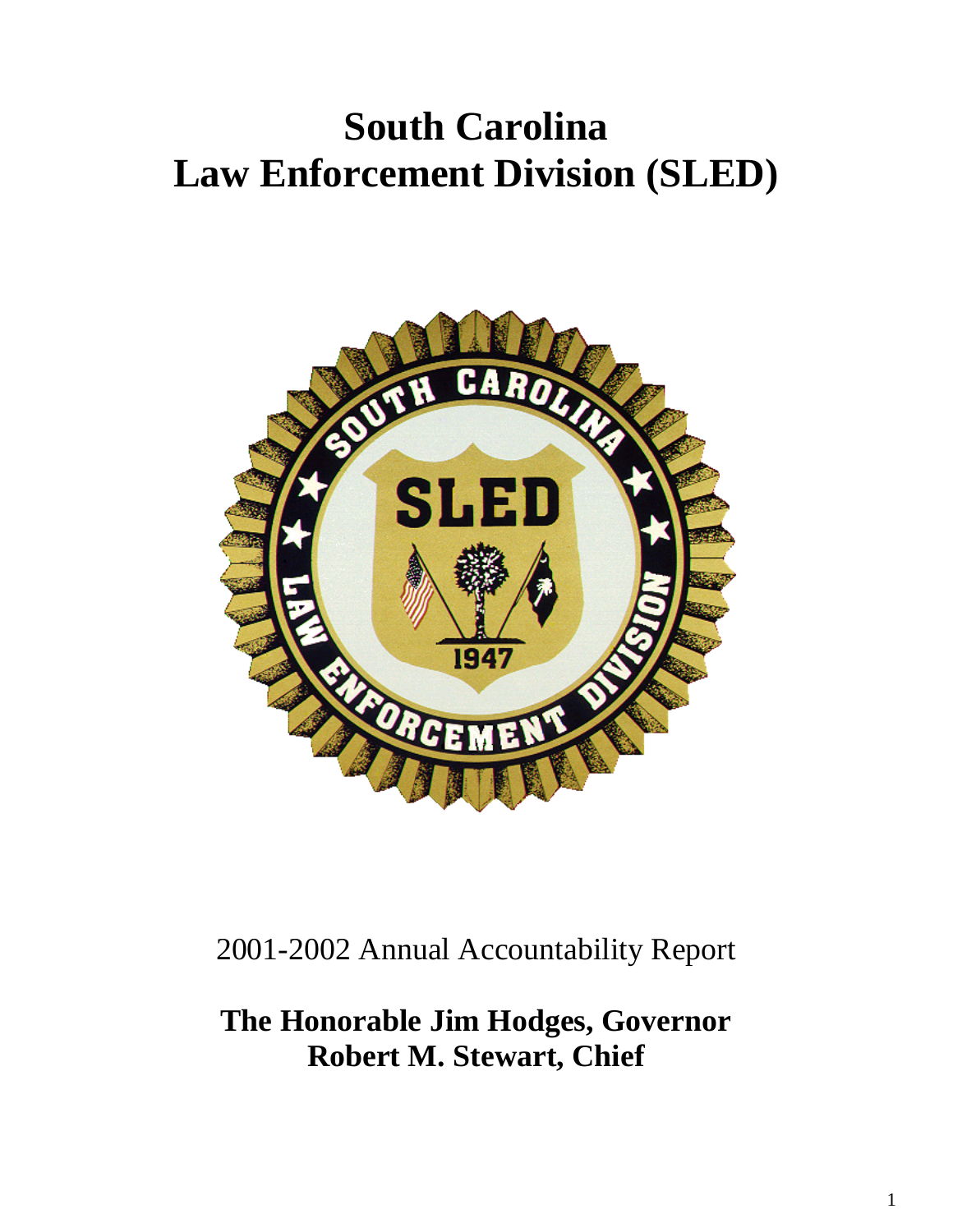# South Carolina
# Law Enforcement Division (SLED)

2001-2002 Annual Accountability Report

**The Honorable Jim Hodges, Governor**
**Robert M. Stewart, Chief**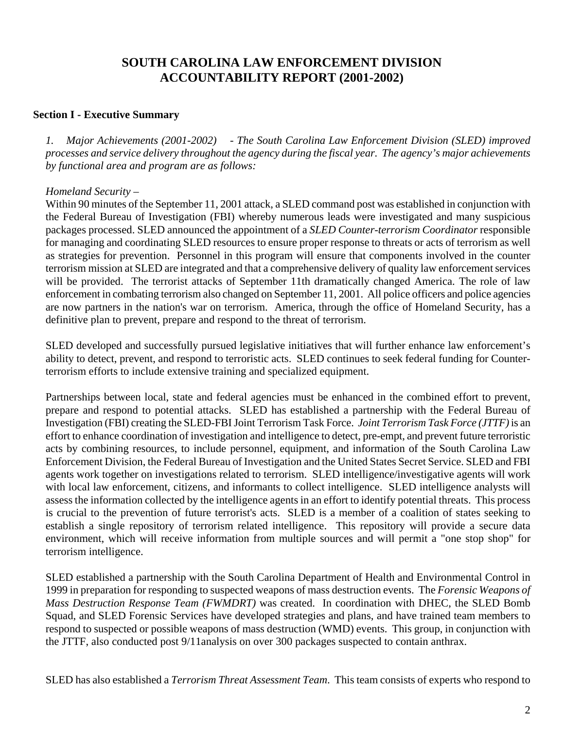# SOUTH CAROLINA LAW ENFORCEMENT DIVISION ACCOUNTABILITY REPORT (2001-2002)

**Section I - Executive Summary**

*1. Major Achievements (2001-2002) - The South Carolina Law Enforcement Division (SLED) improved processes and service delivery throughout the agency during the fiscal year. The agency's major achievements by functional area and program are as follows:*

*Homeland Security –*

Within 90 minutes of the September 11, 2001 attack, a SLED command post was established in conjunction with the Federal Bureau of Investigation (FBI) whereby numerous leads were investigated and many suspicious packages processed. SLED announced the appointment of a *SLED Counter-terrorism Coordinator* responsible for managing and coordinating SLED resources to ensure proper response to threats or acts of terrorism as well as strategies for prevention. Personnel in this program will ensure that components involved in the counter terrorism mission at SLED are integrated and that a comprehensive delivery of quality law enforcement services will be provided. The terrorist attacks of September 11th dramatically changed America. The role of law enforcement in combating terrorism also changed on September 11, 2001. All police officers and police agencies are now partners in the nation's war on terrorism. America, through the office of Homeland Security, has a definitive plan to prevent, prepare and respond to the threat of terrorism.

SLED developed and successfully pursued legislative initiatives that will further enhance law enforcement's ability to detect, prevent, and respond to terroristic acts. SLED continues to seek federal funding for Counter-terrorism efforts to include extensive training and specialized equipment.

Partnerships between local, state and federal agencies must be enhanced in the combined effort to prevent, prepare and respond to potential attacks. SLED has established a partnership with the Federal Bureau of Investigation (FBI) creating the SLED-FBI Joint Terrorism Task Force. *Joint Terrorism Task Force (JTTF)* is an effort to enhance coordination of investigation and intelligence to detect, pre-empt, and prevent future terroristic acts by combining resources, to include personnel, equipment, and information of the South Carolina Law Enforcement Division, the Federal Bureau of Investigation and the United States Secret Service. SLED and FBI agents work together on investigations related to terrorism. SLED intelligence/investigative agents will work with local law enforcement, citizens, and informants to collect intelligence. SLED intelligence analysts will assess the information collected by the intelligence agents in an effort to identify potential threats. This process is crucial to the prevention of future terrorist's acts. SLED is a member of a coalition of states seeking to establish a single repository of terrorism related intelligence. This repository will provide a secure data environment, which will receive information from multiple sources and will permit a "one stop shop" for terrorism intelligence.

SLED established a partnership with the South Carolina Department of Health and Environmental Control in 1999 in preparation for responding to suspected weapons of mass destruction events. The *Forensic Weapons of Mass Destruction Response Team (FWMDRT)* was created. In coordination with DHEC, the SLED Bomb Squad, and SLED Forensic Services have developed strategies and plans, and have trained team members to respond to suspected or possible weapons of mass destruction (WMD) events. This group, in conjunction with the JTTF, also conducted post 9/11analysis on over 300 packages suspected to contain anthrax.

SLED has also established a *Terrorism Threat Assessment Team*. This team consists of experts who respond to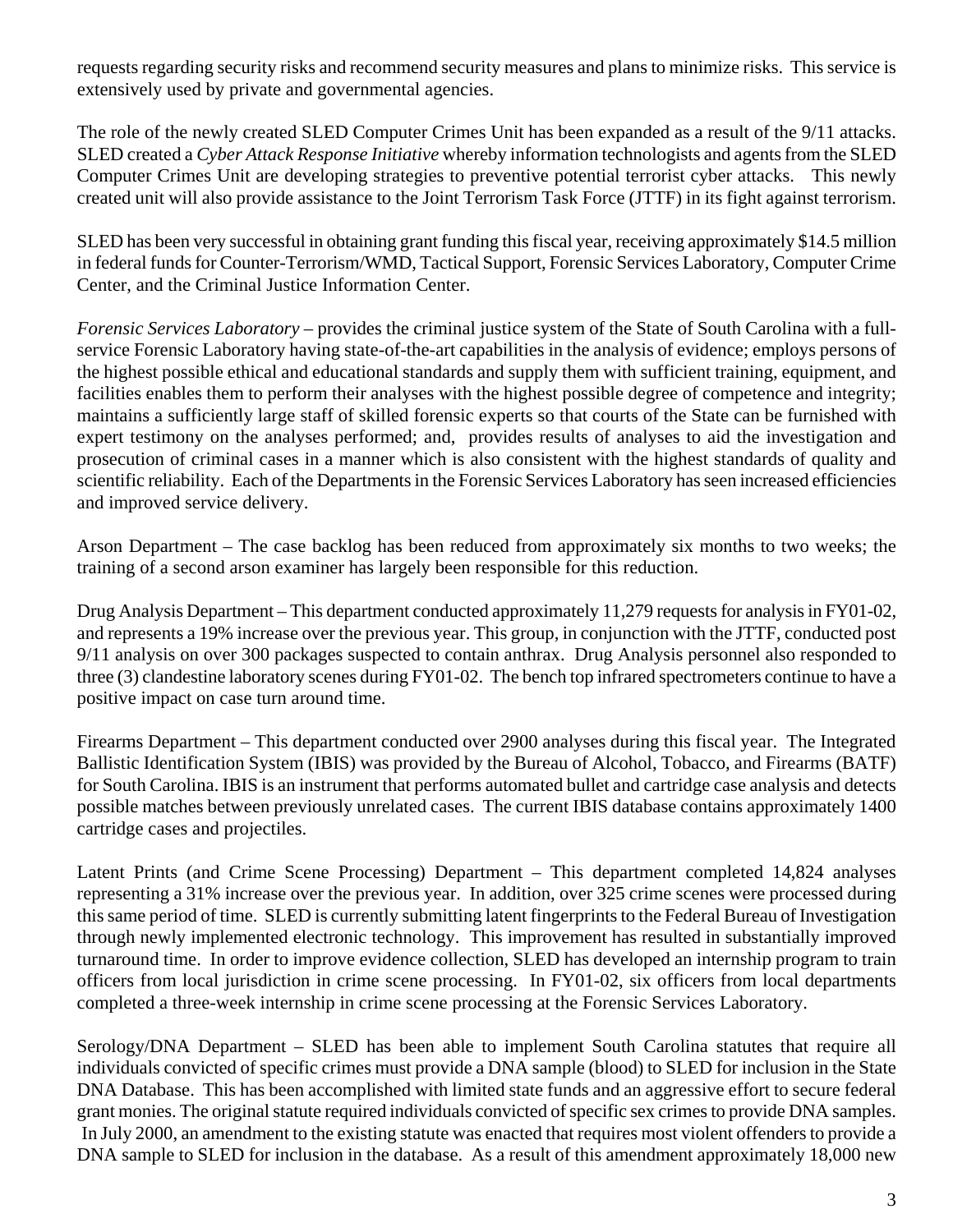requests regarding security risks and recommend security measures and plans to minimize risks. This service is extensively used by private and governmental agencies.

The role of the newly created SLED Computer Crimes Unit has been expanded as a result of the 9/11 attacks. SLED created a *Cyber Attack Response Initiative* whereby information technologists and agents from the SLED Computer Crimes Unit are developing strategies to preventive potential terrorist cyber attacks. This newly created unit will also provide assistance to the Joint Terrorism Task Force (JTTF) in its fight against terrorism.

SLED has been very successful in obtaining grant funding this fiscal year, receiving approximately $14.5 million in federal funds for Counter-Terrorism/WMD, Tactical Support, Forensic Services Laboratory, Computer Crime Center, and the Criminal Justice Information Center.

*Forensic Services Laboratory* – provides the criminal justice system of the State of South Carolina with a full-service Forensic Laboratory having state-of-the-art capabilities in the analysis of evidence; employs persons of the highest possible ethical and educational standards and supply them with sufficient training, equipment, and facilities enables them to perform their analyses with the highest possible degree of competence and integrity; maintains a sufficiently large staff of skilled forensic experts so that courts of the State can be furnished with expert testimony on the analyses performed; and, provides results of analyses to aid the investigation and prosecution of criminal cases in a manner which is also consistent with the highest standards of quality and scientific reliability. Each of the Departments in the Forensic Services Laboratory has seen increased efficiencies and improved service delivery.

Arson Department – The case backlog has been reduced from approximately six months to two weeks; the training of a second arson examiner has largely been responsible for this reduction.

Drug Analysis Department – This department conducted approximately 11,279 requests for analysis in FY01-02, and represents a 19% increase over the previous year. This group, in conjunction with the JTTF, conducted post 9/11 analysis on over 300 packages suspected to contain anthrax. Drug Analysis personnel also responded to three (3) clandestine laboratory scenes during FY01-02. The bench top infrared spectrometers continue to have a positive impact on case turn around time.

Firearms Department – This department conducted over 2900 analyses during this fiscal year. The Integrated Ballistic Identification System (IBIS) was provided by the Bureau of Alcohol, Tobacco, and Firearms (BATF) for South Carolina. IBIS is an instrument that performs automated bullet and cartridge case analysis and detects possible matches between previously unrelated cases. The current IBIS database contains approximately 1400 cartridge cases and projectiles.

Latent Prints (and Crime Scene Processing) Department – This department completed 14,824 analyses representing a 31% increase over the previous year. In addition, over 325 crime scenes were processed during this same period of time. SLED is currently submitting latent fingerprints to the Federal Bureau of Investigation through newly implemented electronic technology. This improvement has resulted in substantially improved turnaround time. In order to improve evidence collection, SLED has developed an internship program to train officers from local jurisdiction in crime scene processing. In FY01-02, six officers from local departments completed a three-week internship in crime scene processing at the Forensic Services Laboratory.

Serology/DNA Department – SLED has been able to implement South Carolina statutes that require all individuals convicted of specific crimes must provide a DNA sample (blood) to SLED for inclusion in the State DNA Database. This has been accomplished with limited state funds and an aggressive effort to secure federal grant monies. The original statute required individuals convicted of specific sex crimes to provide DNA samples. In July 2000, an amendment to the existing statute was enacted that requires most violent offenders to provide a DNA sample to SLED for inclusion in the database. As a result of this amendment approximately 18,000 new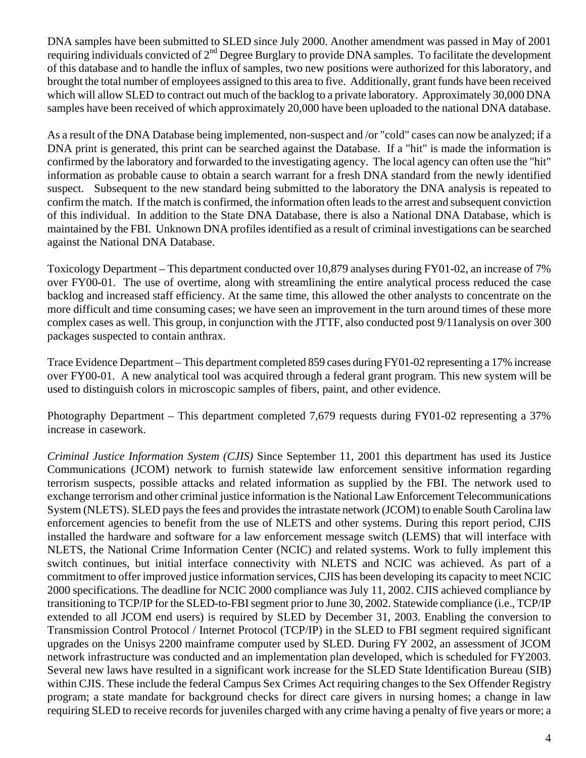DNA samples have been submitted to SLED since July 2000. Another amendment was passed in May of 2001 requiring individuals convicted of 2nd Degree Burglary to provide DNA samples. To facilitate the development of this database and to handle the influx of samples, two new positions were authorized for this laboratory, and brought the total number of employees assigned to this area to five. Additionally, grant funds have been received which will allow SLED to contract out much of the backlog to a private laboratory. Approximately 30,000 DNA samples have been received of which approximately 20,000 have been uploaded to the national DNA database.

As a result of the DNA Database being implemented, non-suspect and /or "cold" cases can now be analyzed; if a DNA print is generated, this print can be searched against the Database. If a "hit" is made the information is confirmed by the laboratory and forwarded to the investigating agency. The local agency can often use the "hit" information as probable cause to obtain a search warrant for a fresh DNA standard from the newly identified suspect. Subsequent to the new standard being submitted to the laboratory the DNA analysis is repeated to confirm the match. If the match is confirmed, the information often leads to the arrest and subsequent conviction of this individual. In addition to the State DNA Database, there is also a National DNA Database, which is maintained by the FBI. Unknown DNA profiles identified as a result of criminal investigations can be searched against the National DNA Database.

Toxicology Department – This department conducted over 10,879 analyses during FY01-02, an increase of 7% over FY00-01. The use of overtime, along with streamlining the entire analytical process reduced the case backlog and increased staff efficiency. At the same time, this allowed the other analysts to concentrate on the more difficult and time consuming cases; we have seen an improvement in the turn around times of these more complex cases as well. This group, in conjunction with the JTTF, also conducted post 9/11analysis on over 300 packages suspected to contain anthrax.

Trace Evidence Department – This department completed 859 cases during FY01-02 representing a 17% increase over FY00-01. A new analytical tool was acquired through a federal grant program. This new system will be used to distinguish colors in microscopic samples of fibers, paint, and other evidence.

Photography Department – This department completed 7,679 requests during FY01-02 representing a 37% increase in casework.

*Criminal Justice Information System (CJIS)* Since September 11, 2001 this department has used its Justice Communications (JCOM) network to furnish statewide law enforcement sensitive information regarding terrorism suspects, possible attacks and related information as supplied by the FBI. The network used to exchange terrorism and other criminal justice information is the National Law Enforcement Telecommunications System (NLETS). SLED pays the fees and provides the intrastate network (JCOM) to enable South Carolina law enforcement agencies to benefit from the use of NLETS and other systems. During this report period, CJIS installed the hardware and software for a law enforcement message switch (LEMS) that will interface with NLETS, the National Crime Information Center (NCIC) and related systems. Work to fully implement this switch continues, but initial interface connectivity with NLETS and NCIC was achieved. As part of a commitment to offer improved justice information services, CJIS has been developing its capacity to meet NCIC 2000 specifications. The deadline for NCIC 2000 compliance was July 11, 2002. CJIS achieved compliance by transitioning to TCP/IP for the SLED-to-FBI segment prior to June 30, 2002. Statewide compliance (i.e., TCP/IP extended to all JCOM end users) is required by SLED by December 31, 2003. Enabling the conversion to Transmission Control Protocol / Internet Protocol (TCP/IP) in the SLED to FBI segment required significant upgrades on the Unisys 2200 mainframe computer used by SLED. During FY 2002, an assessment of JCOM network infrastructure was conducted and an implementation plan developed, which is scheduled for FY2003. Several new laws have resulted in a significant work increase for the SLED State Identification Bureau (SIB) within CJIS. These include the federal Campus Sex Crimes Act requiring changes to the Sex Offender Registry program; a state mandate for background checks for direct care givers in nursing homes; a change in law requiring SLED to receive records for juveniles charged with any crime having a penalty of five years or more; a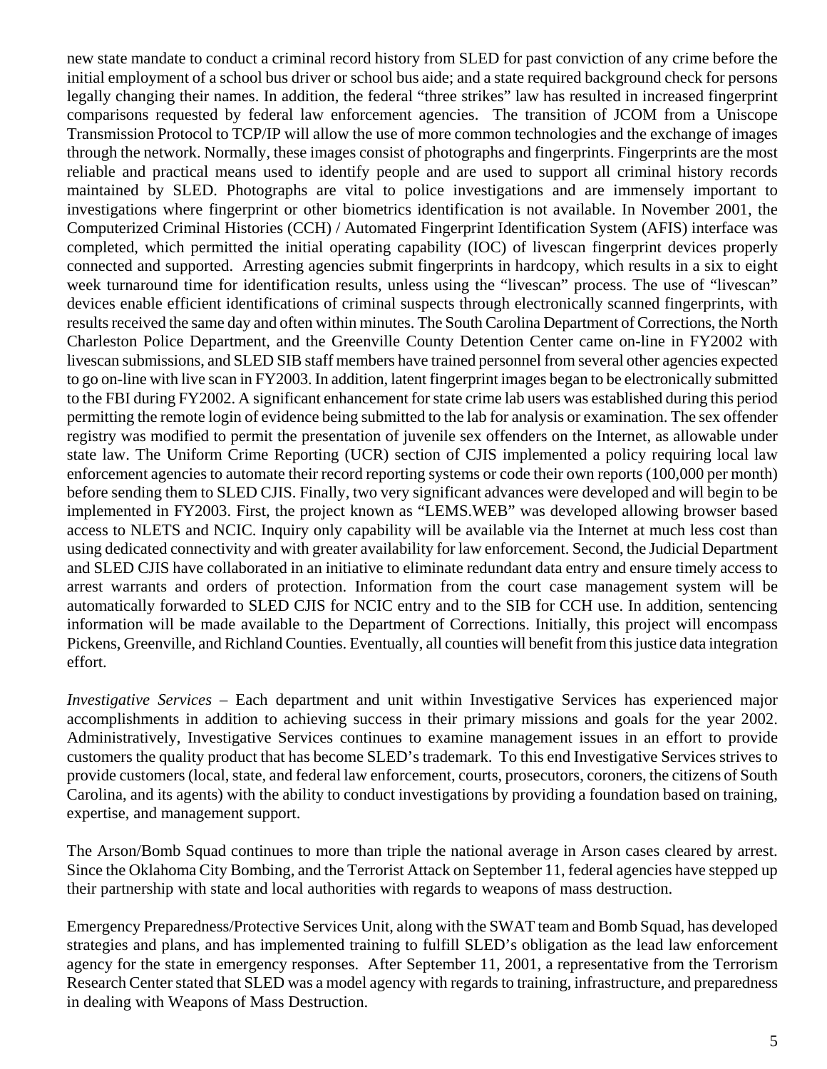new state mandate to conduct a criminal record history from SLED for past conviction of any crime before the initial employment of a school bus driver or school bus aide; and a state required background check for persons legally changing their names. In addition, the federal "three strikes" law has resulted in increased fingerprint comparisons requested by federal law enforcement agencies. The transition of JCOM from a Uniscope Transmission Protocol to TCP/IP will allow the use of more common technologies and the exchange of images through the network. Normally, these images consist of photographs and fingerprints. Fingerprints are the most reliable and practical means used to identify people and are used to support all criminal history records maintained by SLED. Photographs are vital to police investigations and are immensely important to investigations where fingerprint or other biometrics identification is not available. In November 2001, the Computerized Criminal Histories (CCH) / Automated Fingerprint Identification System (AFIS) interface was completed, which permitted the initial operating capability (IOC) of livescan fingerprint devices properly connected and supported. Arresting agencies submit fingerprints in hardcopy, which results in a six to eight week turnaround time for identification results, unless using the "livescan" process. The use of "livescan" devices enable efficient identifications of criminal suspects through electronically scanned fingerprints, with results received the same day and often within minutes. The South Carolina Department of Corrections, the North Charleston Police Department, and the Greenville County Detention Center came on-line in FY2002 with livescan submissions, and SLED SIB staff members have trained personnel from several other agencies expected to go on-line with live scan in FY2003. In addition, latent fingerprint images began to be electronically submitted to the FBI during FY2002. A significant enhancement for state crime lab users was established during this period permitting the remote login of evidence being submitted to the lab for analysis or examination. The sex offender registry was modified to permit the presentation of juvenile sex offenders on the Internet, as allowable under state law. The Uniform Crime Reporting (UCR) section of CJIS implemented a policy requiring local law enforcement agencies to automate their record reporting systems or code their own reports (100,000 per month) before sending them to SLED CJIS. Finally, two very significant advances were developed and will begin to be implemented in FY2003. First, the project known as "LEMS.WEB" was developed allowing browser based access to NLETS and NCIC. Inquiry only capability will be available via the Internet at much less cost than using dedicated connectivity and with greater availability for law enforcement. Second, the Judicial Department and SLED CJIS have collaborated in an initiative to eliminate redundant data entry and ensure timely access to arrest warrants and orders of protection. Information from the court case management system will be automatically forwarded to SLED CJIS for NCIC entry and to the SIB for CCH use. In addition, sentencing information will be made available to the Department of Corrections. Initially, this project will encompass Pickens, Greenville, and Richland Counties. Eventually, all counties will benefit from this justice data integration effort.

*Investigative Services* – Each department and unit within Investigative Services has experienced major accomplishments in addition to achieving success in their primary missions and goals for the year 2002. Administratively, Investigative Services continues to examine management issues in an effort to provide customers the quality product that has become SLED's trademark. To this end Investigative Services strives to provide customers (local, state, and federal law enforcement, courts, prosecutors, coroners, the citizens of South Carolina, and its agents) with the ability to conduct investigations by providing a foundation based on training, expertise, and management support.

The Arson/Bomb Squad continues to more than triple the national average in Arson cases cleared by arrest. Since the Oklahoma City Bombing, and the Terrorist Attack on September 11, federal agencies have stepped up their partnership with state and local authorities with regards to weapons of mass destruction.

Emergency Preparedness/Protective Services Unit, along with the SWAT team and Bomb Squad, has developed strategies and plans, and has implemented training to fulfill SLED's obligation as the lead law enforcement agency for the state in emergency responses. After September 11, 2001, a representative from the Terrorism Research Center stated that SLED was a model agency with regards to training, infrastructure, and preparedness in dealing with Weapons of Mass Destruction.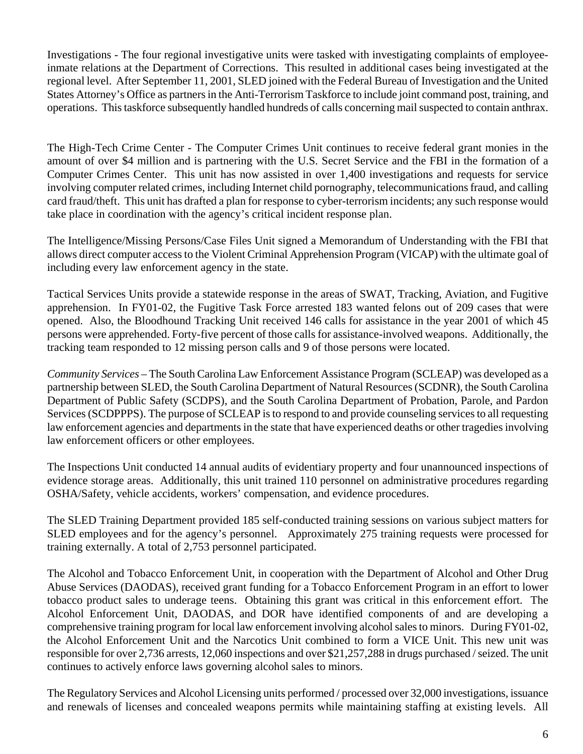Investigations - The four regional investigative units were tasked with investigating complaints of employee-inmate relations at the Department of Corrections. This resulted in additional cases being investigated at the regional level. After September 11, 2001, SLED joined with the Federal Bureau of Investigation and the United States Attorney's Office as partners in the Anti-Terrorism Taskforce to include joint command post, training, and operations. This taskforce subsequently handled hundreds of calls concerning mail suspected to contain anthrax.

The High-Tech Crime Center - The Computer Crimes Unit continues to receive federal grant monies in the amount of over $4 million and is partnering with the U.S. Secret Service and the FBI in the formation of a Computer Crimes Center. This unit has now assisted in over 1,400 investigations and requests for service involving computer related crimes, including Internet child pornography, telecommunications fraud, and calling card fraud/theft. This unit has drafted a plan for response to cyber-terrorism incidents; any such response would take place in coordination with the agency's critical incident response plan.

The Intelligence/Missing Persons/Case Files Unit signed a Memorandum of Understanding with the FBI that allows direct computer access to the Violent Criminal Apprehension Program (VICAP) with the ultimate goal of including every law enforcement agency in the state.

Tactical Services Units provide a statewide response in the areas of SWAT, Tracking, Aviation, and Fugitive apprehension. In FY01-02, the Fugitive Task Force arrested 183 wanted felons out of 209 cases that were opened. Also, the Bloodhound Tracking Unit received 146 calls for assistance in the year 2001 of which 45 persons were apprehended. Forty-five percent of those calls for assistance-involved weapons. Additionally, the tracking team responded to 12 missing person calls and 9 of those persons were located.

*Community Services* – The South Carolina Law Enforcement Assistance Program (SCLEAP) was developed as a partnership between SLED, the South Carolina Department of Natural Resources (SCDNR), the South Carolina Department of Public Safety (SCDPS), and the South Carolina Department of Probation, Parole, and Pardon Services (SCDPPPS). The purpose of SCLEAP is to respond to and provide counseling services to all requesting law enforcement agencies and departments in the state that have experienced deaths or other tragedies involving law enforcement officers or other employees.

The Inspections Unit conducted 14 annual audits of evidentiary property and four unannounced inspections of evidence storage areas. Additionally, this unit trained 110 personnel on administrative procedures regarding OSHA/Safety, vehicle accidents, workers' compensation, and evidence procedures.

The SLED Training Department provided 185 self-conducted training sessions on various subject matters for SLED employees and for the agency's personnel. Approximately 275 training requests were processed for training externally. A total of 2,753 personnel participated.

The Alcohol and Tobacco Enforcement Unit, in cooperation with the Department of Alcohol and Other Drug Abuse Services (DAODAS), received grant funding for a Tobacco Enforcement Program in an effort to lower tobacco product sales to underage teens. Obtaining this grant was critical in this enforcement effort. The Alcohol Enforcement Unit, DAODAS, and DOR have identified components of and are developing a comprehensive training program for local law enforcement involving alcohol sales to minors. During FY01-02, the Alcohol Enforcement Unit and the Narcotics Unit combined to form a VICE Unit. This new unit was responsible for over 2,736 arrests, 12,060 inspections and over $21,257,288 in drugs purchased / seized. The unit continues to actively enforce laws governing alcohol sales to minors.

The Regulatory Services and Alcohol Licensing units performed / processed over 32,000 investigations, issuance and renewals of licenses and concealed weapons permits while maintaining staffing at existing levels. All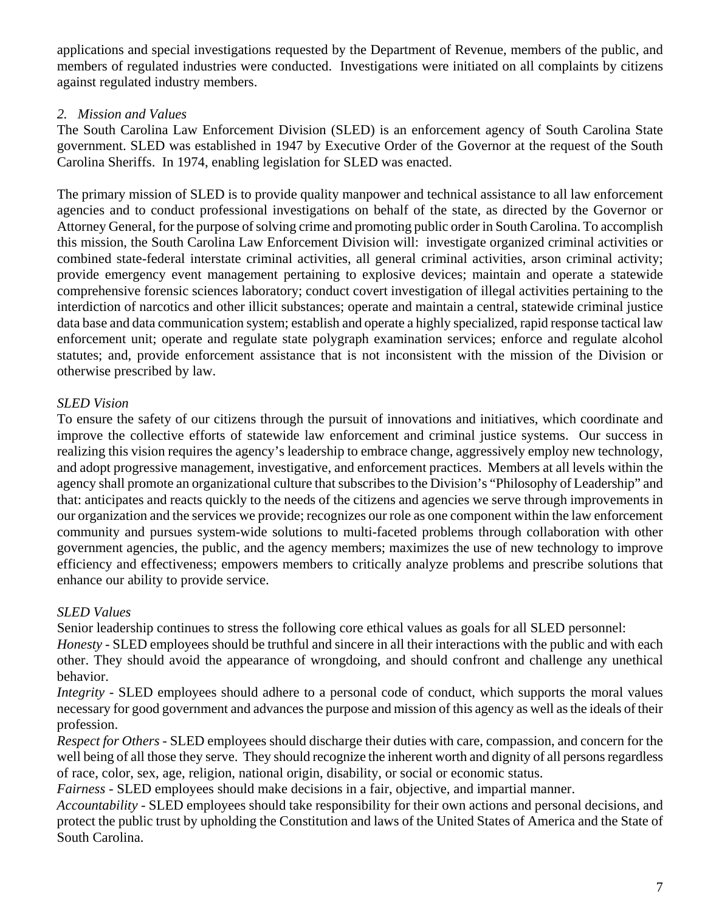applications and special investigations requested by the Department of Revenue, members of the public, and members of regulated industries were conducted. Investigations were initiated on all complaints by citizens against regulated industry members.

*2. Mission and Values*

The South Carolina Law Enforcement Division (SLED) is an enforcement agency of South Carolina State government. SLED was established in 1947 by Executive Order of the Governor at the request of the South Carolina Sheriffs. In 1974, enabling legislation for SLED was enacted.

The primary mission of SLED is to provide quality manpower and technical assistance to all law enforcement agencies and to conduct professional investigations on behalf of the state, as directed by the Governor or Attorney General, for the purpose of solving crime and promoting public order in South Carolina. To accomplish this mission, the South Carolina Law Enforcement Division will: investigate organized criminal activities or combined state-federal interstate criminal activities, all general criminal activities, arson criminal activity; provide emergency event management pertaining to explosive devices; maintain and operate a statewide comprehensive forensic sciences laboratory; conduct covert investigation of illegal activities pertaining to the interdiction of narcotics and other illicit substances; operate and maintain a central, statewide criminal justice data base and data communication system; establish and operate a highly specialized, rapid response tactical law enforcement unit; operate and regulate state polygraph examination services; enforce and regulate alcohol statutes; and, provide enforcement assistance that is not inconsistent with the mission of the Division or otherwise prescribed by law.

*SLED Vision*

To ensure the safety of our citizens through the pursuit of innovations and initiatives, which coordinate and improve the collective efforts of statewide law enforcement and criminal justice systems. Our success in realizing this vision requires the agency's leadership to embrace change, aggressively employ new technology, and adopt progressive management, investigative, and enforcement practices. Members at all levels within the agency shall promote an organizational culture that subscribes to the Division's "Philosophy of Leadership" and that: anticipates and reacts quickly to the needs of the citizens and agencies we serve through improvements in our organization and the services we provide; recognizes our role as one component within the law enforcement community and pursues system-wide solutions to multi-faceted problems through collaboration with other government agencies, the public, and the agency members; maximizes the use of new technology to improve efficiency and effectiveness; empowers members to critically analyze problems and prescribe solutions that enhance our ability to provide service.

*SLED Values*

Senior leadership continues to stress the following core ethical values as goals for all SLED personnel:

*Honesty* - SLED employees should be truthful and sincere in all their interactions with the public and with each other. They should avoid the appearance of wrongdoing, and should confront and challenge any unethical behavior.

*Integrity* - SLED employees should adhere to a personal code of conduct, which supports the moral values necessary for good government and advances the purpose and mission of this agency as well as the ideals of their profession.

*Respect for Others* - SLED employees should discharge their duties with care, compassion, and concern for the well being of all those they serve. They should recognize the inherent worth and dignity of all persons regardless of race, color, sex, age, religion, national origin, disability, or social or economic status.

*Fairness* - SLED employees should make decisions in a fair, objective, and impartial manner.

*Accountability* - SLED employees should take responsibility for their own actions and personal decisions, and protect the public trust by upholding the Constitution and laws of the United States of America and the State of South Carolina.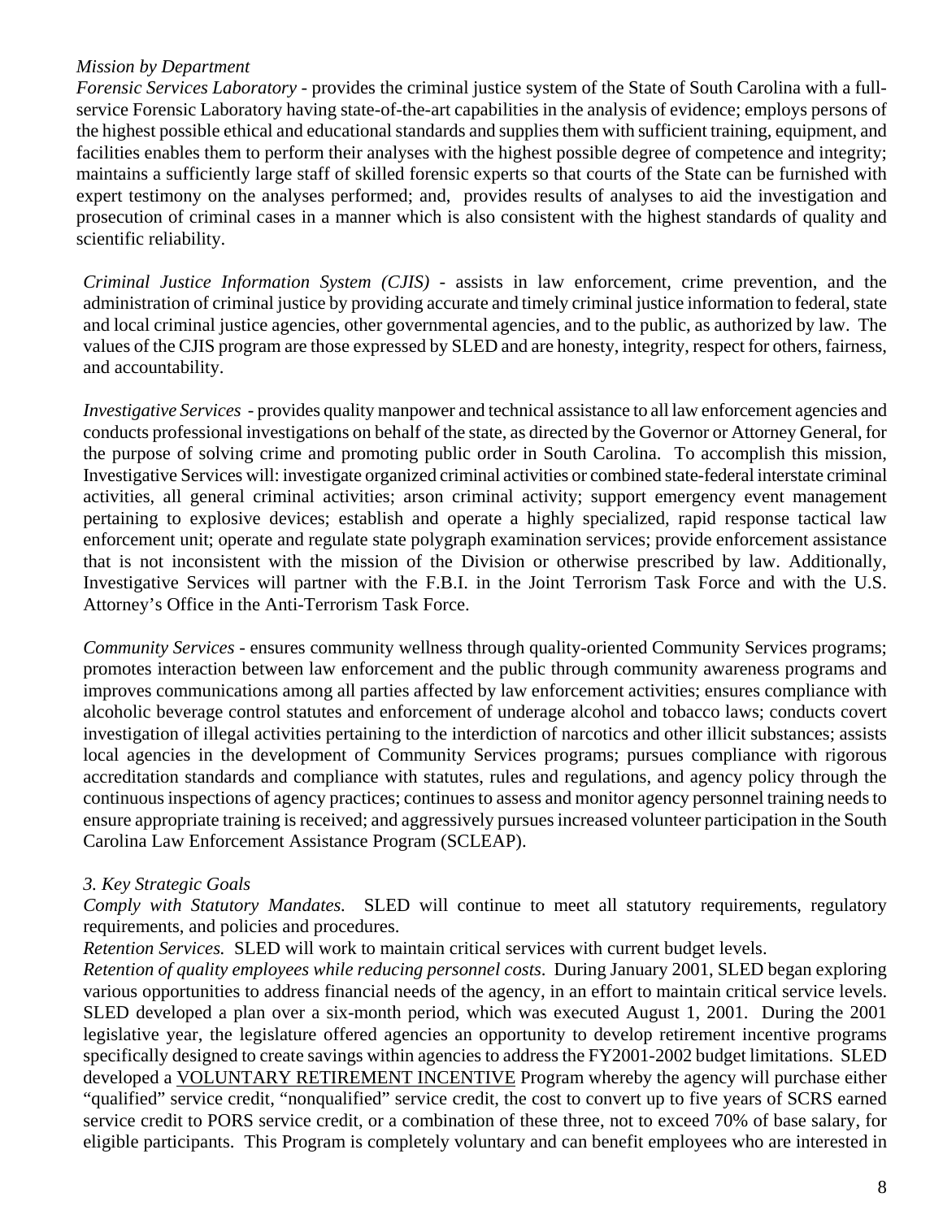*Mission by Department*

*Forensic Services Laboratory* - provides the criminal justice system of the State of South Carolina with a full-service Forensic Laboratory having state-of-the-art capabilities in the analysis of evidence; employs persons of the highest possible ethical and educational standards and supplies them with sufficient training, equipment, and facilities enables them to perform their analyses with the highest possible degree of competence and integrity; maintains a sufficiently large staff of skilled forensic experts so that courts of the State can be furnished with expert testimony on the analyses performed; and, provides results of analyses to aid the investigation and prosecution of criminal cases in a manner which is also consistent with the highest standards of quality and scientific reliability.

*Criminal Justice Information System (CJIS)* - assists in law enforcement, crime prevention, and the administration of criminal justice by providing accurate and timely criminal justice information to federal, state and local criminal justice agencies, other governmental agencies, and to the public, as authorized by law. The values of the CJIS program are those expressed by SLED and are honesty, integrity, respect for others, fairness, and accountability.

*Investigative Services* - provides quality manpower and technical assistance to all law enforcement agencies and conducts professional investigations on behalf of the state, as directed by the Governor or Attorney General, for the purpose of solving crime and promoting public order in South Carolina. To accomplish this mission, Investigative Services will: investigate organized criminal activities or combined state-federal interstate criminal activities, all general criminal activities; arson criminal activity; support emergency event management pertaining to explosive devices; establish and operate a highly specialized, rapid response tactical law enforcement unit; operate and regulate state polygraph examination services; provide enforcement assistance that is not inconsistent with the mission of the Division or otherwise prescribed by law. Additionally, Investigative Services will partner with the F.B.I. in the Joint Terrorism Task Force and with the U.S. Attorney's Office in the Anti-Terrorism Task Force.

*Community Services* - ensures community wellness through quality-oriented Community Services programs; promotes interaction between law enforcement and the public through community awareness programs and improves communications among all parties affected by law enforcement activities; ensures compliance with alcoholic beverage control statutes and enforcement of underage alcohol and tobacco laws; conducts covert investigation of illegal activities pertaining to the interdiction of narcotics and other illicit substances; assists local agencies in the development of Community Services programs; pursues compliance with rigorous accreditation standards and compliance with statutes, rules and regulations, and agency policy through the continuous inspections of agency practices; continues to assess and monitor agency personnel training needs to ensure appropriate training is received; and aggressively pursues increased volunteer participation in the South Carolina Law Enforcement Assistance Program (SCLEAP).

*3. Key Strategic Goals*

*Comply with Statutory Mandates.* SLED will continue to meet all statutory requirements, regulatory requirements, and policies and procedures.

*Retention Services.* SLED will work to maintain critical services with current budget levels.

*Retention of quality employees while reducing personnel costs*. During January 2001, SLED began exploring various opportunities to address financial needs of the agency, in an effort to maintain critical service levels. SLED developed a plan over a six-month period, which was executed August 1, 2001. During the 2001 legislative year, the legislature offered agencies an opportunity to develop retirement incentive programs specifically designed to create savings within agencies to address the FY2001-2002 budget limitations. SLED developed a VOLUNTARY RETIREMENT INCENTIVE Program whereby the agency will purchase either "qualified" service credit, "nonqualified" service credit, the cost to convert up to five years of SCRS earned service credit to PORS service credit, or a combination of these three, not to exceed 70% of base salary, for eligible participants. This Program is completely voluntary and can benefit employees who are interested in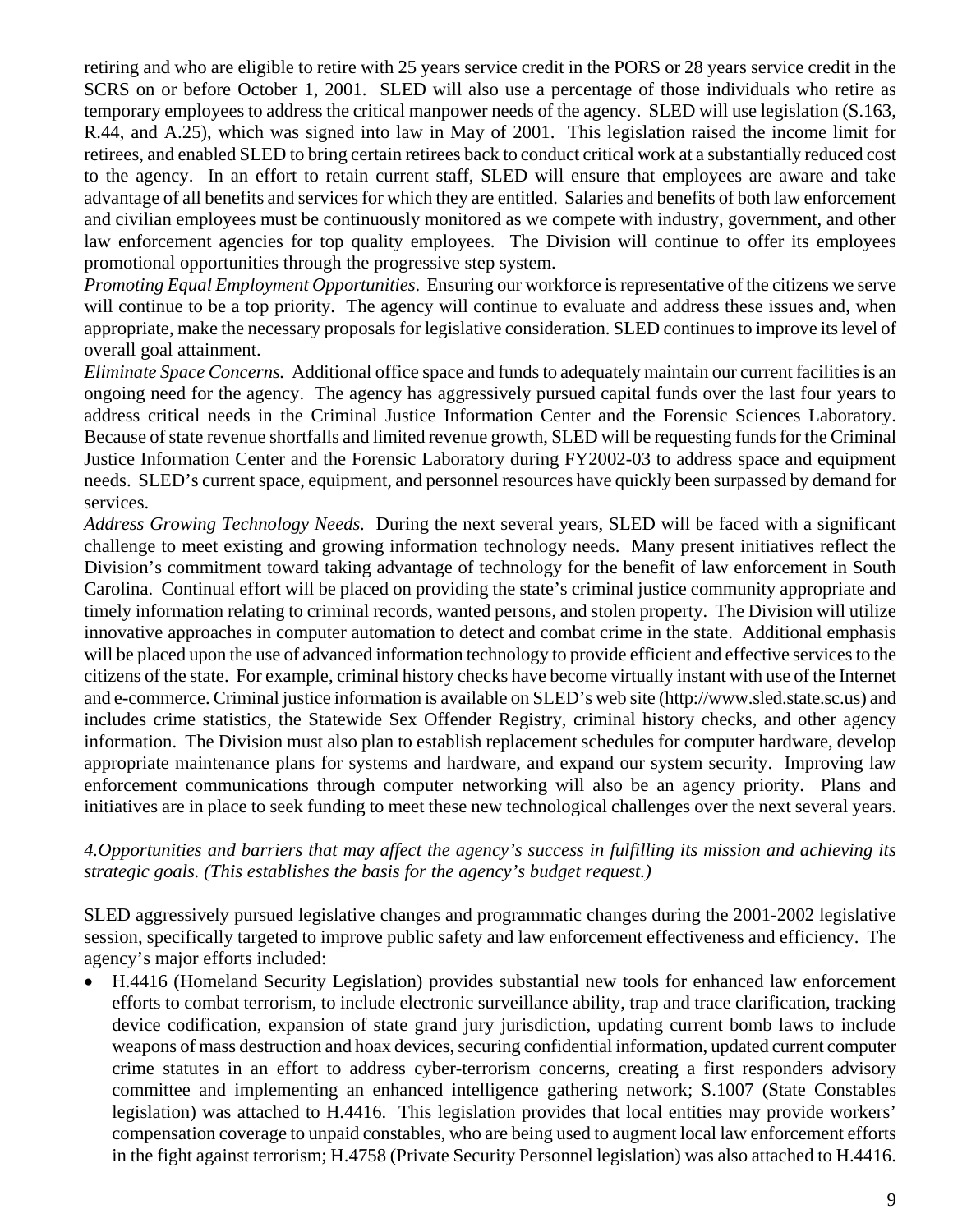retiring and who are eligible to retire with 25 years service credit in the PORS or 28 years service credit in the SCRS on or before October 1, 2001. SLED will also use a percentage of those individuals who retire as temporary employees to address the critical manpower needs of the agency. SLED will use legislation (S.163, R.44, and A.25), which was signed into law in May of 2001. This legislation raised the income limit for retirees, and enabled SLED to bring certain retirees back to conduct critical work at a substantially reduced cost to the agency. In an effort to retain current staff, SLED will ensure that employees are aware and take advantage of all benefits and services for which they are entitled. Salaries and benefits of both law enforcement and civilian employees must be continuously monitored as we compete with industry, government, and other law enforcement agencies for top quality employees. The Division will continue to offer its employees promotional opportunities through the progressive step system.

*Promoting Equal Employment Opportunities*. Ensuring our workforce is representative of the citizens we serve will continue to be a top priority. The agency will continue to evaluate and address these issues and, when appropriate, make the necessary proposals for legislative consideration. SLED continues to improve its level of overall goal attainment.

*Eliminate Space Concerns.* Additional office space and funds to adequately maintain our current facilities is an ongoing need for the agency. The agency has aggressively pursued capital funds over the last four years to address critical needs in the Criminal Justice Information Center and the Forensic Sciences Laboratory. Because of state revenue shortfalls and limited revenue growth, SLED will be requesting funds for the Criminal Justice Information Center and the Forensic Laboratory during FY2002-03 to address space and equipment needs. SLED's current space, equipment, and personnel resources have quickly been surpassed by demand for services.

*Address Growing Technology Needs.* During the next several years, SLED will be faced with a significant challenge to meet existing and growing information technology needs. Many present initiatives reflect the Division's commitment toward taking advantage of technology for the benefit of law enforcement in South Carolina. Continual effort will be placed on providing the state's criminal justice community appropriate and timely information relating to criminal records, wanted persons, and stolen property. The Division will utilize innovative approaches in computer automation to detect and combat crime in the state. Additional emphasis will be placed upon the use of advanced information technology to provide efficient and effective services to the citizens of the state. For example, criminal history checks have become virtually instant with use of the Internet and e-commerce. Criminal justice information is available on SLED's web site (http://www.sled.state.sc.us) and includes crime statistics, the Statewide Sex Offender Registry, criminal history checks, and other agency information. The Division must also plan to establish replacement schedules for computer hardware, develop appropriate maintenance plans for systems and hardware, and expand our system security. Improving law enforcement communications through computer networking will also be an agency priority. Plans and initiatives are in place to seek funding to meet these new technological challenges over the next several years.

*4.Opportunities and barriers that may affect the agency's success in fulfilling its mission and achieving its strategic goals. (This establishes the basis for the agency's budget request.)*

SLED aggressively pursued legislative changes and programmatic changes during the 2001-2002 legislative session, specifically targeted to improve public safety and law enforcement effectiveness and efficiency. The agency's major efforts included:

- H.4416 (Homeland Security Legislation) provides substantial new tools for enhanced law enforcement efforts to combat terrorism, to include electronic surveillance ability, trap and trace clarification, tracking device codification, expansion of state grand jury jurisdiction, updating current bomb laws to include weapons of mass destruction and hoax devices, securing confidential information, updated current computer crime statutes in an effort to address cyber-terrorism concerns, creating a first responders advisory committee and implementing an enhanced intelligence gathering network; S.1007 (State Constables legislation) was attached to H.4416. This legislation provides that local entities may provide workers' compensation coverage to unpaid constables, who are being used to augment local law enforcement efforts in the fight against terrorism; H.4758 (Private Security Personnel legislation) was also attached to H.4416.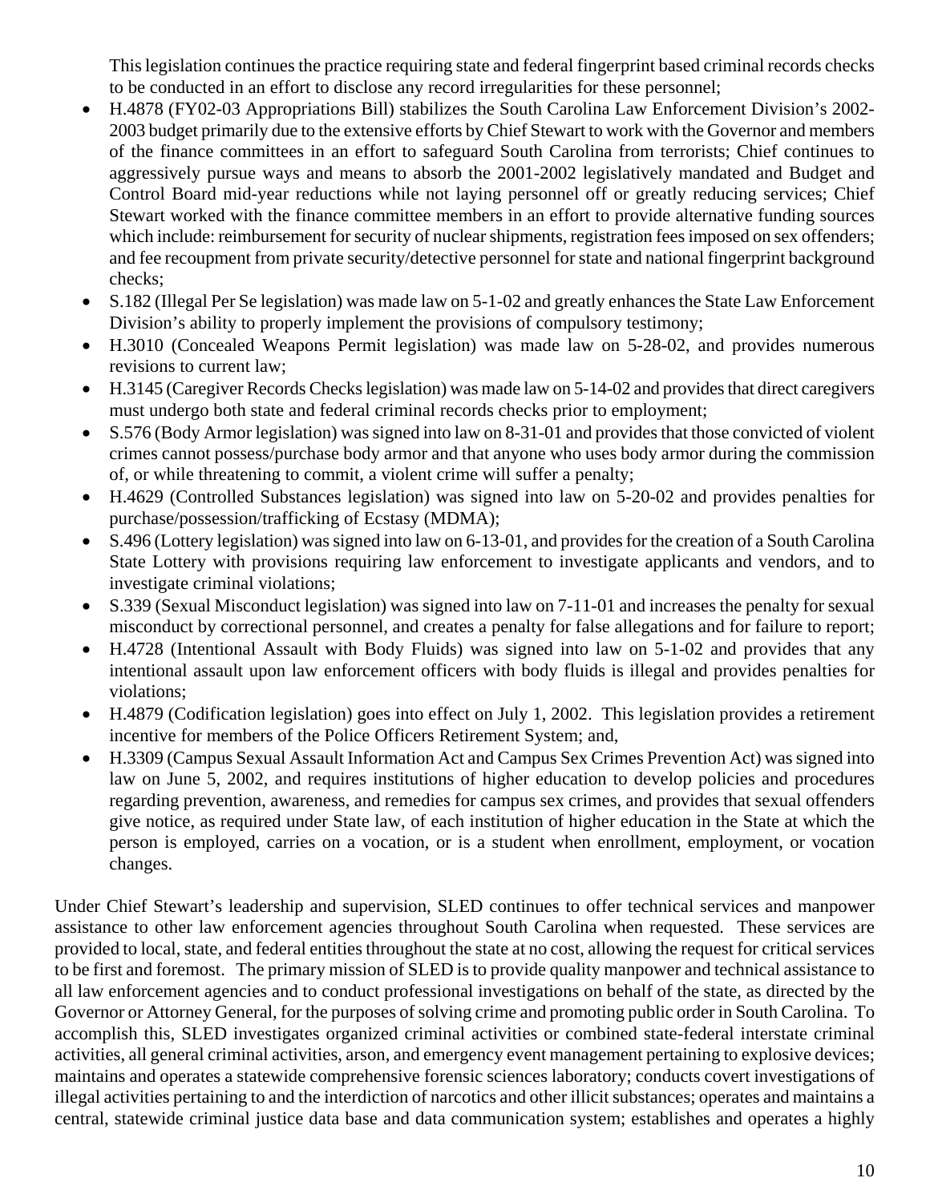This legislation continues the practice requiring state and federal fingerprint based criminal records checks to be conducted in an effort to disclose any record irregularities for these personnel;

- H.4878 (FY02-03 Appropriations Bill) stabilizes the South Carolina Law Enforcement Division's 2002-2003 budget primarily due to the extensive efforts by Chief Stewart to work with the Governor and members of the finance committees in an effort to safeguard South Carolina from terrorists; Chief continues to aggressively pursue ways and means to absorb the 2001-2002 legislatively mandated and Budget and Control Board mid-year reductions while not laying personnel off or greatly reducing services; Chief Stewart worked with the finance committee members in an effort to provide alternative funding sources which include: reimbursement for security of nuclear shipments, registration fees imposed on sex offenders; and fee recoupment from private security/detective personnel for state and national fingerprint background checks;
- S.182 (Illegal Per Se legislation) was made law on 5-1-02 and greatly enhances the State Law Enforcement Division's ability to properly implement the provisions of compulsory testimony;
- H.3010 (Concealed Weapons Permit legislation) was made law on 5-28-02, and provides numerous revisions to current law;
- H.3145 (Caregiver Records Checks legislation) was made law on 5-14-02 and provides that direct caregivers must undergo both state and federal criminal records checks prior to employment;
- S.576 (Body Armor legislation) was signed into law on 8-31-01 and provides that those convicted of violent crimes cannot possess/purchase body armor and that anyone who uses body armor during the commission of, or while threatening to commit, a violent crime will suffer a penalty;
- H.4629 (Controlled Substances legislation) was signed into law on 5-20-02 and provides penalties for purchase/possession/trafficking of Ecstasy (MDMA);
- S.496 (Lottery legislation) was signed into law on 6-13-01, and provides for the creation of a South Carolina State Lottery with provisions requiring law enforcement to investigate applicants and vendors, and to investigate criminal violations;
- S.339 (Sexual Misconduct legislation) was signed into law on 7-11-01 and increases the penalty for sexual misconduct by correctional personnel, and creates a penalty for false allegations and for failure to report;
- H.4728 (Intentional Assault with Body Fluids) was signed into law on 5-1-02 and provides that any intentional assault upon law enforcement officers with body fluids is illegal and provides penalties for violations;
- H.4879 (Codification legislation) goes into effect on July 1, 2002. This legislation provides a retirement incentive for members of the Police Officers Retirement System; and,
- H.3309 (Campus Sexual Assault Information Act and Campus Sex Crimes Prevention Act) was signed into law on June 5, 2002, and requires institutions of higher education to develop policies and procedures regarding prevention, awareness, and remedies for campus sex crimes, and provides that sexual offenders give notice, as required under State law, of each institution of higher education in the State at which the person is employed, carries on a vocation, or is a student when enrollment, employment, or vocation changes.

Under Chief Stewart's leadership and supervision, SLED continues to offer technical services and manpower assistance to other law enforcement agencies throughout South Carolina when requested. These services are provided to local, state, and federal entities throughout the state at no cost, allowing the request for critical services to be first and foremost. The primary mission of SLED is to provide quality manpower and technical assistance to all law enforcement agencies and to conduct professional investigations on behalf of the state, as directed by the Governor or Attorney General, for the purposes of solving crime and promoting public order in South Carolina. To accomplish this, SLED investigates organized criminal activities or combined state-federal interstate criminal activities, all general criminal activities, arson, and emergency event management pertaining to explosive devices; maintains and operates a statewide comprehensive forensic sciences laboratory; conducts covert investigations of illegal activities pertaining to and the interdiction of narcotics and other illicit substances; operates and maintains a central, statewide criminal justice data base and data communication system; establishes and operates a highly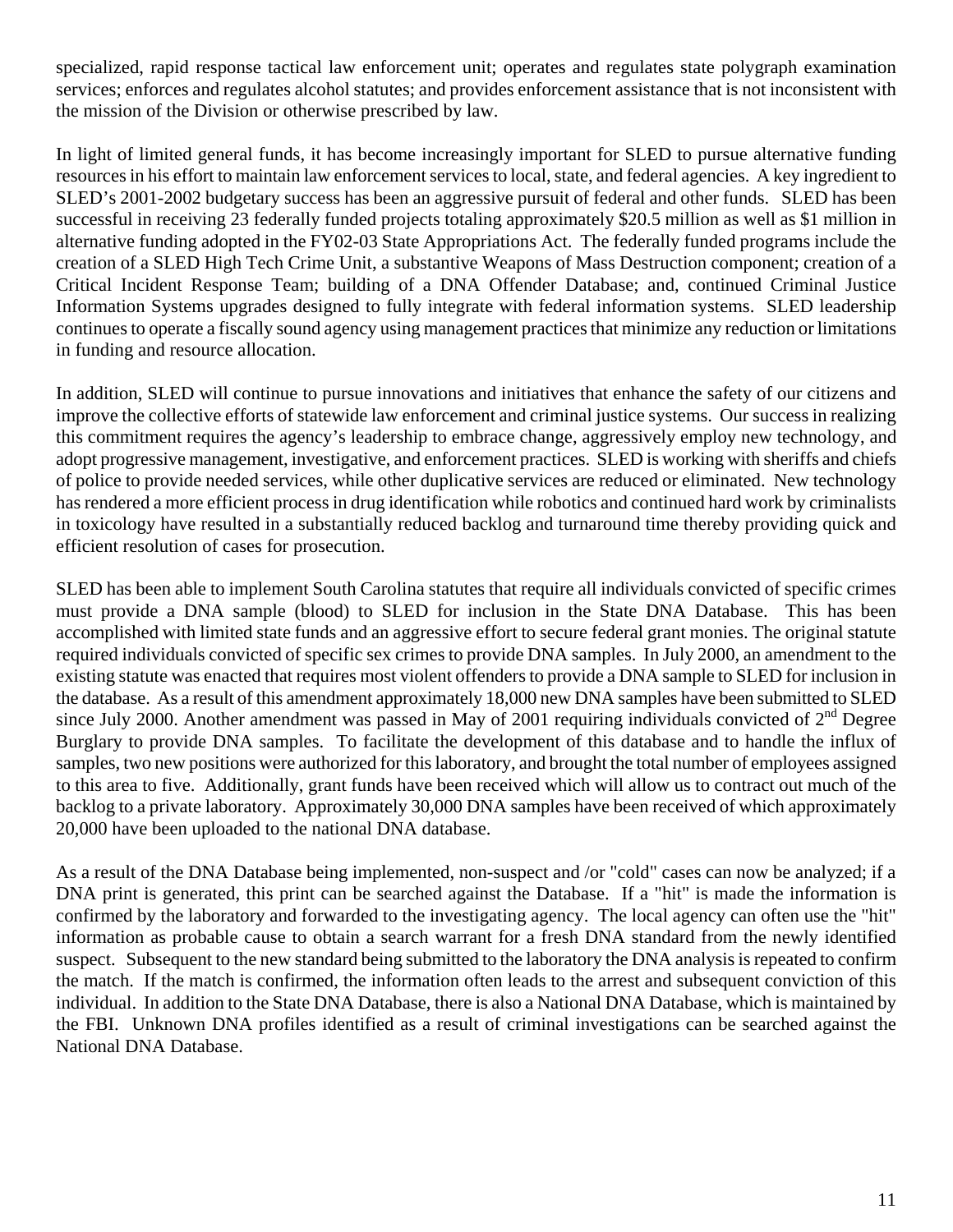specialized, rapid response tactical law enforcement unit; operates and regulates state polygraph examination services; enforces and regulates alcohol statutes; and provides enforcement assistance that is not inconsistent with the mission of the Division or otherwise prescribed by law.

In light of limited general funds, it has become increasingly important for SLED to pursue alternative funding resources in his effort to maintain law enforcement services to local, state, and federal agencies. A key ingredient to SLED's 2001-2002 budgetary success has been an aggressive pursuit of federal and other funds. SLED has been successful in receiving 23 federally funded projects totaling approximately $20.5 million as well as $1 million in alternative funding adopted in the FY02-03 State Appropriations Act. The federally funded programs include the creation of a SLED High Tech Crime Unit, a substantive Weapons of Mass Destruction component; creation of a Critical Incident Response Team; building of a DNA Offender Database; and, continued Criminal Justice Information Systems upgrades designed to fully integrate with federal information systems. SLED leadership continues to operate a fiscally sound agency using management practices that minimize any reduction or limitations in funding and resource allocation.

In addition, SLED will continue to pursue innovations and initiatives that enhance the safety of our citizens and improve the collective efforts of statewide law enforcement and criminal justice systems. Our success in realizing this commitment requires the agency's leadership to embrace change, aggressively employ new technology, and adopt progressive management, investigative, and enforcement practices. SLED is working with sheriffs and chiefs of police to provide needed services, while other duplicative services are reduced or eliminated. New technology has rendered a more efficient process in drug identification while robotics and continued hard work by criminalists in toxicology have resulted in a substantially reduced backlog and turnaround time thereby providing quick and efficient resolution of cases for prosecution.

SLED has been able to implement South Carolina statutes that require all individuals convicted of specific crimes must provide a DNA sample (blood) to SLED for inclusion in the State DNA Database. This has been accomplished with limited state funds and an aggressive effort to secure federal grant monies. The original statute required individuals convicted of specific sex crimes to provide DNA samples. In July 2000, an amendment to the existing statute was enacted that requires most violent offenders to provide a DNA sample to SLED for inclusion in the database. As a result of this amendment approximately 18,000 new DNA samples have been submitted to SLED since July 2000. Another amendment was passed in May of 2001 requiring individuals convicted of 2nd Degree Burglary to provide DNA samples. To facilitate the development of this database and to handle the influx of samples, two new positions were authorized for this laboratory, and brought the total number of employees assigned to this area to five. Additionally, grant funds have been received which will allow us to contract out much of the backlog to a private laboratory. Approximately 30,000 DNA samples have been received of which approximately 20,000 have been uploaded to the national DNA database.

As a result of the DNA Database being implemented, non-suspect and /or "cold" cases can now be analyzed; if a DNA print is generated, this print can be searched against the Database. If a "hit" is made the information is confirmed by the laboratory and forwarded to the investigating agency. The local agency can often use the "hit" information as probable cause to obtain a search warrant for a fresh DNA standard from the newly identified suspect. Subsequent to the new standard being submitted to the laboratory the DNA analysis is repeated to confirm the match. If the match is confirmed, the information often leads to the arrest and subsequent conviction of this individual. In addition to the State DNA Database, there is also a National DNA Database, which is maintained by the FBI. Unknown DNA profiles identified as a result of criminal investigations can be searched against the National DNA Database.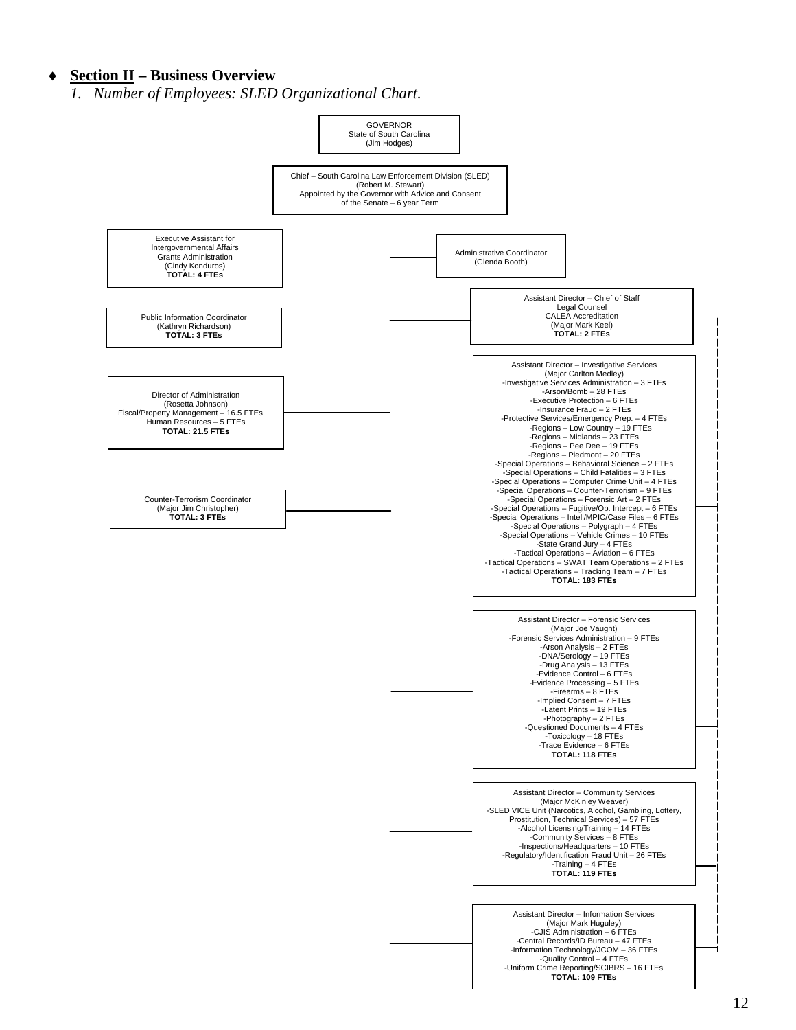- **Section II – Business Overview**

*1. Number of Employees: SLED Organizational Chart.*

GOVERNOR
State of South Carolina
(Jim Hodges)

Chief – South Carolina Law Enforcement Division (SLED)
(Robert M. Stewart)
Appointed by the Governor with Advice and Consent of the Senate – 6 year Term

Executive Assistant for Intergovernmental Affairs
Grants Administration
(Cindy Konduros)
**TOTAL: 4 FTEs**

Administrative Coordinator
(Glenda Booth)

Assistant Director – Chief of Staff
Legal Counsel
CALEA Accreditation
(Major Mark Keel)
**TOTAL: 2 FTEs**

Public Information Coordinator
(Kathryn Richardson)
**TOTAL: 3 FTEs**

Director of Administration
(Rosetta Johnson)
Fiscal/Property Management – 16.5 FTEs
Human Resources – 5 FTEs
**TOTAL: 21.5 FTEs**

Counter-Terrorism Coordinator
(Major Jim Christopher)
**TOTAL: 3 FTEs**

Assistant Director – Investigative Services
(Major Carlton Medley)
-Investigative Services Administration – 3 FTEs
-Arson/Bomb – 28 FTEs
-Executive Protection – 6 FTEs
-Insurance Fraud – 2 FTEs
-Protective Services/Emergency Prep. – 4 FTEs
-Regions – Low Country – 19 FTEs
-Regions – Midlands – 23 FTEs
-Regions – Pee Dee – 19 FTEs
-Regions – Piedmont – 20 FTEs
-Special Operations – Behavioral Science – 2 FTEs
-Special Operations – Child Fatalities – 3 FTEs
-Special Operations – Computer Crime Unit – 4 FTEs
-Special Operations – Counter-Terrorism – 9 FTEs
-Special Operations – Forensic Art – 2 FTEs
-Special Operations – Fugitive/Op. Intercept – 6 FTEs
-Special Operations – Intell/MPIC/Case Files – 6 FTEs
-Special Operations – Polygraph – 4 FTEs
-Special Operations – Vehicle Crimes – 10 FTEs
-State Grand Jury – 4 FTEs
-Tactical Operations – Aviation – 6 FTEs
-Tactical Operations – SWAT Team Operations – 2 FTEs
-Tactical Operations – Tracking Team – 7 FTEs
**TOTAL: 183 FTEs**

Assistant Director – Forensic Services
(Major Joe Vaught)
-Forensic Services Administration – 9 FTEs
-Arson Analysis – 2 FTEs
-DNA/Serology – 19 FTEs
-Drug Analysis – 13 FTEs
-Evidence Control – 6 FTEs
-Evidence Processing – 5 FTEs
-Firearms – 8 FTEs
-Implied Consent – 7 FTEs
-Latent Prints – 19 FTEs
-Photography – 2 FTEs
-Questioned Documents – 4 FTEs
-Toxicology – 18 FTEs
-Trace Evidence – 6 FTEs
**TOTAL: 118 FTEs**

Assistant Director – Community Services
(Major McKinley Weaver)
-SLED VICE Unit (Narcotics, Alcohol, Gambling, Lottery, Prostitution, Technical Services) – 57 FTEs
-Alcohol Licensing/Training – 14 FTEs
-Community Services – 8 FTEs
-Inspections/Headquarters – 10 FTEs
-Regulatory/Identification Fraud Unit – 26 FTEs
-Training – 4 FTEs
**TOTAL: 119 FTEs**

Assistant Director – Information Services
(Major Mark Huguley)
-CJIS Administration – 6 FTEs
-Central Records/ID Bureau – 47 FTEs
-Information Technology/JCOM – 36 FTEs
-Quality Control – 4 FTEs
-Uniform Crime Reporting/SCIBRS – 16 FTEs
**TOTAL: 109 FTEs**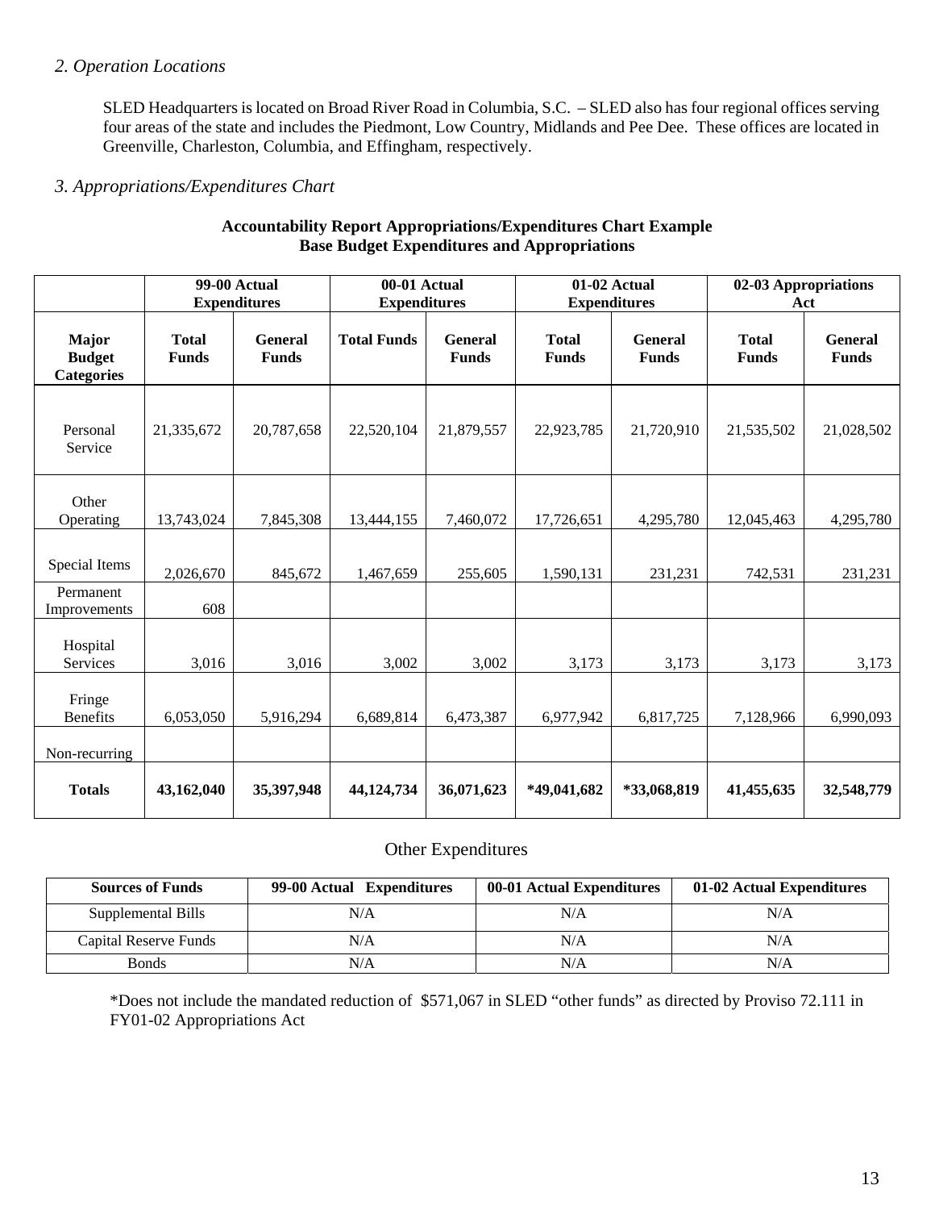## *2. Operation Locations*

SLED Headquarters is located on Broad River Road in Columbia, S.C. – SLED also has four regional offices serving four areas of the state and includes the Piedmont, Low Country, Midlands and Pee Dee. These offices are located in Greenville, Charleston, Columbia, and Effingham, respectively.

## *3. Appropriations/Expenditures Chart*

**Accountability Report Appropriations/Expenditures Chart Example**
**Base Budget Expenditures and Appropriations**

| | **99-00 Actual Expenditures** | | **00-01 Actual Expenditures** | | **01-02 Actual Expenditures** | | **02-03 Appropriations Act** | |
|---|---|---|---|---|---|---|---|---|
| **Major Budget Categories** | **Total Funds** | **General Funds** | **Total Funds** | **General Funds** | **Total Funds** | **General Funds** | **Total Funds** | **General Funds** |
| Personal Service | 21,335,672 | 20,787,658 | 22,520,104 | 21,879,557 | 22,923,785 | 21,720,910 | 21,535,502 | 21,028,502 |
| Other Operating | 13,743,024 | 7,845,308 | 13,444,155 | 7,460,072 | 17,726,651 | 4,295,780 | 12,045,463 | 4,295,780 |
| Special Items | 2,026,670 | 845,672 | 1,467,659 | 255,605 | 1,590,131 | 231,231 | 742,531 | 231,231 |
| Permanent Improvements | 608 | | | | | | | |
| Hospital Services | 3,016 | 3,016 | 3,002 | 3,002 | 3,173 | 3,173 | 3,173 | 3,173 |
| Fringe Benefits | 6,053,050 | 5,916,294 | 6,689,814 | 6,473,387 | 6,977,942 | 6,817,725 | 7,128,966 | 6,990,093 |
| Non-recurring | | | | | | | | |
| **Totals** | **43,162,040** | **35,397,948** | **44,124,734** | **36,071,623** | ***49,041,682** | ***33,068,819** | **41,455,635** | **32,548,779** |

Other Expenditures

| **Sources of Funds** | **99-00 Actual Expenditures** | **00-01 Actual Expenditures** | **01-02 Actual Expenditures** |
|---|---|---|---|
| Supplemental Bills | N/A | N/A | N/A |
| Capital Reserve Funds | N/A | N/A | N/A |
| Bonds | N/A | N/A | N/A |

*Does not include the mandated reduction of $571,067 in SLED "other funds" as directed by Proviso 72.111 in FY01-02 Appropriations Act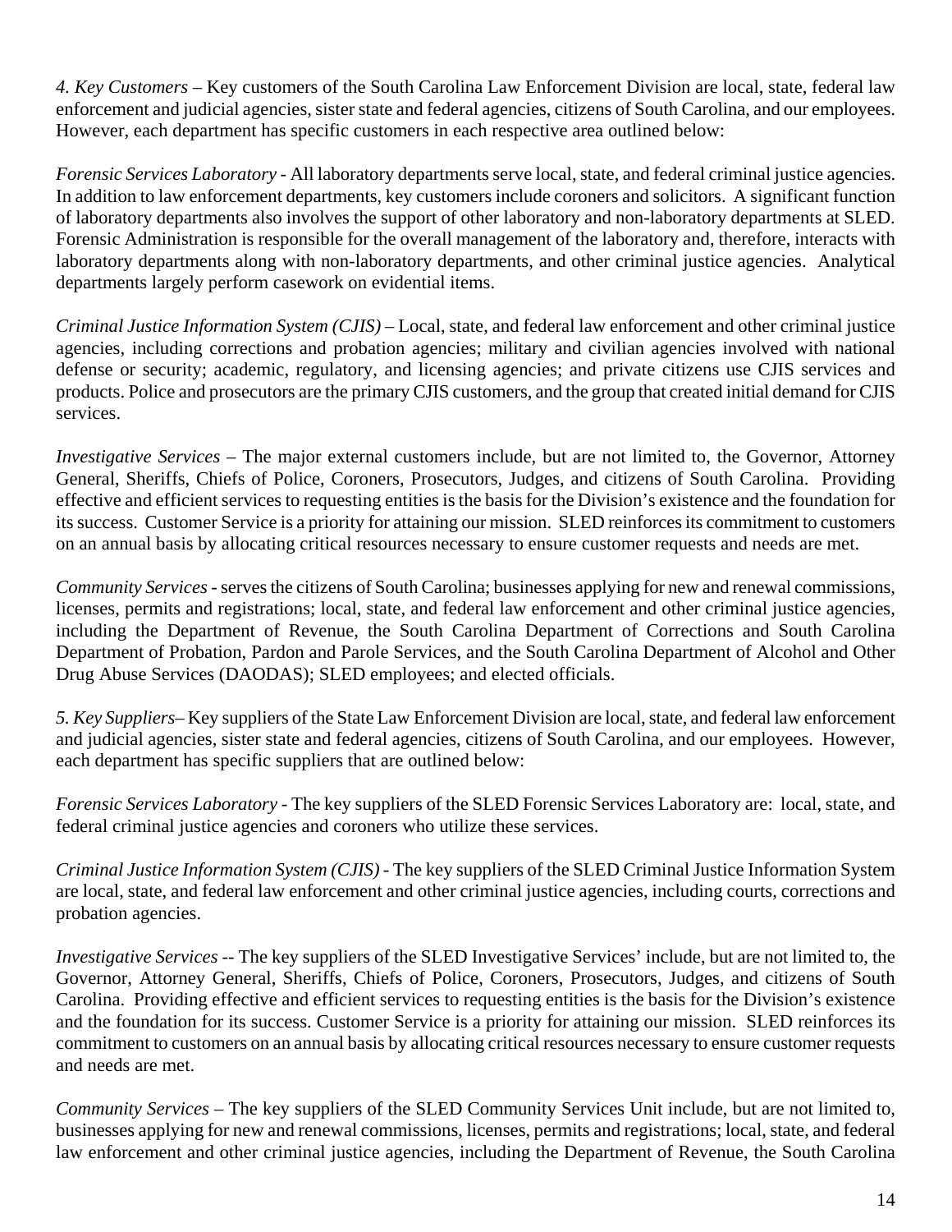*4. Key Customers* – Key customers of the South Carolina Law Enforcement Division are local, state, federal law enforcement and judicial agencies, sister state and federal agencies, citizens of South Carolina, and our employees. However, each department has specific customers in each respective area outlined below:

*Forensic Services Laboratory* - All laboratory departments serve local, state, and federal criminal justice agencies. In addition to law enforcement departments, key customers include coroners and solicitors. A significant function of laboratory departments also involves the support of other laboratory and non-laboratory departments at SLED. Forensic Administration is responsible for the overall management of the laboratory and, therefore, interacts with laboratory departments along with non-laboratory departments, and other criminal justice agencies. Analytical departments largely perform casework on evidential items.

*Criminal Justice Information System (CJIS)* – Local, state, and federal law enforcement and other criminal justice agencies, including corrections and probation agencies; military and civilian agencies involved with national defense or security; academic, regulatory, and licensing agencies; and private citizens use CJIS services and products. Police and prosecutors are the primary CJIS customers, and the group that created initial demand for CJIS services.

*Investigative Services* – The major external customers include, but are not limited to, the Governor, Attorney General, Sheriffs, Chiefs of Police, Coroners, Prosecutors, Judges, and citizens of South Carolina. Providing effective and efficient services to requesting entities is the basis for the Division's existence and the foundation for its success. Customer Service is a priority for attaining our mission. SLED reinforces its commitment to customers on an annual basis by allocating critical resources necessary to ensure customer requests and needs are met.

*Community Services* - serves the citizens of South Carolina; businesses applying for new and renewal commissions, licenses, permits and registrations; local, state, and federal law enforcement and other criminal justice agencies, including the Department of Revenue, the South Carolina Department of Corrections and South Carolina Department of Probation, Pardon and Parole Services, and the South Carolina Department of Alcohol and Other Drug Abuse Services (DAODAS); SLED employees; and elected officials.

*5. Key Suppliers*– Key suppliers of the State Law Enforcement Division are local, state, and federal law enforcement and judicial agencies, sister state and federal agencies, citizens of South Carolina, and our employees. However, each department has specific suppliers that are outlined below:

*Forensic Services Laboratory* - The key suppliers of the SLED Forensic Services Laboratory are: local, state, and federal criminal justice agencies and coroners who utilize these services.

*Criminal Justice Information System (CJIS)* - The key suppliers of the SLED Criminal Justice Information System are local, state, and federal law enforcement and other criminal justice agencies, including courts, corrections and probation agencies.

*Investigative Services* -- The key suppliers of the SLED Investigative Services' include, but are not limited to, the Governor, Attorney General, Sheriffs, Chiefs of Police, Coroners, Prosecutors, Judges, and citizens of South Carolina. Providing effective and efficient services to requesting entities is the basis for the Division's existence and the foundation for its success. Customer Service is a priority for attaining our mission. SLED reinforces its commitment to customers on an annual basis by allocating critical resources necessary to ensure customer requests and needs are met.

*Community Services* – The key suppliers of the SLED Community Services Unit include, but are not limited to, businesses applying for new and renewal commissions, licenses, permits and registrations; local, state, and federal law enforcement and other criminal justice agencies, including the Department of Revenue, the South Carolina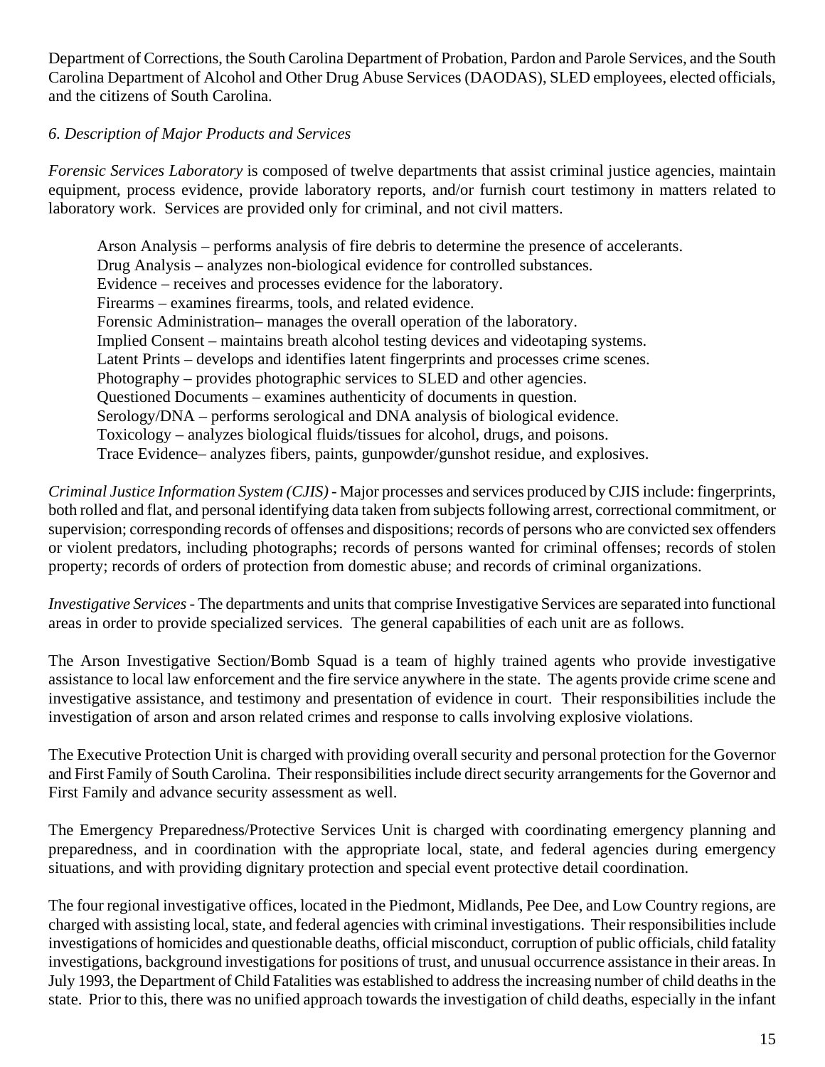Department of Corrections, the South Carolina Department of Probation, Pardon and Parole Services, and the South Carolina Department of Alcohol and Other Drug Abuse Services (DAODAS), SLED employees, elected officials, and the citizens of South Carolina.

*6. Description of Major Products and Services*

*Forensic Services Laboratory* is composed of twelve departments that assist criminal justice agencies, maintain equipment, process evidence, provide laboratory reports, and/or furnish court testimony in matters related to laboratory work. Services are provided only for criminal, and not civil matters.

> Arson Analysis – performs analysis of fire debris to determine the presence of accelerants.
> Drug Analysis – analyzes non-biological evidence for controlled substances.
> Evidence – receives and processes evidence for the laboratory.
> Firearms – examines firearms, tools, and related evidence.
> Forensic Administration– manages the overall operation of the laboratory.
> Implied Consent – maintains breath alcohol testing devices and videotaping systems.
> Latent Prints – develops and identifies latent fingerprints and processes crime scenes.
> Photography – provides photographic services to SLED and other agencies.
> Questioned Documents – examines authenticity of documents in question.
> Serology/DNA – performs serological and DNA analysis of biological evidence.
> Toxicology – analyzes biological fluids/tissues for alcohol, drugs, and poisons.
> Trace Evidence– analyzes fibers, paints, gunpowder/gunshot residue, and explosives.

*Criminal Justice Information System (CJIS)* - Major processes and services produced by CJIS include: fingerprints, both rolled and flat, and personal identifying data taken from subjects following arrest, correctional commitment, or supervision; corresponding records of offenses and dispositions; records of persons who are convicted sex offenders or violent predators, including photographs; records of persons wanted for criminal offenses; records of stolen property; records of orders of protection from domestic abuse; and records of criminal organizations.

*Investigative Services* - The departments and units that comprise Investigative Services are separated into functional areas in order to provide specialized services. The general capabilities of each unit are as follows.

The Arson Investigative Section/Bomb Squad is a team of highly trained agents who provide investigative assistance to local law enforcement and the fire service anywhere in the state. The agents provide crime scene and investigative assistance, and testimony and presentation of evidence in court. Their responsibilities include the investigation of arson and arson related crimes and response to calls involving explosive violations.

The Executive Protection Unit is charged with providing overall security and personal protection for the Governor and First Family of South Carolina. Their responsibilities include direct security arrangements for the Governor and First Family and advance security assessment as well.

The Emergency Preparedness/Protective Services Unit is charged with coordinating emergency planning and preparedness, and in coordination with the appropriate local, state, and federal agencies during emergency situations, and with providing dignitary protection and special event protective detail coordination.

The four regional investigative offices, located in the Piedmont, Midlands, Pee Dee, and Low Country regions, are charged with assisting local, state, and federal agencies with criminal investigations. Their responsibilities include investigations of homicides and questionable deaths, official misconduct, corruption of public officials, child fatality investigations, background investigations for positions of trust, and unusual occurrence assistance in their areas. In July 1993, the Department of Child Fatalities was established to address the increasing number of child deaths in the state. Prior to this, there was no unified approach towards the investigation of child deaths, especially in the infant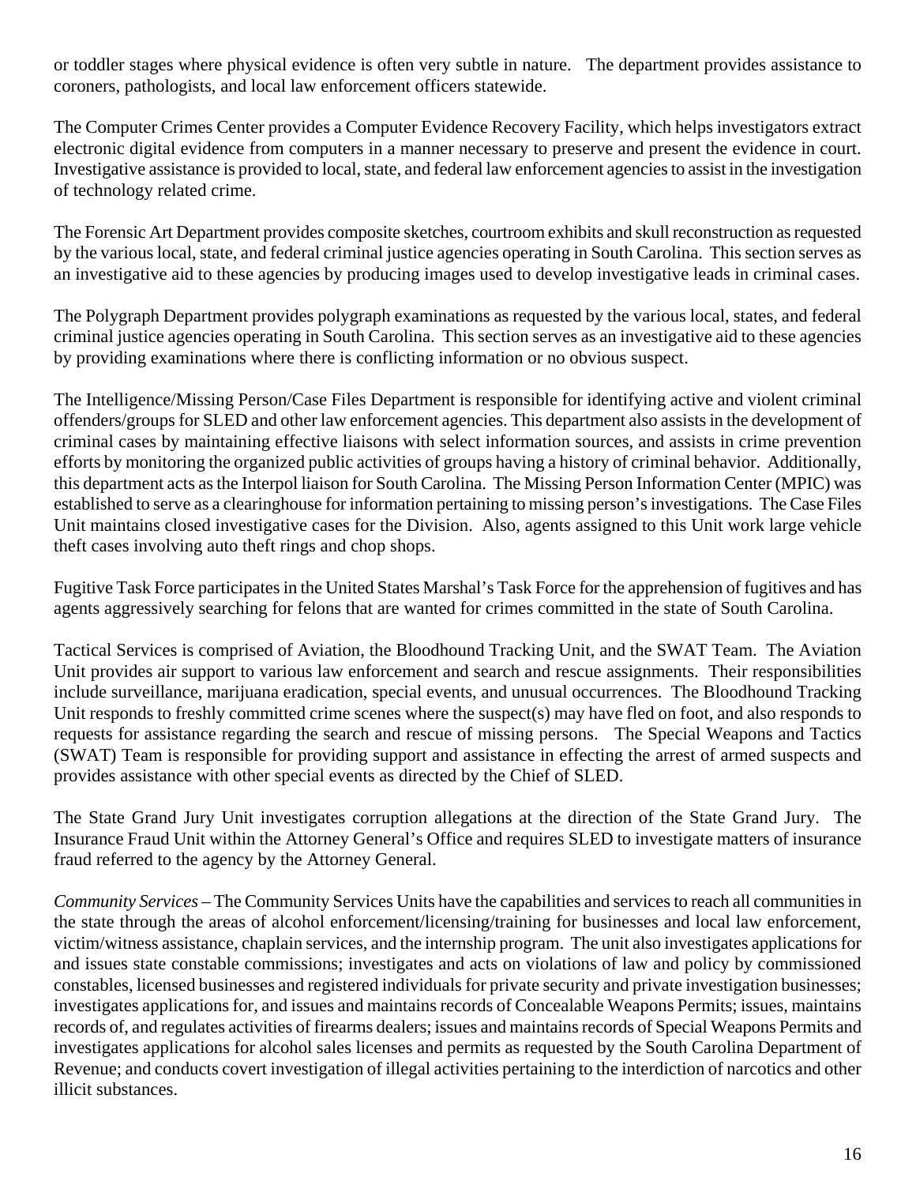or toddler stages where physical evidence is often very subtle in nature. The department provides assistance to coroners, pathologists, and local law enforcement officers statewide.

The Computer Crimes Center provides a Computer Evidence Recovery Facility, which helps investigators extract electronic digital evidence from computers in a manner necessary to preserve and present the evidence in court. Investigative assistance is provided to local, state, and federal law enforcement agencies to assist in the investigation of technology related crime.

The Forensic Art Department provides composite sketches, courtroom exhibits and skull reconstruction as requested by the various local, state, and federal criminal justice agencies operating in South Carolina. This section serves as an investigative aid to these agencies by producing images used to develop investigative leads in criminal cases.

The Polygraph Department provides polygraph examinations as requested by the various local, states, and federal criminal justice agencies operating in South Carolina. This section serves as an investigative aid to these agencies by providing examinations where there is conflicting information or no obvious suspect.

The Intelligence/Missing Person/Case Files Department is responsible for identifying active and violent criminal offenders/groups for SLED and other law enforcement agencies. This department also assists in the development of criminal cases by maintaining effective liaisons with select information sources, and assists in crime prevention efforts by monitoring the organized public activities of groups having a history of criminal behavior. Additionally, this department acts as the Interpol liaison for South Carolina. The Missing Person Information Center (MPIC) was established to serve as a clearinghouse for information pertaining to missing person's investigations. The Case Files Unit maintains closed investigative cases for the Division. Also, agents assigned to this Unit work large vehicle theft cases involving auto theft rings and chop shops.

Fugitive Task Force participates in the United States Marshal's Task Force for the apprehension of fugitives and has agents aggressively searching for felons that are wanted for crimes committed in the state of South Carolina.

Tactical Services is comprised of Aviation, the Bloodhound Tracking Unit, and the SWAT Team. The Aviation Unit provides air support to various law enforcement and search and rescue assignments. Their responsibilities include surveillance, marijuana eradication, special events, and unusual occurrences. The Bloodhound Tracking Unit responds to freshly committed crime scenes where the suspect(s) may have fled on foot, and also responds to requests for assistance regarding the search and rescue of missing persons. The Special Weapons and Tactics (SWAT) Team is responsible for providing support and assistance in effecting the arrest of armed suspects and provides assistance with other special events as directed by the Chief of SLED.

The State Grand Jury Unit investigates corruption allegations at the direction of the State Grand Jury. The Insurance Fraud Unit within the Attorney General's Office and requires SLED to investigate matters of insurance fraud referred to the agency by the Attorney General.

*Community Services* – The Community Services Units have the capabilities and services to reach all communities in the state through the areas of alcohol enforcement/licensing/training for businesses and local law enforcement, victim/witness assistance, chaplain services, and the internship program. The unit also investigates applications for and issues state constable commissions; investigates and acts on violations of law and policy by commissioned constables, licensed businesses and registered individuals for private security and private investigation businesses; investigates applications for, and issues and maintains records of Concealable Weapons Permits; issues, maintains records of, and regulates activities of firearms dealers; issues and maintains records of Special Weapons Permits and investigates applications for alcohol sales licenses and permits as requested by the South Carolina Department of Revenue; and conducts covert investigation of illegal activities pertaining to the interdiction of narcotics and other illicit substances.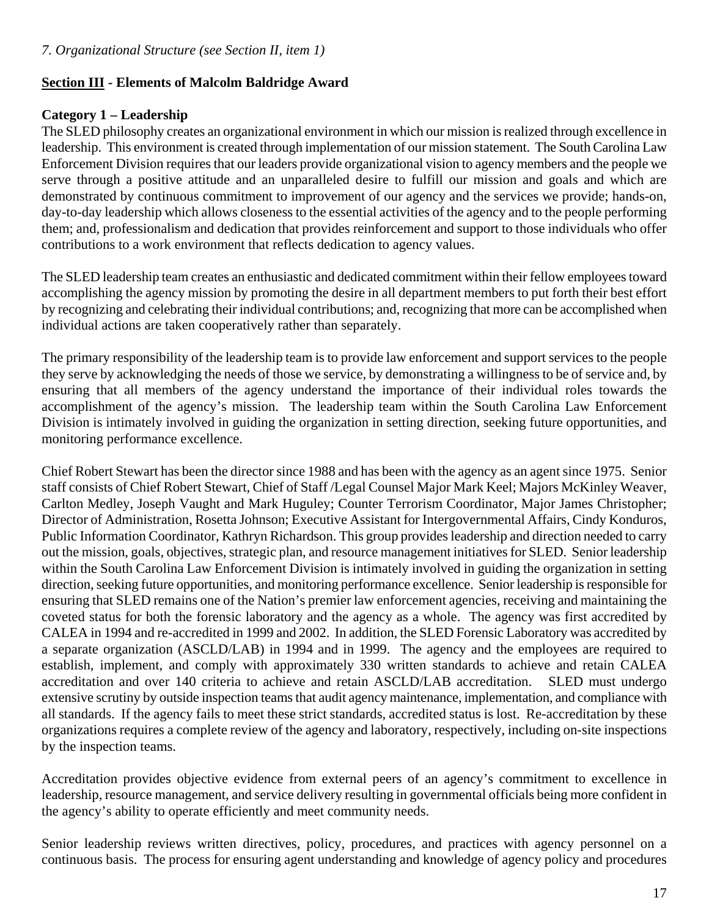*7. Organizational Structure (see Section II, item 1)*

## **<u>Section III</u> - Elements of Malcolm Baldridge Award**

### Category 1 – Leadership

The SLED philosophy creates an organizational environment in which our mission is realized through excellence in leadership. This environment is created through implementation of our mission statement. The South Carolina Law Enforcement Division requires that our leaders provide organizational vision to agency members and the people we serve through a positive attitude and an unparalleled desire to fulfill our mission and goals and which are demonstrated by continuous commitment to improvement of our agency and the services we provide; hands-on, day-to-day leadership which allows closeness to the essential activities of the agency and to the people performing them; and, professionalism and dedication that provides reinforcement and support to those individuals who offer contributions to a work environment that reflects dedication to agency values.

The SLED leadership team creates an enthusiastic and dedicated commitment within their fellow employees toward accomplishing the agency mission by promoting the desire in all department members to put forth their best effort by recognizing and celebrating their individual contributions; and, recognizing that more can be accomplished when individual actions are taken cooperatively rather than separately.

The primary responsibility of the leadership team is to provide law enforcement and support services to the people they serve by acknowledging the needs of those we service, by demonstrating a willingness to be of service and, by ensuring that all members of the agency understand the importance of their individual roles towards the accomplishment of the agency's mission. The leadership team within the South Carolina Law Enforcement Division is intimately involved in guiding the organization in setting direction, seeking future opportunities, and monitoring performance excellence.

Chief Robert Stewart has been the director since 1988 and has been with the agency as an agent since 1975. Senior staff consists of Chief Robert Stewart, Chief of Staff /Legal Counsel Major Mark Keel; Majors McKinley Weaver, Carlton Medley, Joseph Vaught and Mark Huguley; Counter Terrorism Coordinator, Major James Christopher; Director of Administration, Rosetta Johnson; Executive Assistant for Intergovernmental Affairs, Cindy Konduros, Public Information Coordinator, Kathryn Richardson. This group provides leadership and direction needed to carry out the mission, goals, objectives, strategic plan, and resource management initiatives for SLED. Senior leadership within the South Carolina Law Enforcement Division is intimately involved in guiding the organization in setting direction, seeking future opportunities, and monitoring performance excellence. Senior leadership is responsible for ensuring that SLED remains one of the Nation's premier law enforcement agencies, receiving and maintaining the coveted status for both the forensic laboratory and the agency as a whole. The agency was first accredited by CALEA in 1994 and re-accredited in 1999 and 2002. In addition, the SLED Forensic Laboratory was accredited by a separate organization (ASCLD/LAB) in 1994 and in 1999. The agency and the employees are required to establish, implement, and comply with approximately 330 written standards to achieve and retain CALEA accreditation and over 140 criteria to achieve and retain ASCLD/LAB accreditation. SLED must undergo extensive scrutiny by outside inspection teams that audit agency maintenance, implementation, and compliance with all standards. If the agency fails to meet these strict standards, accredited status is lost. Re-accreditation by these organizations requires a complete review of the agency and laboratory, respectively, including on-site inspections by the inspection teams.

Accreditation provides objective evidence from external peers of an agency's commitment to excellence in leadership, resource management, and service delivery resulting in governmental officials being more confident in the agency's ability to operate efficiently and meet community needs.

Senior leadership reviews written directives, policy, procedures, and practices with agency personnel on a continuous basis. The process for ensuring agent understanding and knowledge of agency policy and procedures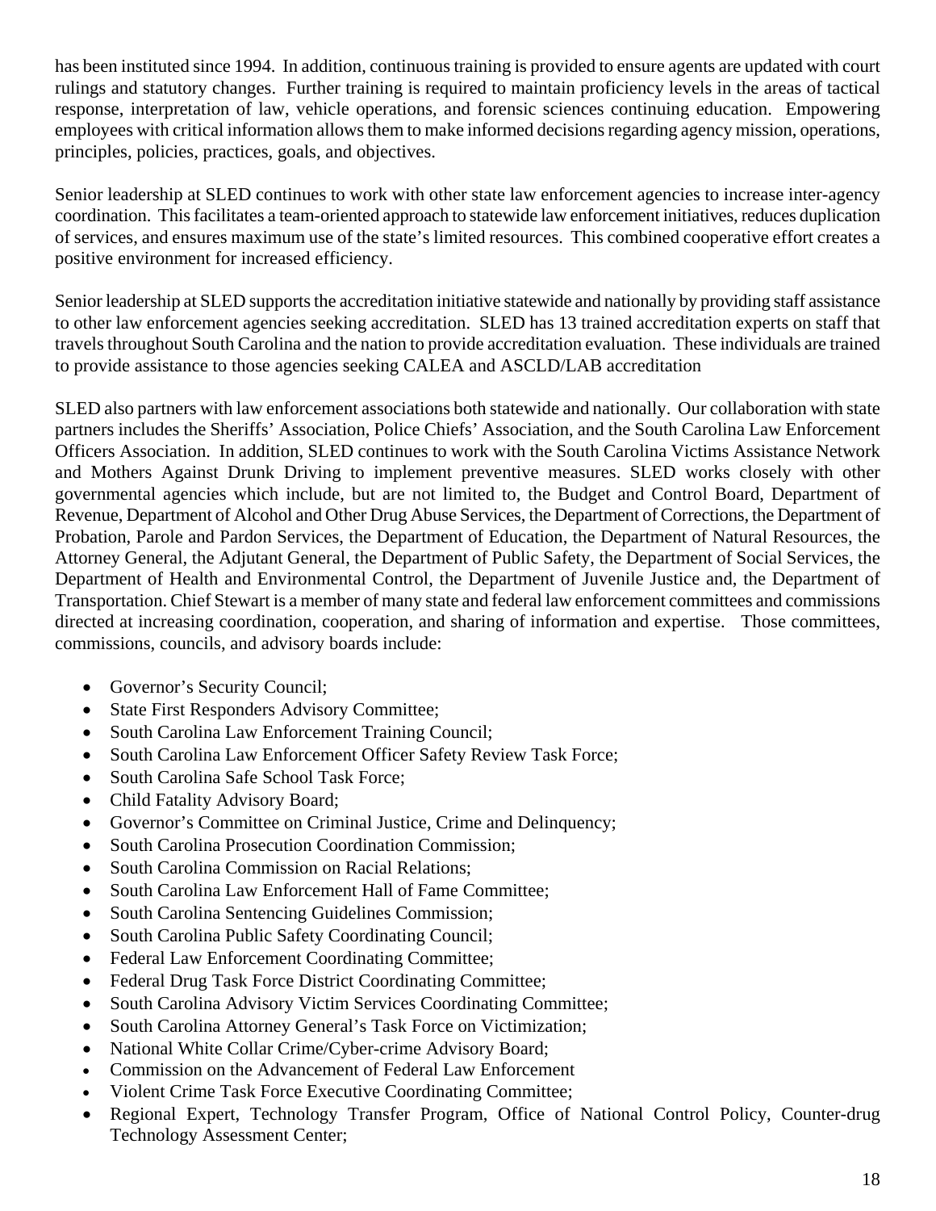has been instituted since 1994. In addition, continuous training is provided to ensure agents are updated with court rulings and statutory changes. Further training is required to maintain proficiency levels in the areas of tactical response, interpretation of law, vehicle operations, and forensic sciences continuing education. Empowering employees with critical information allows them to make informed decisions regarding agency mission, operations, principles, policies, practices, goals, and objectives.

Senior leadership at SLED continues to work with other state law enforcement agencies to increase inter-agency coordination. This facilitates a team-oriented approach to statewide law enforcement initiatives, reduces duplication of services, and ensures maximum use of the state's limited resources. This combined cooperative effort creates a positive environment for increased efficiency.

Senior leadership at SLED supports the accreditation initiative statewide and nationally by providing staff assistance to other law enforcement agencies seeking accreditation. SLED has 13 trained accreditation experts on staff that travels throughout South Carolina and the nation to provide accreditation evaluation. These individuals are trained to provide assistance to those agencies seeking CALEA and ASCLD/LAB accreditation

SLED also partners with law enforcement associations both statewide and nationally. Our collaboration with state partners includes the Sheriffs' Association, Police Chiefs' Association, and the South Carolina Law Enforcement Officers Association. In addition, SLED continues to work with the South Carolina Victims Assistance Network and Mothers Against Drunk Driving to implement preventive measures. SLED works closely with other governmental agencies which include, but are not limited to, the Budget and Control Board, Department of Revenue, Department of Alcohol and Other Drug Abuse Services, the Department of Corrections, the Department of Probation, Parole and Pardon Services, the Department of Education, the Department of Natural Resources, the Attorney General, the Adjutant General, the Department of Public Safety, the Department of Social Services, the Department of Health and Environmental Control, the Department of Juvenile Justice and, the Department of Transportation. Chief Stewart is a member of many state and federal law enforcement committees and commissions directed at increasing coordination, cooperation, and sharing of information and expertise. Those committees, commissions, councils, and advisory boards include:

- Governor's Security Council;
- State First Responders Advisory Committee;
- South Carolina Law Enforcement Training Council;
- South Carolina Law Enforcement Officer Safety Review Task Force;
- South Carolina Safe School Task Force;
- Child Fatality Advisory Board;
- Governor's Committee on Criminal Justice, Crime and Delinquency;
- South Carolina Prosecution Coordination Commission;
- South Carolina Commission on Racial Relations;
- South Carolina Law Enforcement Hall of Fame Committee;
- South Carolina Sentencing Guidelines Commission;
- South Carolina Public Safety Coordinating Council;
- Federal Law Enforcement Coordinating Committee;
- Federal Drug Task Force District Coordinating Committee;
- South Carolina Advisory Victim Services Coordinating Committee;
- South Carolina Attorney General's Task Force on Victimization;
- National White Collar Crime/Cyber-crime Advisory Board;
- Commission on the Advancement of Federal Law Enforcement
- Violent Crime Task Force Executive Coordinating Committee;
- Regional Expert, Technology Transfer Program, Office of National Control Policy, Counter-drug Technology Assessment Center;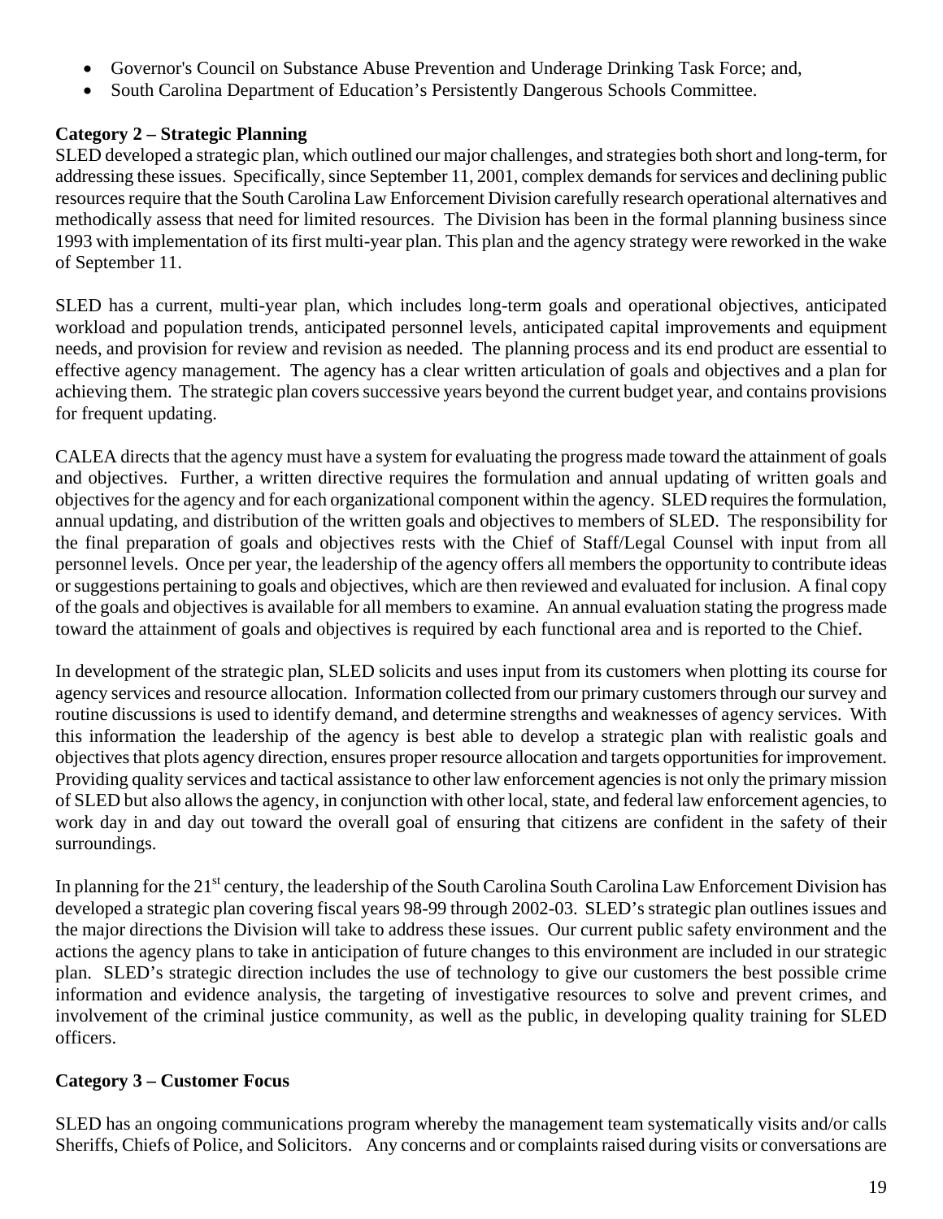- Governor's Council on Substance Abuse Prevention and Underage Drinking Task Force; and,
- South Carolina Department of Education's Persistently Dangerous Schools Committee.

**Category 2 – Strategic Planning**

SLED developed a strategic plan, which outlined our major challenges, and strategies both short and long-term, for addressing these issues. Specifically, since September 11, 2001, complex demands for services and declining public resources require that the South Carolina Law Enforcement Division carefully research operational alternatives and methodically assess that need for limited resources. The Division has been in the formal planning business since 1993 with implementation of its first multi-year plan. This plan and the agency strategy were reworked in the wake of September 11.

SLED has a current, multi-year plan, which includes long-term goals and operational objectives, anticipated workload and population trends, anticipated personnel levels, anticipated capital improvements and equipment needs, and provision for review and revision as needed. The planning process and its end product are essential to effective agency management. The agency has a clear written articulation of goals and objectives and a plan for achieving them. The strategic plan covers successive years beyond the current budget year, and contains provisions for frequent updating.

CALEA directs that the agency must have a system for evaluating the progress made toward the attainment of goals and objectives. Further, a written directive requires the formulation and annual updating of written goals and objectives for the agency and for each organizational component within the agency. SLED requires the formulation, annual updating, and distribution of the written goals and objectives to members of SLED. The responsibility for the final preparation of goals and objectives rests with the Chief of Staff/Legal Counsel with input from all personnel levels. Once per year, the leadership of the agency offers all members the opportunity to contribute ideas or suggestions pertaining to goals and objectives, which are then reviewed and evaluated for inclusion. A final copy of the goals and objectives is available for all members to examine. An annual evaluation stating the progress made toward the attainment of goals and objectives is required by each functional area and is reported to the Chief.

In development of the strategic plan, SLED solicits and uses input from its customers when plotting its course for agency services and resource allocation. Information collected from our primary customers through our survey and routine discussions is used to identify demand, and determine strengths and weaknesses of agency services. With this information the leadership of the agency is best able to develop a strategic plan with realistic goals and objectives that plots agency direction, ensures proper resource allocation and targets opportunities for improvement. Providing quality services and tactical assistance to other law enforcement agencies is not only the primary mission of SLED but also allows the agency, in conjunction with other local, state, and federal law enforcement agencies, to work day in and day out toward the overall goal of ensuring that citizens are confident in the safety of their surroundings.

In planning for the 21st century, the leadership of the South Carolina South Carolina Law Enforcement Division has developed a strategic plan covering fiscal years 98-99 through 2002-03. SLED's strategic plan outlines issues and the major directions the Division will take to address these issues. Our current public safety environment and the actions the agency plans to take in anticipation of future changes to this environment are included in our strategic plan. SLED's strategic direction includes the use of technology to give our customers the best possible crime information and evidence analysis, the targeting of investigative resources to solve and prevent crimes, and involvement of the criminal justice community, as well as the public, in developing quality training for SLED officers.

**Category 3 – Customer Focus**

SLED has an ongoing communications program whereby the management team systematically visits and/or calls Sheriffs, Chiefs of Police, and Solicitors. Any concerns and or complaints raised during visits or conversations are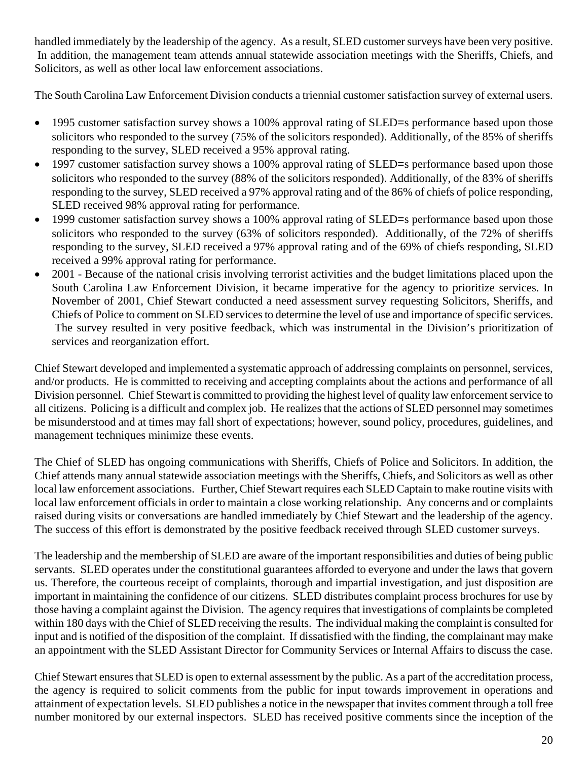handled immediately by the leadership of the agency. As a result, SLED customer surveys have been very positive. In addition, the management team attends annual statewide association meetings with the Sheriffs, Chiefs, and Solicitors, as well as other local law enforcement associations.

The South Carolina Law Enforcement Division conducts a triennial customer satisfaction survey of external users.

- 1995 customer satisfaction survey shows a 100% approval rating of SLED=s performance based upon those solicitors who responded to the survey (75% of the solicitors responded). Additionally, of the 85% of sheriffs responding to the survey, SLED received a 95% approval rating.
- 1997 customer satisfaction survey shows a 100% approval rating of SLED=s performance based upon those solicitors who responded to the survey (88% of the solicitors responded). Additionally, of the 83% of sheriffs responding to the survey, SLED received a 97% approval rating and of the 86% of chiefs of police responding, SLED received 98% approval rating for performance.
- 1999 customer satisfaction survey shows a 100% approval rating of SLED=s performance based upon those solicitors who responded to the survey (63% of solicitors responded). Additionally, of the 72% of sheriffs responding to the survey, SLED received a 97% approval rating and of the 69% of chiefs responding, SLED received a 99% approval rating for performance.
- 2001 - Because of the national crisis involving terrorist activities and the budget limitations placed upon the South Carolina Law Enforcement Division, it became imperative for the agency to prioritize services. In November of 2001, Chief Stewart conducted a need assessment survey requesting Solicitors, Sheriffs, and Chiefs of Police to comment on SLED services to determine the level of use and importance of specific services. The survey resulted in very positive feedback, which was instrumental in the Division's prioritization of services and reorganization effort.

Chief Stewart developed and implemented a systematic approach of addressing complaints on personnel, services, and/or products. He is committed to receiving and accepting complaints about the actions and performance of all Division personnel. Chief Stewart is committed to providing the highest level of quality law enforcement service to all citizens. Policing is a difficult and complex job. He realizes that the actions of SLED personnel may sometimes be misunderstood and at times may fall short of expectations; however, sound policy, procedures, guidelines, and management techniques minimize these events.

The Chief of SLED has ongoing communications with Sheriffs, Chiefs of Police and Solicitors. In addition, the Chief attends many annual statewide association meetings with the Sheriffs, Chiefs, and Solicitors as well as other local law enforcement associations. Further, Chief Stewart requires each SLED Captain to make routine visits with local law enforcement officials in order to maintain a close working relationship. Any concerns and or complaints raised during visits or conversations are handled immediately by Chief Stewart and the leadership of the agency. The success of this effort is demonstrated by the positive feedback received through SLED customer surveys.

The leadership and the membership of SLED are aware of the important responsibilities and duties of being public servants. SLED operates under the constitutional guarantees afforded to everyone and under the laws that govern us. Therefore, the courteous receipt of complaints, thorough and impartial investigation, and just disposition are important in maintaining the confidence of our citizens. SLED distributes complaint process brochures for use by those having a complaint against the Division. The agency requires that investigations of complaints be completed within 180 days with the Chief of SLED receiving the results. The individual making the complaint is consulted for input and is notified of the disposition of the complaint. If dissatisfied with the finding, the complainant may make an appointment with the SLED Assistant Director for Community Services or Internal Affairs to discuss the case.

Chief Stewart ensures that SLED is open to external assessment by the public. As a part of the accreditation process, the agency is required to solicit comments from the public for input towards improvement in operations and attainment of expectation levels. SLED publishes a notice in the newspaper that invites comment through a toll free number monitored by our external inspectors. SLED has received positive comments since the inception of the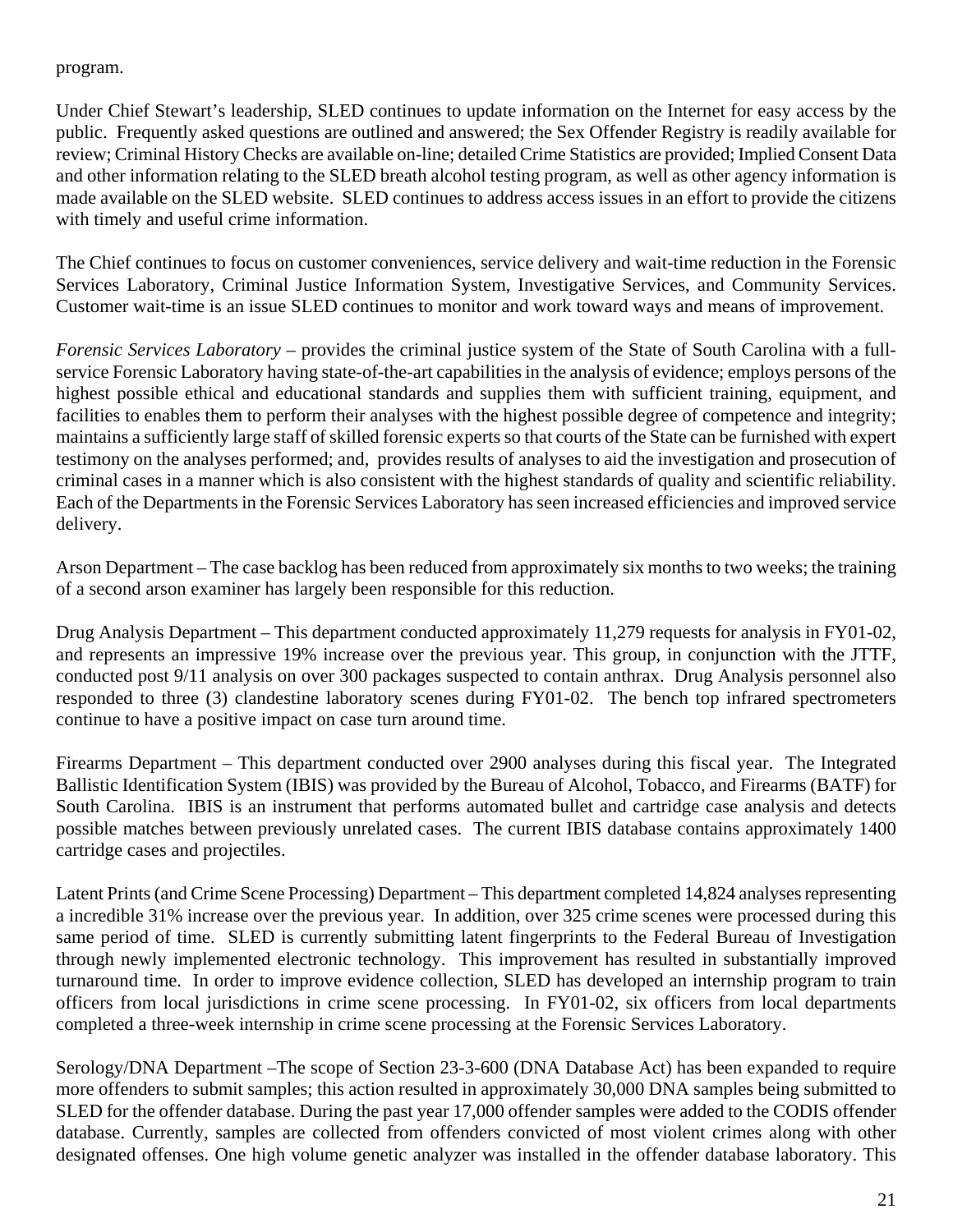program.

Under Chief Stewart's leadership, SLED continues to update information on the Internet for easy access by the public. Frequently asked questions are outlined and answered; the Sex Offender Registry is readily available for review; Criminal History Checks are available on-line; detailed Crime Statistics are provided; Implied Consent Data and other information relating to the SLED breath alcohol testing program, as well as other agency information is made available on the SLED website. SLED continues to address access issues in an effort to provide the citizens with timely and useful crime information.

The Chief continues to focus on customer conveniences, service delivery and wait-time reduction in the Forensic Services Laboratory, Criminal Justice Information System, Investigative Services, and Community Services. Customer wait-time is an issue SLED continues to monitor and work toward ways and means of improvement.

*Forensic Services Laboratory* – provides the criminal justice system of the State of South Carolina with a full-service Forensic Laboratory having state-of-the-art capabilities in the analysis of evidence; employs persons of the highest possible ethical and educational standards and supplies them with sufficient training, equipment, and facilities to enables them to perform their analyses with the highest possible degree of competence and integrity; maintains a sufficiently large staff of skilled forensic experts so that courts of the State can be furnished with expert testimony on the analyses performed; and, provides results of analyses to aid the investigation and prosecution of criminal cases in a manner which is also consistent with the highest standards of quality and scientific reliability. Each of the Departments in the Forensic Services Laboratory has seen increased efficiencies and improved service delivery.

Arson Department – The case backlog has been reduced from approximately six months to two weeks; the training of a second arson examiner has largely been responsible for this reduction.

Drug Analysis Department – This department conducted approximately 11,279 requests for analysis in FY01-02, and represents an impressive 19% increase over the previous year. This group, in conjunction with the JTTF, conducted post 9/11 analysis on over 300 packages suspected to contain anthrax. Drug Analysis personnel also responded to three (3) clandestine laboratory scenes during FY01-02. The bench top infrared spectrometers continue to have a positive impact on case turn around time.

Firearms Department – This department conducted over 2900 analyses during this fiscal year. The Integrated Ballistic Identification System (IBIS) was provided by the Bureau of Alcohol, Tobacco, and Firearms (BATF) for South Carolina. IBIS is an instrument that performs automated bullet and cartridge case analysis and detects possible matches between previously unrelated cases. The current IBIS database contains approximately 1400 cartridge cases and projectiles.

Latent Prints (and Crime Scene Processing) Department – This department completed 14,824 analyses representing a incredible 31% increase over the previous year. In addition, over 325 crime scenes were processed during this same period of time. SLED is currently submitting latent fingerprints to the Federal Bureau of Investigation through newly implemented electronic technology. This improvement has resulted in substantially improved turnaround time. In order to improve evidence collection, SLED has developed an internship program to train officers from local jurisdictions in crime scene processing. In FY01-02, six officers from local departments completed a three-week internship in crime scene processing at the Forensic Services Laboratory.

Serology/DNA Department –The scope of Section 23-3-600 (DNA Database Act) has been expanded to require more offenders to submit samples; this action resulted in approximately 30,000 DNA samples being submitted to SLED for the offender database. During the past year 17,000 offender samples were added to the CODIS offender database. Currently, samples are collected from offenders convicted of most violent crimes along with other designated offenses. One high volume genetic analyzer was installed in the offender database laboratory. This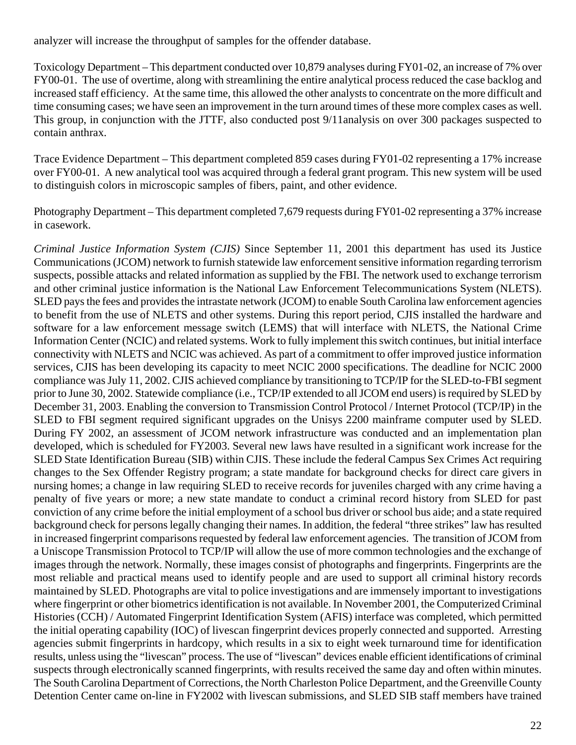analyzer will increase the throughput of samples for the offender database.

Toxicology Department – This department conducted over 10,879 analyses during FY01-02, an increase of 7% over FY00-01. The use of overtime, along with streamlining the entire analytical process reduced the case backlog and increased staff efficiency. At the same time, this allowed the other analysts to concentrate on the more difficult and time consuming cases; we have seen an improvement in the turn around times of these more complex cases as well. This group, in conjunction with the JTTF, also conducted post 9/11analysis on over 300 packages suspected to contain anthrax.

Trace Evidence Department – This department completed 859 cases during FY01-02 representing a 17% increase over FY00-01. A new analytical tool was acquired through a federal grant program. This new system will be used to distinguish colors in microscopic samples of fibers, paint, and other evidence.

Photography Department – This department completed 7,679 requests during FY01-02 representing a 37% increase in casework.

*Criminal Justice Information System (CJIS)* Since September 11, 2001 this department has used its Justice Communications (JCOM) network to furnish statewide law enforcement sensitive information regarding terrorism suspects, possible attacks and related information as supplied by the FBI. The network used to exchange terrorism and other criminal justice information is the National Law Enforcement Telecommunications System (NLETS). SLED pays the fees and provides the intrastate network (JCOM) to enable South Carolina law enforcement agencies to benefit from the use of NLETS and other systems. During this report period, CJIS installed the hardware and software for a law enforcement message switch (LEMS) that will interface with NLETS, the National Crime Information Center (NCIC) and related systems. Work to fully implement this switch continues, but initial interface connectivity with NLETS and NCIC was achieved. As part of a commitment to offer improved justice information services, CJIS has been developing its capacity to meet NCIC 2000 specifications. The deadline for NCIC 2000 compliance was July 11, 2002. CJIS achieved compliance by transitioning to TCP/IP for the SLED-to-FBI segment prior to June 30, 2002. Statewide compliance (i.e., TCP/IP extended to all JCOM end users) is required by SLED by December 31, 2003. Enabling the conversion to Transmission Control Protocol / Internet Protocol (TCP/IP) in the SLED to FBI segment required significant upgrades on the Unisys 2200 mainframe computer used by SLED. During FY 2002, an assessment of JCOM network infrastructure was conducted and an implementation plan developed, which is scheduled for FY2003. Several new laws have resulted in a significant work increase for the SLED State Identification Bureau (SIB) within CJIS. These include the federal Campus Sex Crimes Act requiring changes to the Sex Offender Registry program; a state mandate for background checks for direct care givers in nursing homes; a change in law requiring SLED to receive records for juveniles charged with any crime having a penalty of five years or more; a new state mandate to conduct a criminal record history from SLED for past conviction of any crime before the initial employment of a school bus driver or school bus aide; and a state required background check for persons legally changing their names. In addition, the federal "three strikes" law has resulted in increased fingerprint comparisons requested by federal law enforcement agencies. The transition of JCOM from a Uniscope Transmission Protocol to TCP/IP will allow the use of more common technologies and the exchange of images through the network. Normally, these images consist of photographs and fingerprints. Fingerprints are the most reliable and practical means used to identify people and are used to support all criminal history records maintained by SLED. Photographs are vital to police investigations and are immensely important to investigations where fingerprint or other biometrics identification is not available. In November 2001, the Computerized Criminal Histories (CCH) / Automated Fingerprint Identification System (AFIS) interface was completed, which permitted the initial operating capability (IOC) of livescan fingerprint devices properly connected and supported. Arresting agencies submit fingerprints in hardcopy, which results in a six to eight week turnaround time for identification results, unless using the "livescan" process. The use of "livescan" devices enable efficient identifications of criminal suspects through electronically scanned fingerprints, with results received the same day and often within minutes. The South Carolina Department of Corrections, the North Charleston Police Department, and the Greenville County Detention Center came on-line in FY2002 with livescan submissions, and SLED SIB staff members have trained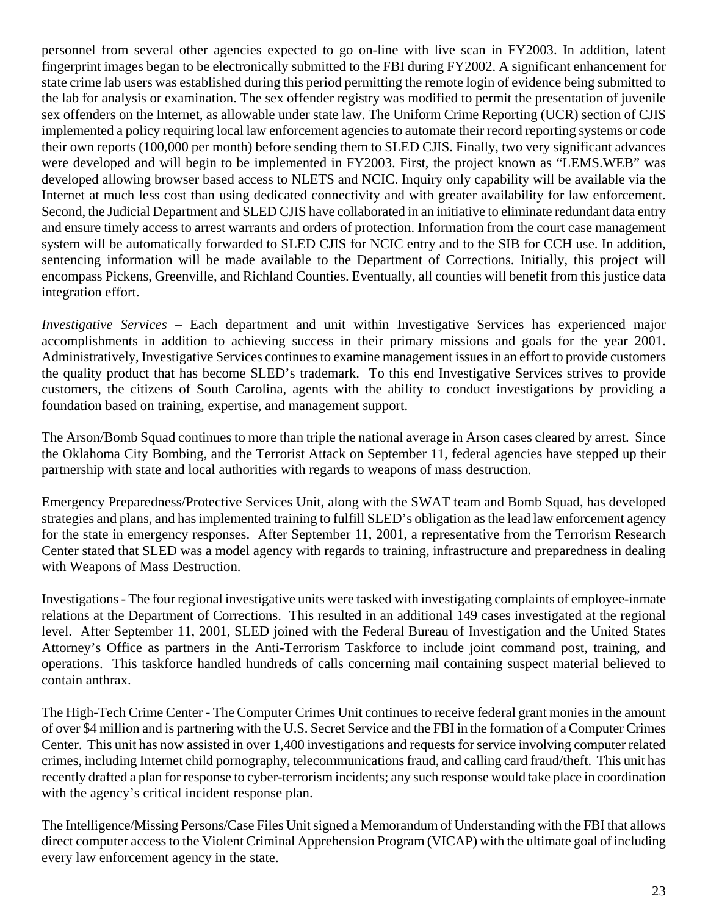personnel from several other agencies expected to go on-line with live scan in FY2003. In addition, latent fingerprint images began to be electronically submitted to the FBI during FY2002. A significant enhancement for state crime lab users was established during this period permitting the remote login of evidence being submitted to the lab for analysis or examination. The sex offender registry was modified to permit the presentation of juvenile sex offenders on the Internet, as allowable under state law. The Uniform Crime Reporting (UCR) section of CJIS implemented a policy requiring local law enforcement agencies to automate their record reporting systems or code their own reports (100,000 per month) before sending them to SLED CJIS. Finally, two very significant advances were developed and will begin to be implemented in FY2003. First, the project known as "LEMS.WEB" was developed allowing browser based access to NLETS and NCIC. Inquiry only capability will be available via the Internet at much less cost than using dedicated connectivity and with greater availability for law enforcement. Second, the Judicial Department and SLED CJIS have collaborated in an initiative to eliminate redundant data entry and ensure timely access to arrest warrants and orders of protection. Information from the court case management system will be automatically forwarded to SLED CJIS for NCIC entry and to the SIB for CCH use. In addition, sentencing information will be made available to the Department of Corrections. Initially, this project will encompass Pickens, Greenville, and Richland Counties. Eventually, all counties will benefit from this justice data integration effort.

*Investigative Services* – Each department and unit within Investigative Services has experienced major accomplishments in addition to achieving success in their primary missions and goals for the year 2001. Administratively, Investigative Services continues to examine management issues in an effort to provide customers the quality product that has become SLED's trademark. To this end Investigative Services strives to provide customers, the citizens of South Carolina, agents with the ability to conduct investigations by providing a foundation based on training, expertise, and management support.

The Arson/Bomb Squad continues to more than triple the national average in Arson cases cleared by arrest. Since the Oklahoma City Bombing, and the Terrorist Attack on September 11, federal agencies have stepped up their partnership with state and local authorities with regards to weapons of mass destruction.

Emergency Preparedness/Protective Services Unit, along with the SWAT team and Bomb Squad, has developed strategies and plans, and has implemented training to fulfill SLED's obligation as the lead law enforcement agency for the state in emergency responses. After September 11, 2001, a representative from the Terrorism Research Center stated that SLED was a model agency with regards to training, infrastructure and preparedness in dealing with Weapons of Mass Destruction.

Investigations - The four regional investigative units were tasked with investigating complaints of employee-inmate relations at the Department of Corrections. This resulted in an additional 149 cases investigated at the regional level. After September 11, 2001, SLED joined with the Federal Bureau of Investigation and the United States Attorney's Office as partners in the Anti-Terrorism Taskforce to include joint command post, training, and operations. This taskforce handled hundreds of calls concerning mail containing suspect material believed to contain anthrax.

The High-Tech Crime Center - The Computer Crimes Unit continues to receive federal grant monies in the amount of over $4 million and is partnering with the U.S. Secret Service and the FBI in the formation of a Computer Crimes Center. This unit has now assisted in over 1,400 investigations and requests for service involving computer related crimes, including Internet child pornography, telecommunications fraud, and calling card fraud/theft. This unit has recently drafted a plan for response to cyber-terrorism incidents; any such response would take place in coordination with the agency's critical incident response plan.

The Intelligence/Missing Persons/Case Files Unit signed a Memorandum of Understanding with the FBI that allows direct computer access to the Violent Criminal Apprehension Program (VICAP) with the ultimate goal of including every law enforcement agency in the state.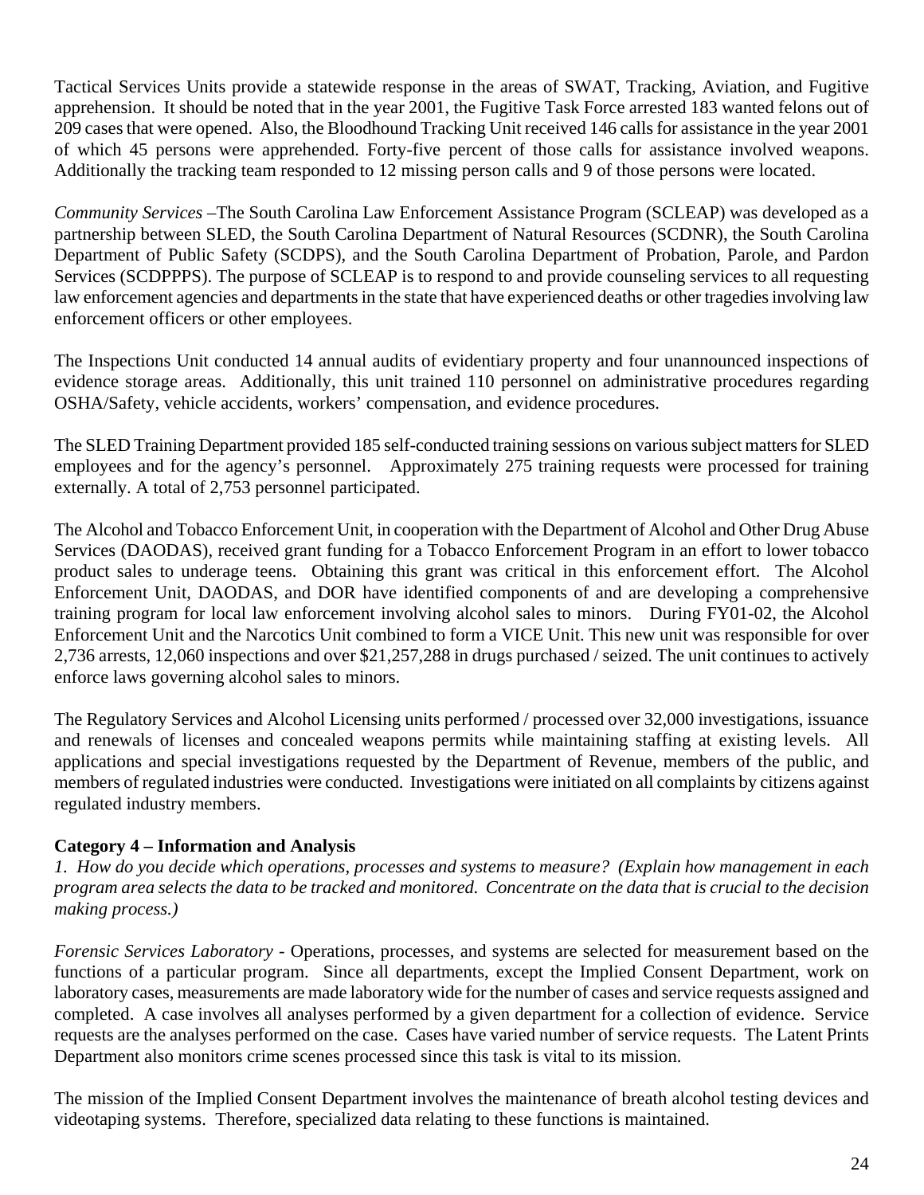Tactical Services Units provide a statewide response in the areas of SWAT, Tracking, Aviation, and Fugitive apprehension. It should be noted that in the year 2001, the Fugitive Task Force arrested 183 wanted felons out of 209 cases that were opened. Also, the Bloodhound Tracking Unit received 146 calls for assistance in the year 2001 of which 45 persons were apprehended. Forty-five percent of those calls for assistance involved weapons. Additionally the tracking team responded to 12 missing person calls and 9 of those persons were located.

*Community Services* –The South Carolina Law Enforcement Assistance Program (SCLEAP) was developed as a partnership between SLED, the South Carolina Department of Natural Resources (SCDNR), the South Carolina Department of Public Safety (SCDPS), and the South Carolina Department of Probation, Parole, and Pardon Services (SCDPPPS). The purpose of SCLEAP is to respond to and provide counseling services to all requesting law enforcement agencies and departments in the state that have experienced deaths or other tragedies involving law enforcement officers or other employees.

The Inspections Unit conducted 14 annual audits of evidentiary property and four unannounced inspections of evidence storage areas. Additionally, this unit trained 110 personnel on administrative procedures regarding OSHA/Safety, vehicle accidents, workers' compensation, and evidence procedures.

The SLED Training Department provided 185 self-conducted training sessions on various subject matters for SLED employees and for the agency's personnel. Approximately 275 training requests were processed for training externally. A total of 2,753 personnel participated.

The Alcohol and Tobacco Enforcement Unit, in cooperation with the Department of Alcohol and Other Drug Abuse Services (DAODAS), received grant funding for a Tobacco Enforcement Program in an effort to lower tobacco product sales to underage teens. Obtaining this grant was critical in this enforcement effort. The Alcohol Enforcement Unit, DAODAS, and DOR have identified components of and are developing a comprehensive training program for local law enforcement involving alcohol sales to minors. During FY01-02, the Alcohol Enforcement Unit and the Narcotics Unit combined to form a VICE Unit. This new unit was responsible for over 2,736 arrests, 12,060 inspections and over $21,257,288 in drugs purchased / seized. The unit continues to actively enforce laws governing alcohol sales to minors.

The Regulatory Services and Alcohol Licensing units performed / processed over 32,000 investigations, issuance and renewals of licenses and concealed weapons permits while maintaining staffing at existing levels. All applications and special investigations requested by the Department of Revenue, members of the public, and members of regulated industries were conducted. Investigations were initiated on all complaints by citizens against regulated industry members.

**Category 4 – Information and Analysis**

*1. How do you decide which operations, processes and systems to measure? (Explain how management in each program area selects the data to be tracked and monitored. Concentrate on the data that is crucial to the decision making process.)*

*Forensic Services Laboratory* - Operations, processes, and systems are selected for measurement based on the functions of a particular program. Since all departments, except the Implied Consent Department, work on laboratory cases, measurements are made laboratory wide for the number of cases and service requests assigned and completed. A case involves all analyses performed by a given department for a collection of evidence. Service requests are the analyses performed on the case. Cases have varied number of service requests. The Latent Prints Department also monitors crime scenes processed since this task is vital to its mission.

The mission of the Implied Consent Department involves the maintenance of breath alcohol testing devices and videotaping systems. Therefore, specialized data relating to these functions is maintained.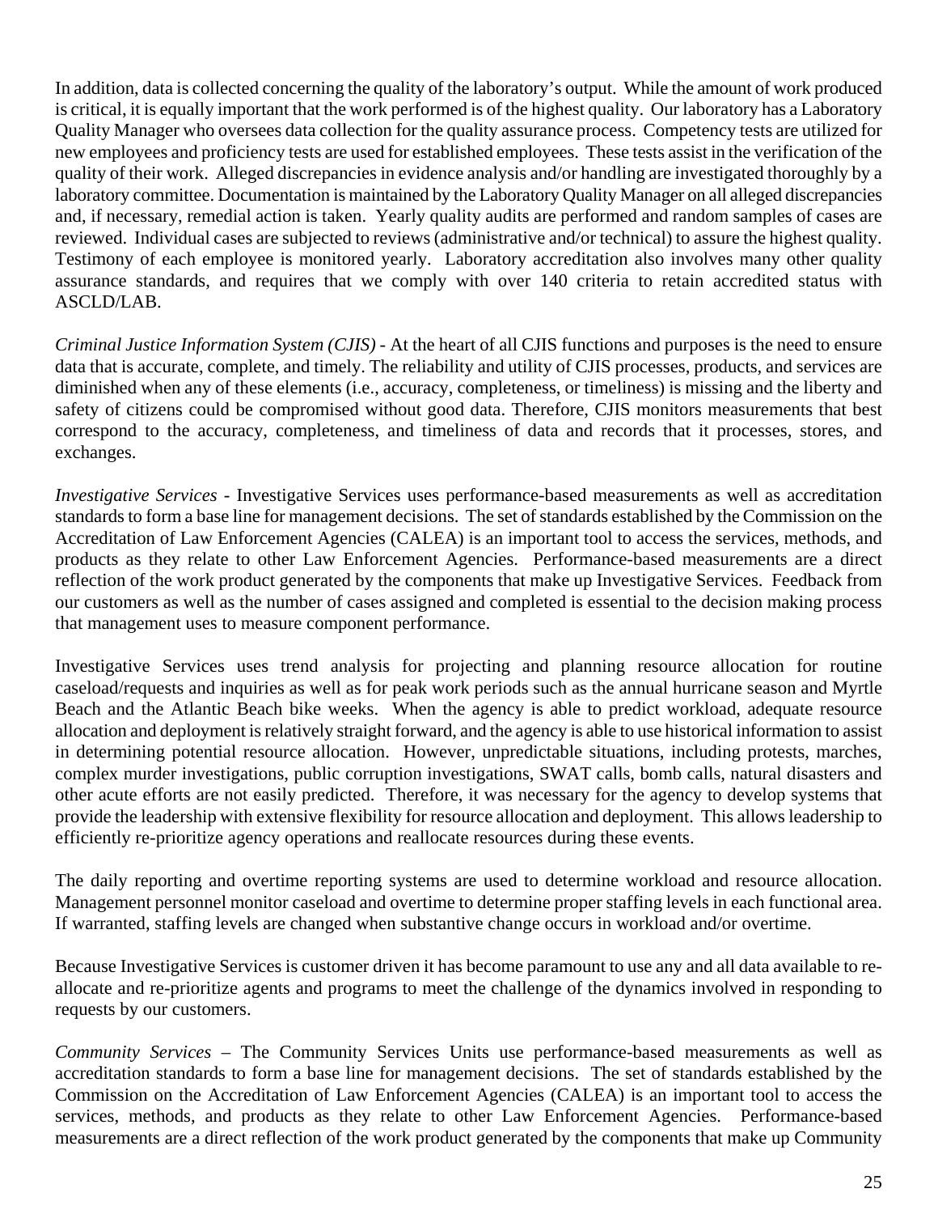In addition, data is collected concerning the quality of the laboratory's output. While the amount of work produced is critical, it is equally important that the work performed is of the highest quality. Our laboratory has a Laboratory Quality Manager who oversees data collection for the quality assurance process. Competency tests are utilized for new employees and proficiency tests are used for established employees. These tests assist in the verification of the quality of their work. Alleged discrepancies in evidence analysis and/or handling are investigated thoroughly by a laboratory committee. Documentation is maintained by the Laboratory Quality Manager on all alleged discrepancies and, if necessary, remedial action is taken. Yearly quality audits are performed and random samples of cases are reviewed. Individual cases are subjected to reviews (administrative and/or technical) to assure the highest quality. Testimony of each employee is monitored yearly. Laboratory accreditation also involves many other quality assurance standards, and requires that we comply with over 140 criteria to retain accredited status with ASCLD/LAB.

*Criminal Justice Information System (CJIS)* - At the heart of all CJIS functions and purposes is the need to ensure data that is accurate, complete, and timely. The reliability and utility of CJIS processes, products, and services are diminished when any of these elements (i.e., accuracy, completeness, or timeliness) is missing and the liberty and safety of citizens could be compromised without good data. Therefore, CJIS monitors measurements that best correspond to the accuracy, completeness, and timeliness of data and records that it processes, stores, and exchanges.

*Investigative Services* - Investigative Services uses performance-based measurements as well as accreditation standards to form a base line for management decisions. The set of standards established by the Commission on the Accreditation of Law Enforcement Agencies (CALEA) is an important tool to access the services, methods, and products as they relate to other Law Enforcement Agencies. Performance-based measurements are a direct reflection of the work product generated by the components that make up Investigative Services. Feedback from our customers as well as the number of cases assigned and completed is essential to the decision making process that management uses to measure component performance.

Investigative Services uses trend analysis for projecting and planning resource allocation for routine caseload/requests and inquiries as well as for peak work periods such as the annual hurricane season and Myrtle Beach and the Atlantic Beach bike weeks. When the agency is able to predict workload, adequate resource allocation and deployment is relatively straight forward, and the agency is able to use historical information to assist in determining potential resource allocation. However, unpredictable situations, including protests, marches, complex murder investigations, public corruption investigations, SWAT calls, bomb calls, natural disasters and other acute efforts are not easily predicted. Therefore, it was necessary for the agency to develop systems that provide the leadership with extensive flexibility for resource allocation and deployment. This allows leadership to efficiently re-prioritize agency operations and reallocate resources during these events.

The daily reporting and overtime reporting systems are used to determine workload and resource allocation. Management personnel monitor caseload and overtime to determine proper staffing levels in each functional area. If warranted, staffing levels are changed when substantive change occurs in workload and/or overtime.

Because Investigative Services is customer driven it has become paramount to use any and all data available to re-allocate and re-prioritize agents and programs to meet the challenge of the dynamics involved in responding to requests by our customers.

*Community Services* – The Community Services Units use performance-based measurements as well as accreditation standards to form a base line for management decisions. The set of standards established by the Commission on the Accreditation of Law Enforcement Agencies (CALEA) is an important tool to access the services, methods, and products as they relate to other Law Enforcement Agencies. Performance-based measurements are a direct reflection of the work product generated by the components that make up Community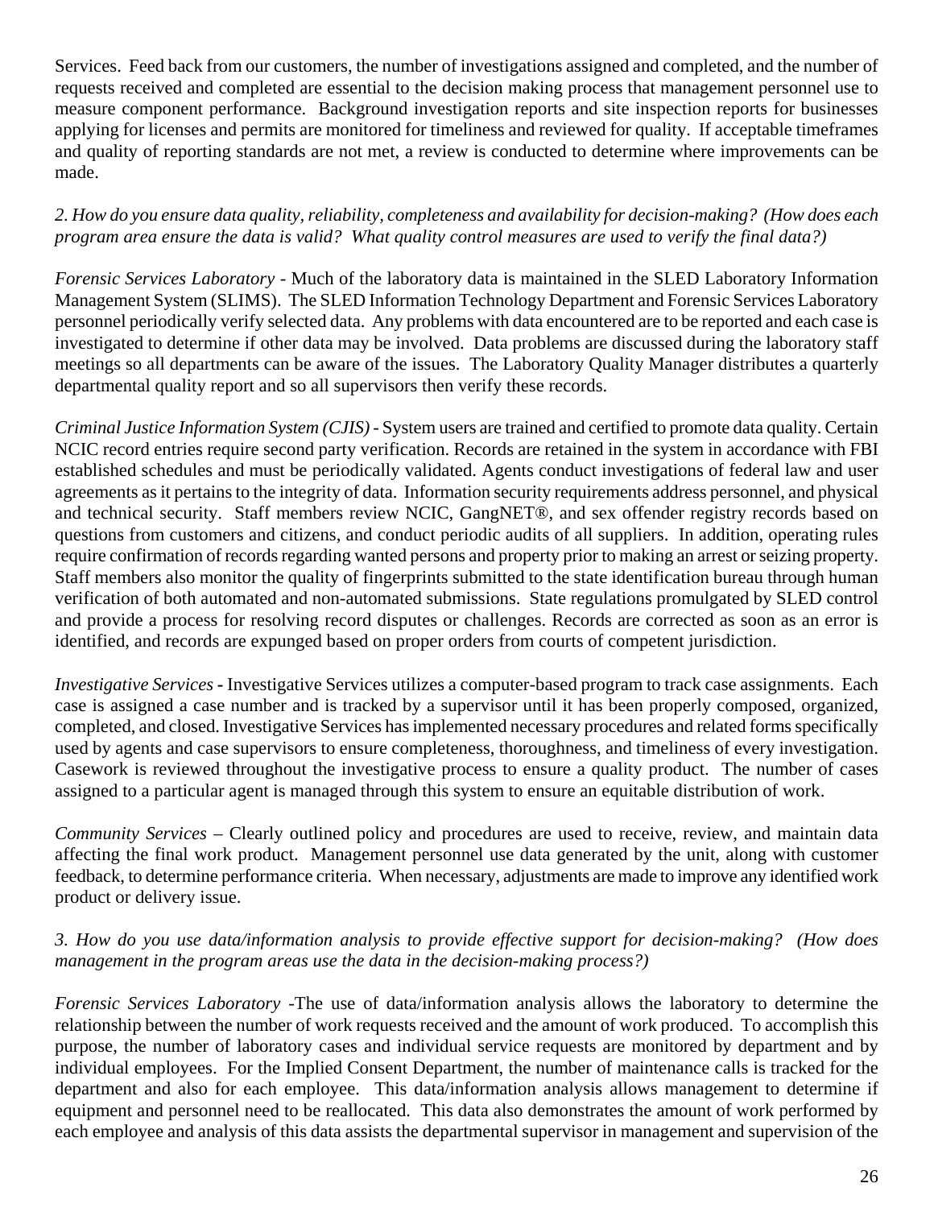Services. Feed back from our customers, the number of investigations assigned and completed, and the number of requests received and completed are essential to the decision making process that management personnel use to measure component performance. Background investigation reports and site inspection reports for businesses applying for licenses and permits are monitored for timeliness and reviewed for quality. If acceptable timeframes and quality of reporting standards are not met, a review is conducted to determine where improvements can be made.

*2. How do you ensure data quality, reliability, completeness and availability for decision-making? (How does each program area ensure the data is valid? What quality control measures are used to verify the final data?)*

*Forensic Services Laboratory* - Much of the laboratory data is maintained in the SLED Laboratory Information Management System (SLIMS). The SLED Information Technology Department and Forensic Services Laboratory personnel periodically verify selected data. Any problems with data encountered are to be reported and each case is investigated to determine if other data may be involved. Data problems are discussed during the laboratory staff meetings so all departments can be aware of the issues. The Laboratory Quality Manager distributes a quarterly departmental quality report and so all supervisors then verify these records.

*Criminal Justice Information System (CJIS)* - System users are trained and certified to promote data quality. Certain NCIC record entries require second party verification. Records are retained in the system in accordance with FBI established schedules and must be periodically validated. Agents conduct investigations of federal law and user agreements as it pertains to the integrity of data. Information security requirements address personnel, and physical and technical security. Staff members review NCIC, GangNET®, and sex offender registry records based on questions from customers and citizens, and conduct periodic audits of all suppliers. In addition, operating rules require confirmation of records regarding wanted persons and property prior to making an arrest or seizing property. Staff members also monitor the quality of fingerprints submitted to the state identification bureau through human verification of both automated and non-automated submissions. State regulations promulgated by SLED control and provide a process for resolving record disputes or challenges. Records are corrected as soon as an error is identified, and records are expunged based on proper orders from courts of competent jurisdiction.

*Investigative Services* **-** Investigative Services utilizes a computer-based program to track case assignments. Each case is assigned a case number and is tracked by a supervisor until it has been properly composed, organized, completed, and closed. Investigative Services has implemented necessary procedures and related forms specifically used by agents and case supervisors to ensure completeness, thoroughness, and timeliness of every investigation. Casework is reviewed throughout the investigative process to ensure a quality product. The number of cases assigned to a particular agent is managed through this system to ensure an equitable distribution of work.

*Community Services* – Clearly outlined policy and procedures are used to receive, review, and maintain data affecting the final work product. Management personnel use data generated by the unit, along with customer feedback, to determine performance criteria. When necessary, adjustments are made to improve any identified work product or delivery issue.

*3. How do you use data/information analysis to provide effective support for decision-making? (How does management in the program areas use the data in the decision-making process?)*

*Forensic Services Laboratory* -The use of data/information analysis allows the laboratory to determine the relationship between the number of work requests received and the amount of work produced. To accomplish this purpose, the number of laboratory cases and individual service requests are monitored by department and by individual employees. For the Implied Consent Department, the number of maintenance calls is tracked for the department and also for each employee. This data/information analysis allows management to determine if equipment and personnel need to be reallocated. This data also demonstrates the amount of work performed by each employee and analysis of this data assists the departmental supervisor in management and supervision of the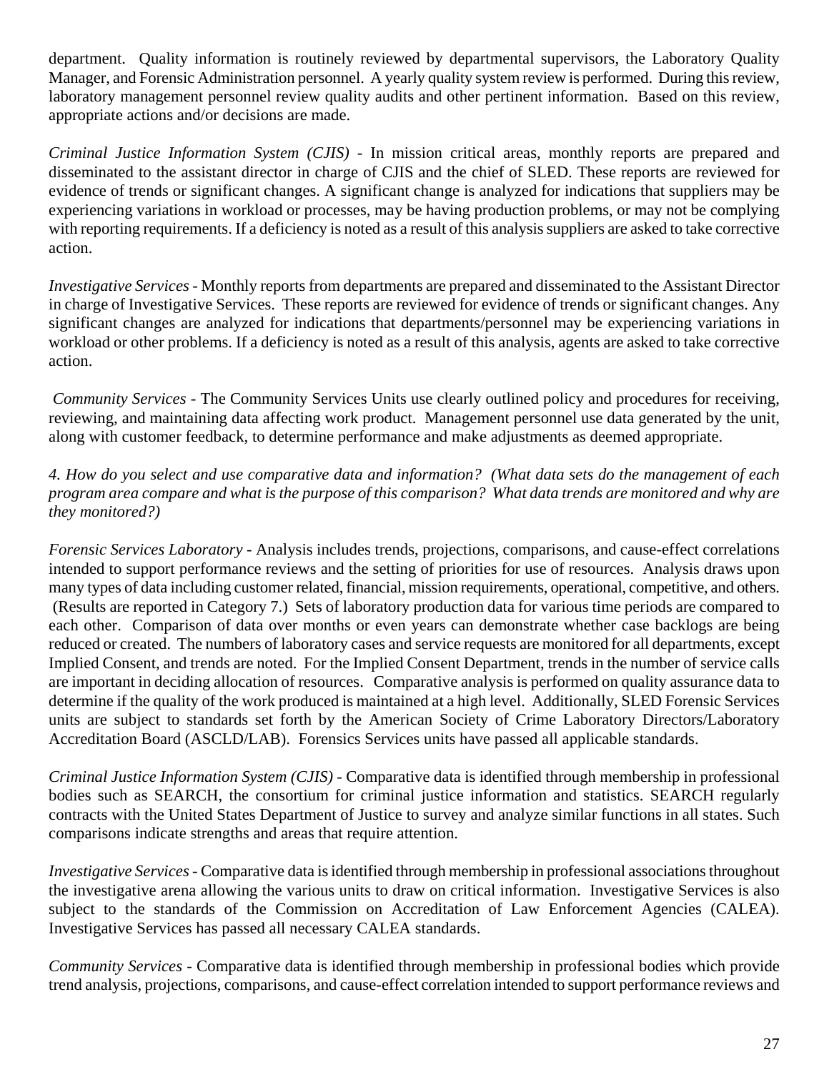department. Quality information is routinely reviewed by departmental supervisors, the Laboratory Quality Manager, and Forensic Administration personnel. A yearly quality system review is performed. During this review, laboratory management personnel review quality audits and other pertinent information. Based on this review, appropriate actions and/or decisions are made.

*Criminal Justice Information System (CJIS)* - In mission critical areas, monthly reports are prepared and disseminated to the assistant director in charge of CJIS and the chief of SLED. These reports are reviewed for evidence of trends or significant changes. A significant change is analyzed for indications that suppliers may be experiencing variations in workload or processes, may be having production problems, or may not be complying with reporting requirements. If a deficiency is noted as a result of this analysis suppliers are asked to take corrective action.

*Investigative Services* - Monthly reports from departments are prepared and disseminated to the Assistant Director in charge of Investigative Services. These reports are reviewed for evidence of trends or significant changes. Any significant changes are analyzed for indications that departments/personnel may be experiencing variations in workload or other problems. If a deficiency is noted as a result of this analysis, agents are asked to take corrective action.

*Community Services* - The Community Services Units use clearly outlined policy and procedures for receiving, reviewing, and maintaining data affecting work product. Management personnel use data generated by the unit, along with customer feedback, to determine performance and make adjustments as deemed appropriate.

*4. How do you select and use comparative data and information? (What data sets do the management of each program area compare and what is the purpose of this comparison? What data trends are monitored and why are they monitored?)*

*Forensic Services Laboratory* - Analysis includes trends, projections, comparisons, and cause-effect correlations intended to support performance reviews and the setting of priorities for use of resources. Analysis draws upon many types of data including customer related, financial, mission requirements, operational, competitive, and others. (Results are reported in Category 7.) Sets of laboratory production data for various time periods are compared to each other. Comparison of data over months or even years can demonstrate whether case backlogs are being reduced or created. The numbers of laboratory cases and service requests are monitored for all departments, except Implied Consent, and trends are noted. For the Implied Consent Department, trends in the number of service calls are important in deciding allocation of resources. Comparative analysis is performed on quality assurance data to determine if the quality of the work produced is maintained at a high level. Additionally, SLED Forensic Services units are subject to standards set forth by the American Society of Crime Laboratory Directors/Laboratory Accreditation Board (ASCLD/LAB). Forensics Services units have passed all applicable standards.

*Criminal Justice Information System (CJIS)* - Comparative data is identified through membership in professional bodies such as SEARCH, the consortium for criminal justice information and statistics. SEARCH regularly contracts with the United States Department of Justice to survey and analyze similar functions in all states. Such comparisons indicate strengths and areas that require attention.

*Investigative Services* - Comparative data is identified through membership in professional associations throughout the investigative arena allowing the various units to draw on critical information. Investigative Services is also subject to the standards of the Commission on Accreditation of Law Enforcement Agencies (CALEA). Investigative Services has passed all necessary CALEA standards.

*Community Services* - Comparative data is identified through membership in professional bodies which provide trend analysis, projections, comparisons, and cause-effect correlation intended to support performance reviews and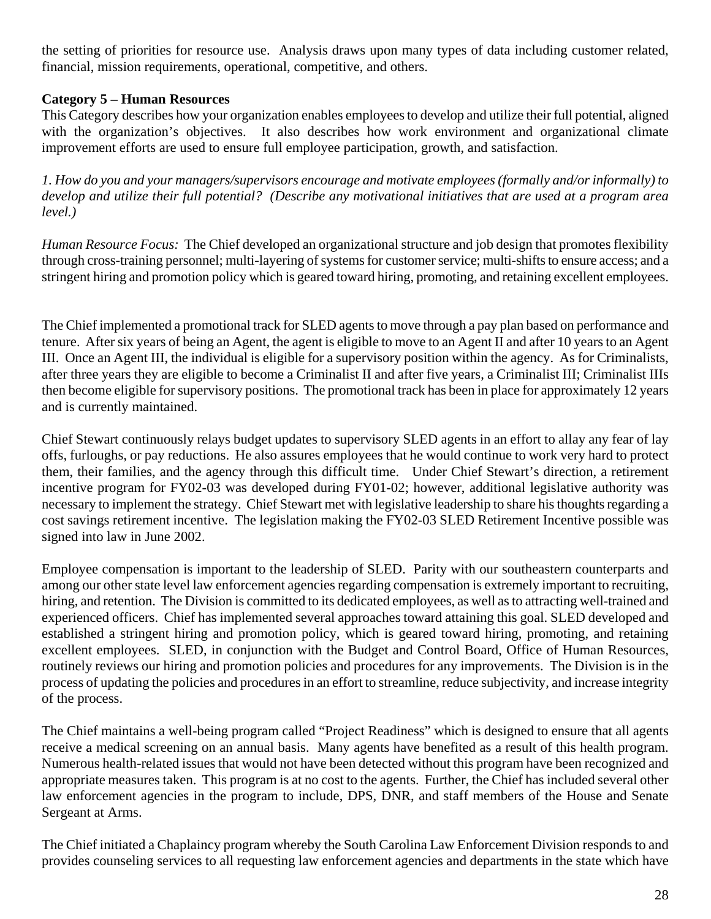the setting of priorities for resource use. Analysis draws upon many types of data including customer related, financial, mission requirements, operational, competitive, and others.

**Category 5 – Human Resources**

This Category describes how your organization enables employees to develop and utilize their full potential, aligned with the organization's objectives. It also describes how work environment and organizational climate improvement efforts are used to ensure full employee participation, growth, and satisfaction.

*1. How do you and your managers/supervisors encourage and motivate employees (formally and/or informally) to develop and utilize their full potential? (Describe any motivational initiatives that are used at a program area level.)*

*Human Resource Focus:* The Chief developed an organizational structure and job design that promotes flexibility through cross-training personnel; multi-layering of systems for customer service; multi-shifts to ensure access; and a stringent hiring and promotion policy which is geared toward hiring, promoting, and retaining excellent employees.

The Chief implemented a promotional track for SLED agents to move through a pay plan based on performance and tenure. After six years of being an Agent, the agent is eligible to move to an Agent II and after 10 years to an Agent III. Once an Agent III, the individual is eligible for a supervisory position within the agency. As for Criminalists, after three years they are eligible to become a Criminalist II and after five years, a Criminalist III; Criminalist IIIs then become eligible for supervisory positions. The promotional track has been in place for approximately 12 years and is currently maintained.

Chief Stewart continuously relays budget updates to supervisory SLED agents in an effort to allay any fear of lay offs, furloughs, or pay reductions. He also assures employees that he would continue to work very hard to protect them, their families, and the agency through this difficult time. Under Chief Stewart's direction, a retirement incentive program for FY02-03 was developed during FY01-02; however, additional legislative authority was necessary to implement the strategy. Chief Stewart met with legislative leadership to share his thoughts regarding a cost savings retirement incentive. The legislation making the FY02-03 SLED Retirement Incentive possible was signed into law in June 2002.

Employee compensation is important to the leadership of SLED. Parity with our southeastern counterparts and among our other state level law enforcement agencies regarding compensation is extremely important to recruiting, hiring, and retention. The Division is committed to its dedicated employees, as well as to attracting well-trained and experienced officers. Chief has implemented several approaches toward attaining this goal. SLED developed and established a stringent hiring and promotion policy, which is geared toward hiring, promoting, and retaining excellent employees. SLED, in conjunction with the Budget and Control Board, Office of Human Resources, routinely reviews our hiring and promotion policies and procedures for any improvements. The Division is in the process of updating the policies and procedures in an effort to streamline, reduce subjectivity, and increase integrity of the process.

The Chief maintains a well-being program called "Project Readiness" which is designed to ensure that all agents receive a medical screening on an annual basis. Many agents have benefited as a result of this health program. Numerous health-related issues that would not have been detected without this program have been recognized and appropriate measures taken. This program is at no cost to the agents. Further, the Chief has included several other law enforcement agencies in the program to include, DPS, DNR, and staff members of the House and Senate Sergeant at Arms.

The Chief initiated a Chaplaincy program whereby the South Carolina Law Enforcement Division responds to and provides counseling services to all requesting law enforcement agencies and departments in the state which have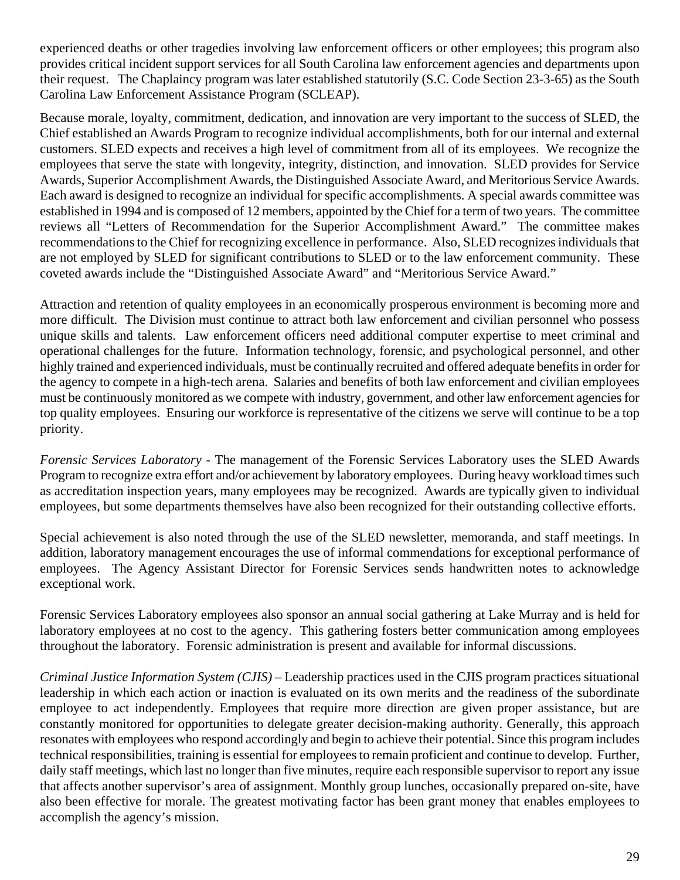experienced deaths or other tragedies involving law enforcement officers or other employees; this program also provides critical incident support services for all South Carolina law enforcement agencies and departments upon their request. The Chaplaincy program was later established statutorily (S.C. Code Section 23-3-65) as the South Carolina Law Enforcement Assistance Program (SCLEAP).

Because morale, loyalty, commitment, dedication, and innovation are very important to the success of SLED, the Chief established an Awards Program to recognize individual accomplishments, both for our internal and external customers. SLED expects and receives a high level of commitment from all of its employees. We recognize the employees that serve the state with longevity, integrity, distinction, and innovation. SLED provides for Service Awards, Superior Accomplishment Awards, the Distinguished Associate Award, and Meritorious Service Awards. Each award is designed to recognize an individual for specific accomplishments. A special awards committee was established in 1994 and is composed of 12 members, appointed by the Chief for a term of two years. The committee reviews all "Letters of Recommendation for the Superior Accomplishment Award." The committee makes recommendations to the Chief for recognizing excellence in performance. Also, SLED recognizes individuals that are not employed by SLED for significant contributions to SLED or to the law enforcement community. These coveted awards include the "Distinguished Associate Award" and "Meritorious Service Award."

Attraction and retention of quality employees in an economically prosperous environment is becoming more and more difficult. The Division must continue to attract both law enforcement and civilian personnel who possess unique skills and talents. Law enforcement officers need additional computer expertise to meet criminal and operational challenges for the future. Information technology, forensic, and psychological personnel, and other highly trained and experienced individuals, must be continually recruited and offered adequate benefits in order for the agency to compete in a high-tech arena. Salaries and benefits of both law enforcement and civilian employees must be continuously monitored as we compete with industry, government, and other law enforcement agencies for top quality employees. Ensuring our workforce is representative of the citizens we serve will continue to be a top priority.

*Forensic Services Laboratory* - The management of the Forensic Services Laboratory uses the SLED Awards Program to recognize extra effort and/or achievement by laboratory employees. During heavy workload times such as accreditation inspection years, many employees may be recognized. Awards are typically given to individual employees, but some departments themselves have also been recognized for their outstanding collective efforts.

Special achievement is also noted through the use of the SLED newsletter, memoranda, and staff meetings. In addition, laboratory management encourages the use of informal commendations for exceptional performance of employees. The Agency Assistant Director for Forensic Services sends handwritten notes to acknowledge exceptional work.

Forensic Services Laboratory employees also sponsor an annual social gathering at Lake Murray and is held for laboratory employees at no cost to the agency. This gathering fosters better communication among employees throughout the laboratory. Forensic administration is present and available for informal discussions.

*Criminal Justice Information System (CJIS)* – Leadership practices used in the CJIS program practices situational leadership in which each action or inaction is evaluated on its own merits and the readiness of the subordinate employee to act independently. Employees that require more direction are given proper assistance, but are constantly monitored for opportunities to delegate greater decision-making authority. Generally, this approach resonates with employees who respond accordingly and begin to achieve their potential. Since this program includes technical responsibilities, training is essential for employees to remain proficient and continue to develop. Further, daily staff meetings, which last no longer than five minutes, require each responsible supervisor to report any issue that affects another supervisor's area of assignment. Monthly group lunches, occasionally prepared on-site, have also been effective for morale. The greatest motivating factor has been grant money that enables employees to accomplish the agency's mission.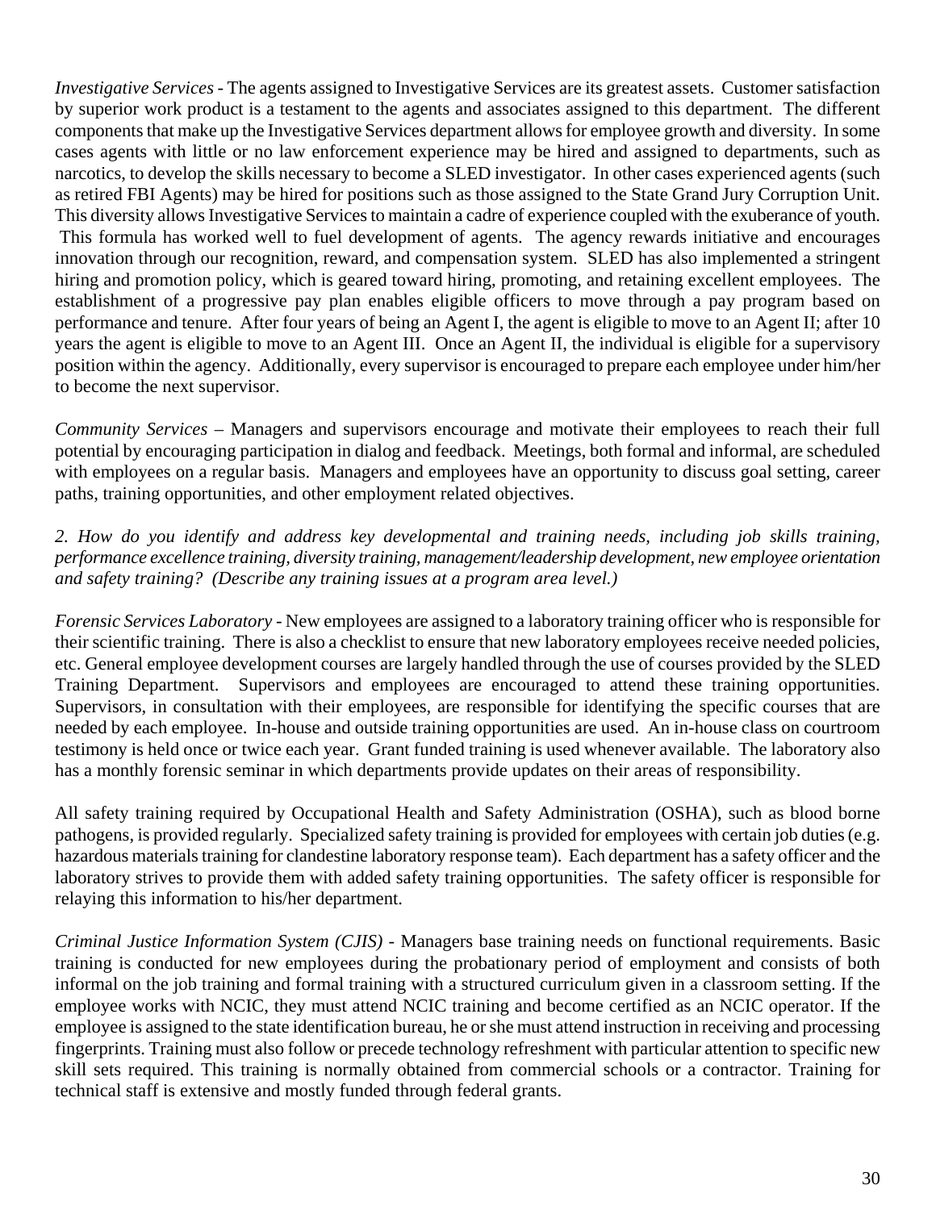*Investigative Services* - The agents assigned to Investigative Services are its greatest assets. Customer satisfaction by superior work product is a testament to the agents and associates assigned to this department. The different components that make up the Investigative Services department allows for employee growth and diversity. In some cases agents with little or no law enforcement experience may be hired and assigned to departments, such as narcotics, to develop the skills necessary to become a SLED investigator. In other cases experienced agents (such as retired FBI Agents) may be hired for positions such as those assigned to the State Grand Jury Corruption Unit. This diversity allows Investigative Services to maintain a cadre of experience coupled with the exuberance of youth. This formula has worked well to fuel development of agents. The agency rewards initiative and encourages innovation through our recognition, reward, and compensation system. SLED has also implemented a stringent hiring and promotion policy, which is geared toward hiring, promoting, and retaining excellent employees. The establishment of a progressive pay plan enables eligible officers to move through a pay program based on performance and tenure. After four years of being an Agent I, the agent is eligible to move to an Agent II; after 10 years the agent is eligible to move to an Agent III. Once an Agent II, the individual is eligible for a supervisory position within the agency. Additionally, every supervisor is encouraged to prepare each employee under him/her to become the next supervisor.

*Community Services* – Managers and supervisors encourage and motivate their employees to reach their full potential by encouraging participation in dialog and feedback. Meetings, both formal and informal, are scheduled with employees on a regular basis. Managers and employees have an opportunity to discuss goal setting, career paths, training opportunities, and other employment related objectives.

*2. How do you identify and address key developmental and training needs, including job skills training, performance excellence training, diversity training, management/leadership development, new employee orientation and safety training? (Describe any training issues at a program area level.)*

*Forensic Services Laboratory* - New employees are assigned to a laboratory training officer who is responsible for their scientific training. There is also a checklist to ensure that new laboratory employees receive needed policies, etc. General employee development courses are largely handled through the use of courses provided by the SLED Training Department. Supervisors and employees are encouraged to attend these training opportunities. Supervisors, in consultation with their employees, are responsible for identifying the specific courses that are needed by each employee. In-house and outside training opportunities are used. An in-house class on courtroom testimony is held once or twice each year. Grant funded training is used whenever available. The laboratory also has a monthly forensic seminar in which departments provide updates on their areas of responsibility.

All safety training required by Occupational Health and Safety Administration (OSHA), such as blood borne pathogens, is provided regularly. Specialized safety training is provided for employees with certain job duties (e.g. hazardous materials training for clandestine laboratory response team). Each department has a safety officer and the laboratory strives to provide them with added safety training opportunities. The safety officer is responsible for relaying this information to his/her department.

*Criminal Justice Information System (CJIS)* - Managers base training needs on functional requirements. Basic training is conducted for new employees during the probationary period of employment and consists of both informal on the job training and formal training with a structured curriculum given in a classroom setting. If the employee works with NCIC, they must attend NCIC training and become certified as an NCIC operator. If the employee is assigned to the state identification bureau, he or she must attend instruction in receiving and processing fingerprints. Training must also follow or precede technology refreshment with particular attention to specific new skill sets required. This training is normally obtained from commercial schools or a contractor. Training for technical staff is extensive and mostly funded through federal grants.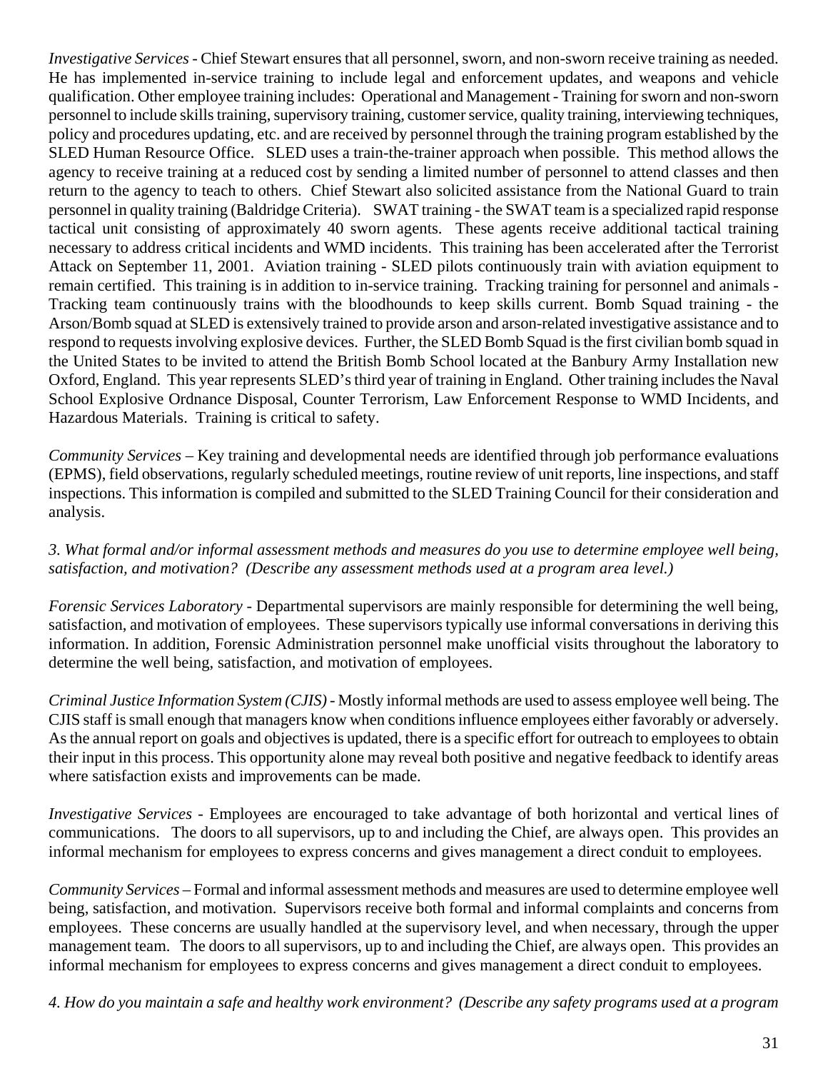*Investigative Services* - Chief Stewart ensures that all personnel, sworn, and non-sworn receive training as needed. He has implemented in-service training to include legal and enforcement updates, and weapons and vehicle qualification. Other employee training includes: Operational and Management - Training for sworn and non-sworn personnel to include skills training, supervisory training, customer service, quality training, interviewing techniques, policy and procedures updating, etc. and are received by personnel through the training program established by the SLED Human Resource Office. SLED uses a train-the-trainer approach when possible. This method allows the agency to receive training at a reduced cost by sending a limited number of personnel to attend classes and then return to the agency to teach to others. Chief Stewart also solicited assistance from the National Guard to train personnel in quality training (Baldridge Criteria). SWAT training - the SWAT team is a specialized rapid response tactical unit consisting of approximately 40 sworn agents. These agents receive additional tactical training necessary to address critical incidents and WMD incidents. This training has been accelerated after the Terrorist Attack on September 11, 2001. Aviation training - SLED pilots continuously train with aviation equipment to remain certified. This training is in addition to in-service training. Tracking training for personnel and animals - Tracking team continuously trains with the bloodhounds to keep skills current. Bomb Squad training - the Arson/Bomb squad at SLED is extensively trained to provide arson and arson-related investigative assistance and to respond to requests involving explosive devices. Further, the SLED Bomb Squad is the first civilian bomb squad in the United States to be invited to attend the British Bomb School located at the Banbury Army Installation new Oxford, England. This year represents SLED's third year of training in England. Other training includes the Naval School Explosive Ordnance Disposal, Counter Terrorism, Law Enforcement Response to WMD Incidents, and Hazardous Materials. Training is critical to safety.

*Community Services* – Key training and developmental needs are identified through job performance evaluations (EPMS), field observations, regularly scheduled meetings, routine review of unit reports, line inspections, and staff inspections. This information is compiled and submitted to the SLED Training Council for their consideration and analysis.

*3. What formal and/or informal assessment methods and measures do you use to determine employee well being, satisfaction, and motivation? (Describe any assessment methods used at a program area level.)*

*Forensic Services Laboratory* - Departmental supervisors are mainly responsible for determining the well being, satisfaction, and motivation of employees. These supervisors typically use informal conversations in deriving this information. In addition, Forensic Administration personnel make unofficial visits throughout the laboratory to determine the well being, satisfaction, and motivation of employees.

*Criminal Justice Information System (CJIS)* - Mostly informal methods are used to assess employee well being. The CJIS staff is small enough that managers know when conditions influence employees either favorably or adversely. As the annual report on goals and objectives is updated, there is a specific effort for outreach to employees to obtain their input in this process. This opportunity alone may reveal both positive and negative feedback to identify areas where satisfaction exists and improvements can be made.

*Investigative Services* - Employees are encouraged to take advantage of both horizontal and vertical lines of communications. The doors to all supervisors, up to and including the Chief, are always open. This provides an informal mechanism for employees to express concerns and gives management a direct conduit to employees.

*Community Services* – Formal and informal assessment methods and measures are used to determine employee well being, satisfaction, and motivation. Supervisors receive both formal and informal complaints and concerns from employees. These concerns are usually handled at the supervisory level, and when necessary, through the upper management team. The doors to all supervisors, up to and including the Chief, are always open. This provides an informal mechanism for employees to express concerns and gives management a direct conduit to employees.

*4. How do you maintain a safe and healthy work environment? (Describe any safety programs used at a program*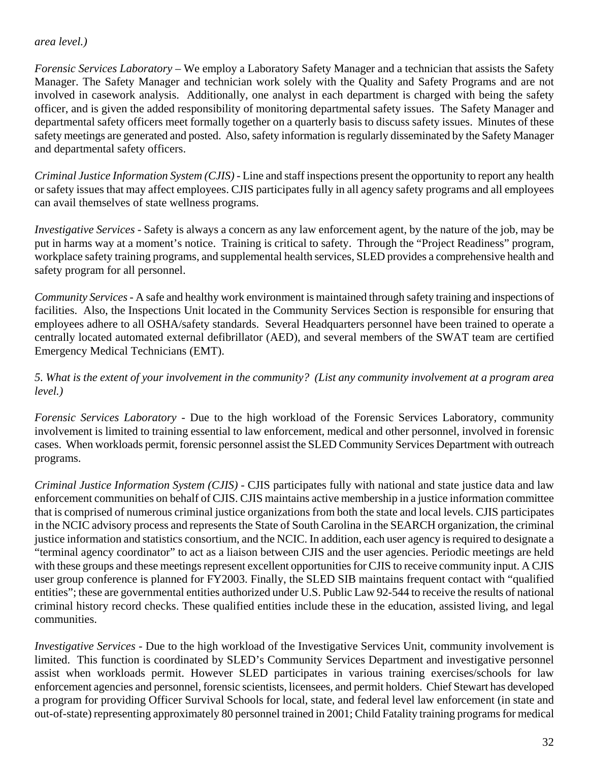*area level.)*

*Forensic Services Laboratory* – We employ a Laboratory Safety Manager and a technician that assists the Safety Manager. The Safety Manager and technician work solely with the Quality and Safety Programs and are not involved in casework analysis. Additionally, one analyst in each department is charged with being the safety officer, and is given the added responsibility of monitoring departmental safety issues. The Safety Manager and departmental safety officers meet formally together on a quarterly basis to discuss safety issues. Minutes of these safety meetings are generated and posted. Also, safety information is regularly disseminated by the Safety Manager and departmental safety officers.

*Criminal Justice Information System (CJIS)* - Line and staff inspections present the opportunity to report any health or safety issues that may affect employees. CJIS participates fully in all agency safety programs and all employees can avail themselves of state wellness programs.

*Investigative Services* - Safety is always a concern as any law enforcement agent, by the nature of the job, may be put in harms way at a moment's notice. Training is critical to safety. Through the "Project Readiness" program, workplace safety training programs, and supplemental health services, SLED provides a comprehensive health and safety program for all personnel.

*Community Services* - A safe and healthy work environment is maintained through safety training and inspections of facilities. Also, the Inspections Unit located in the Community Services Section is responsible for ensuring that employees adhere to all OSHA/safety standards. Several Headquarters personnel have been trained to operate a centrally located automated external defibrillator (AED), and several members of the SWAT team are certified Emergency Medical Technicians (EMT).

*5. What is the extent of your involvement in the community? (List any community involvement at a program area level.)*

*Forensic Services Laboratory* - Due to the high workload of the Forensic Services Laboratory, community involvement is limited to training essential to law enforcement, medical and other personnel, involved in forensic cases. When workloads permit, forensic personnel assist the SLED Community Services Department with outreach programs.

*Criminal Justice Information System (CJIS)* - CJIS participates fully with national and state justice data and law enforcement communities on behalf of CJIS. CJIS maintains active membership in a justice information committee that is comprised of numerous criminal justice organizations from both the state and local levels. CJIS participates in the NCIC advisory process and represents the State of South Carolina in the SEARCH organization, the criminal justice information and statistics consortium, and the NCIC. In addition, each user agency is required to designate a "terminal agency coordinator" to act as a liaison between CJIS and the user agencies. Periodic meetings are held with these groups and these meetings represent excellent opportunities for CJIS to receive community input. A CJIS user group conference is planned for FY2003. Finally, the SLED SIB maintains frequent contact with "qualified entities"; these are governmental entities authorized under U.S. Public Law 92-544 to receive the results of national criminal history record checks. These qualified entities include these in the education, assisted living, and legal communities.

*Investigative Services* - Due to the high workload of the Investigative Services Unit, community involvement is limited. This function is coordinated by SLED's Community Services Department and investigative personnel assist when workloads permit. However SLED participates in various training exercises/schools for law enforcement agencies and personnel, forensic scientists, licensees, and permit holders. Chief Stewart has developed a program for providing Officer Survival Schools for local, state, and federal level law enforcement (in state and out-of-state) representing approximately 80 personnel trained in 2001; Child Fatality training programs for medical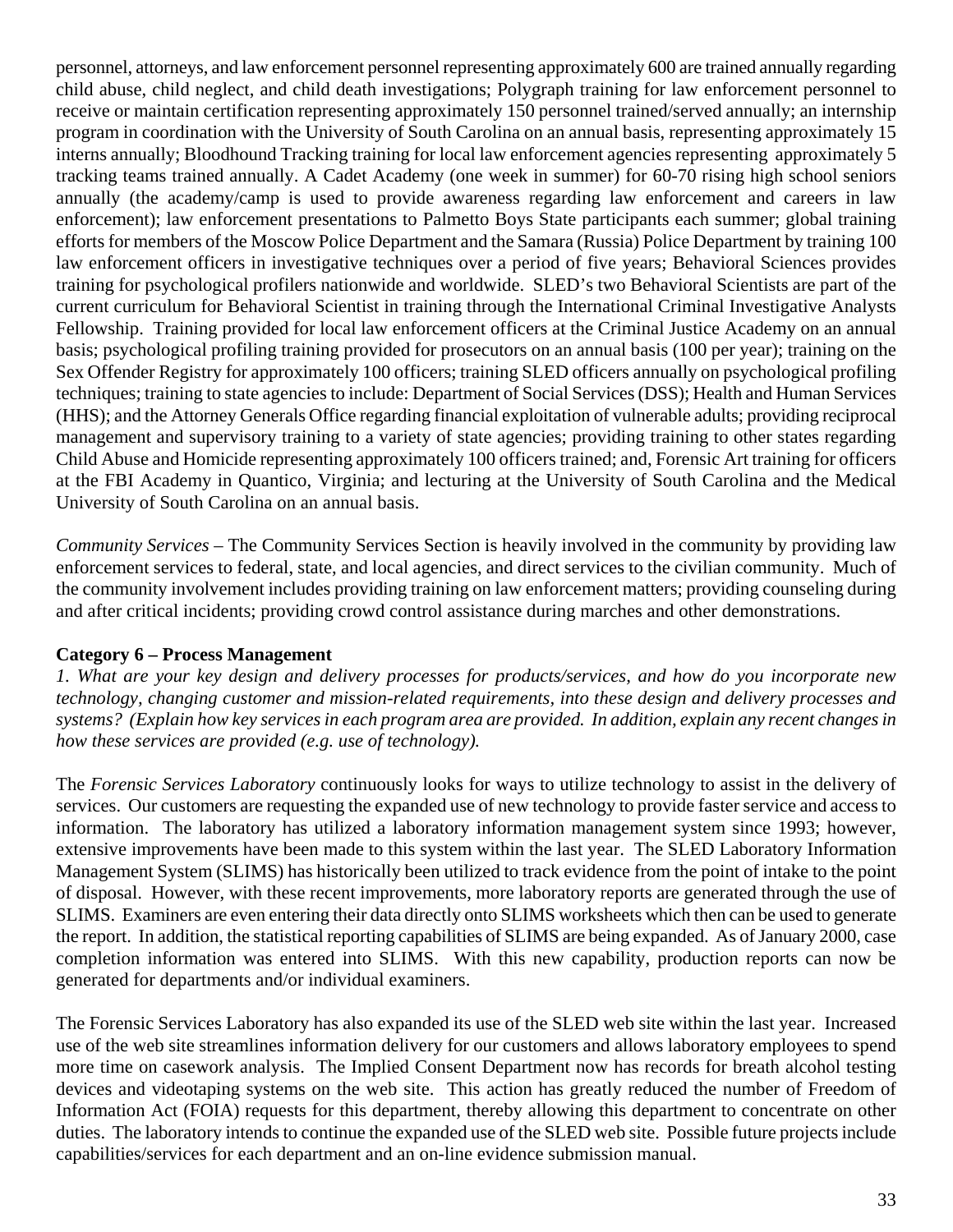personnel, attorneys, and law enforcement personnel representing approximately 600 are trained annually regarding child abuse, child neglect, and child death investigations; Polygraph training for law enforcement personnel to receive or maintain certification representing approximately 150 personnel trained/served annually; an internship program in coordination with the University of South Carolina on an annual basis, representing approximately 15 interns annually; Bloodhound Tracking training for local law enforcement agencies representing approximately 5 tracking teams trained annually. A Cadet Academy (one week in summer) for 60-70 rising high school seniors annually (the academy/camp is used to provide awareness regarding law enforcement and careers in law enforcement); law enforcement presentations to Palmetto Boys State participants each summer; global training efforts for members of the Moscow Police Department and the Samara (Russia) Police Department by training 100 law enforcement officers in investigative techniques over a period of five years; Behavioral Sciences provides training for psychological profilers nationwide and worldwide. SLED's two Behavioral Scientists are part of the current curriculum for Behavioral Scientist in training through the International Criminal Investigative Analysts Fellowship. Training provided for local law enforcement officers at the Criminal Justice Academy on an annual basis; psychological profiling training provided for prosecutors on an annual basis (100 per year); training on the Sex Offender Registry for approximately 100 officers; training SLED officers annually on psychological profiling techniques; training to state agencies to include: Department of Social Services (DSS); Health and Human Services (HHS); and the Attorney Generals Office regarding financial exploitation of vulnerable adults; providing reciprocal management and supervisory training to a variety of state agencies; providing training to other states regarding Child Abuse and Homicide representing approximately 100 officers trained; and, Forensic Art training for officers at the FBI Academy in Quantico, Virginia; and lecturing at the University of South Carolina and the Medical University of South Carolina on an annual basis.

*Community Services* – The Community Services Section is heavily involved in the community by providing law enforcement services to federal, state, and local agencies, and direct services to the civilian community. Much of the community involvement includes providing training on law enforcement matters; providing counseling during and after critical incidents; providing crowd control assistance during marches and other demonstrations.

**Category 6 – Process Management**

*1. What are your key design and delivery processes for products/services, and how do you incorporate new technology, changing customer and mission-related requirements, into these design and delivery processes and systems? (Explain how key services in each program area are provided. In addition, explain any recent changes in how these services are provided (e.g. use of technology).*

The *Forensic Services Laboratory* continuously looks for ways to utilize technology to assist in the delivery of services. Our customers are requesting the expanded use of new technology to provide faster service and access to information. The laboratory has utilized a laboratory information management system since 1993; however, extensive improvements have been made to this system within the last year. The SLED Laboratory Information Management System (SLIMS) has historically been utilized to track evidence from the point of intake to the point of disposal. However, with these recent improvements, more laboratory reports are generated through the use of SLIMS. Examiners are even entering their data directly onto SLIMS worksheets which then can be used to generate the report. In addition, the statistical reporting capabilities of SLIMS are being expanded. As of January 2000, case completion information was entered into SLIMS. With this new capability, production reports can now be generated for departments and/or individual examiners.

The Forensic Services Laboratory has also expanded its use of the SLED web site within the last year. Increased use of the web site streamlines information delivery for our customers and allows laboratory employees to spend more time on casework analysis. The Implied Consent Department now has records for breath alcohol testing devices and videotaping systems on the web site. This action has greatly reduced the number of Freedom of Information Act (FOIA) requests for this department, thereby allowing this department to concentrate on other duties. The laboratory intends to continue the expanded use of the SLED web site. Possible future projects include capabilities/services for each department and an on-line evidence submission manual.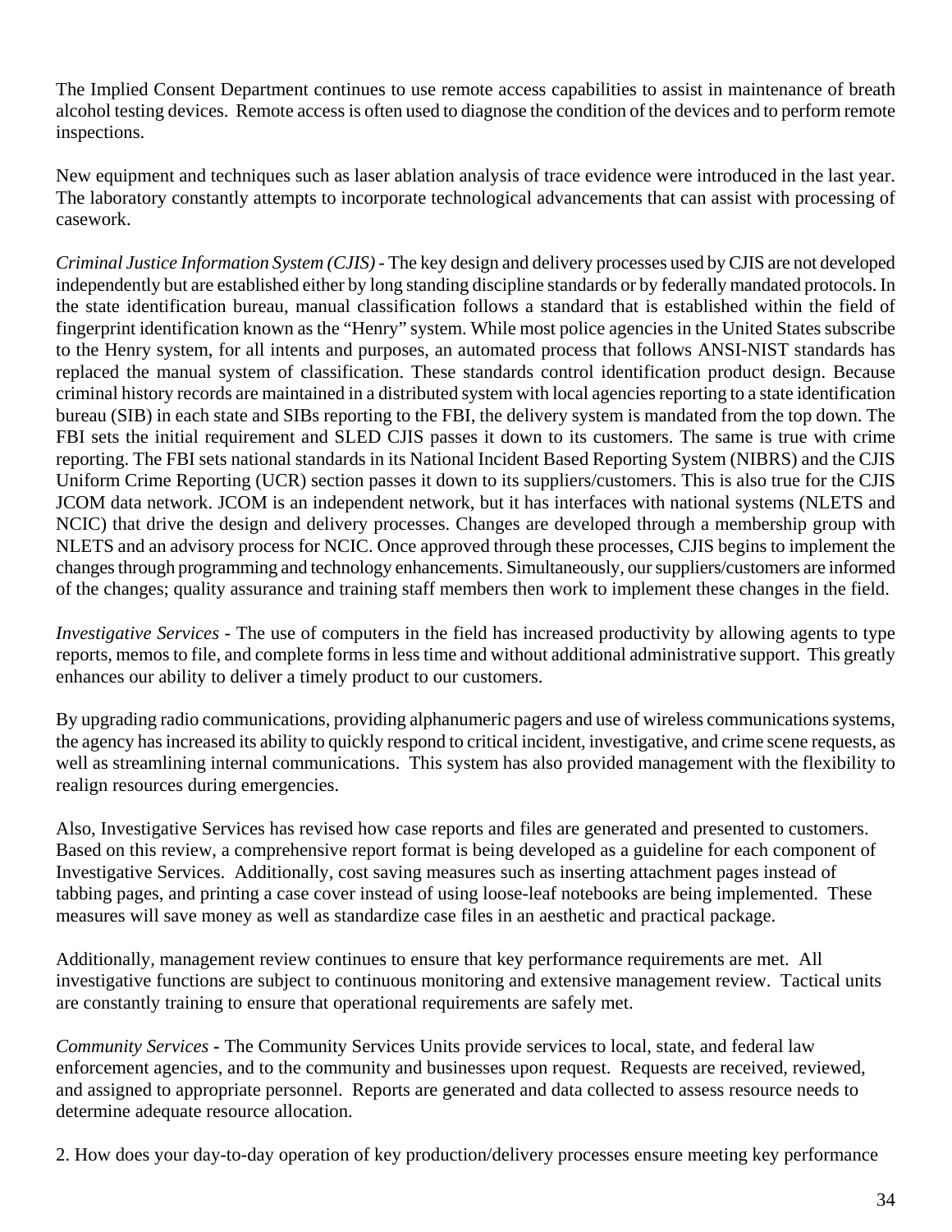The Implied Consent Department continues to use remote access capabilities to assist in maintenance of breath alcohol testing devices. Remote access is often used to diagnose the condition of the devices and to perform remote inspections.

New equipment and techniques such as laser ablation analysis of trace evidence were introduced in the last year. The laboratory constantly attempts to incorporate technological advancements that can assist with processing of casework.

*Criminal Justice Information System (CJIS)* - The key design and delivery processes used by CJIS are not developed independently but are established either by long standing discipline standards or by federally mandated protocols. In the state identification bureau, manual classification follows a standard that is established within the field of fingerprint identification known as the "Henry" system. While most police agencies in the United States subscribe to the Henry system, for all intents and purposes, an automated process that follows ANSI-NIST standards has replaced the manual system of classification. These standards control identification product design. Because criminal history records are maintained in a distributed system with local agencies reporting to a state identification bureau (SIB) in each state and SIBs reporting to the FBI, the delivery system is mandated from the top down. The FBI sets the initial requirement and SLED CJIS passes it down to its customers. The same is true with crime reporting. The FBI sets national standards in its National Incident Based Reporting System (NIBRS) and the CJIS Uniform Crime Reporting (UCR) section passes it down to its suppliers/customers. This is also true for the CJIS JCOM data network. JCOM is an independent network, but it has interfaces with national systems (NLETS and NCIC) that drive the design and delivery processes. Changes are developed through a membership group with NLETS and an advisory process for NCIC. Once approved through these processes, CJIS begins to implement the changes through programming and technology enhancements. Simultaneously, our suppliers/customers are informed of the changes; quality assurance and training staff members then work to implement these changes in the field.

*Investigative Services* - The use of computers in the field has increased productivity by allowing agents to type reports, memos to file, and complete forms in less time and without additional administrative support. This greatly enhances our ability to deliver a timely product to our customers.

By upgrading radio communications, providing alphanumeric pagers and use of wireless communications systems, the agency has increased its ability to quickly respond to critical incident, investigative, and crime scene requests, as well as streamlining internal communications. This system has also provided management with the flexibility to realign resources during emergencies.

Also, Investigative Services has revised how case reports and files are generated and presented to customers. Based on this review, a comprehensive report format is being developed as a guideline for each component of Investigative Services. Additionally, cost saving measures such as inserting attachment pages instead of tabbing pages, and printing a case cover instead of using loose-leaf notebooks are being implemented. These measures will save money as well as standardize case files in an aesthetic and practical package.

Additionally, management review continues to ensure that key performance requirements are met. All investigative functions are subject to continuous monitoring and extensive management review. Tactical units are constantly training to ensure that operational requirements are safely met.

*Community Services* - The Community Services Units provide services to local, state, and federal law enforcement agencies, and to the community and businesses upon request. Requests are received, reviewed, and assigned to appropriate personnel. Reports are generated and data collected to assess resource needs to determine adequate resource allocation.

2. How does your day-to-day operation of key production/delivery processes ensure meeting key performance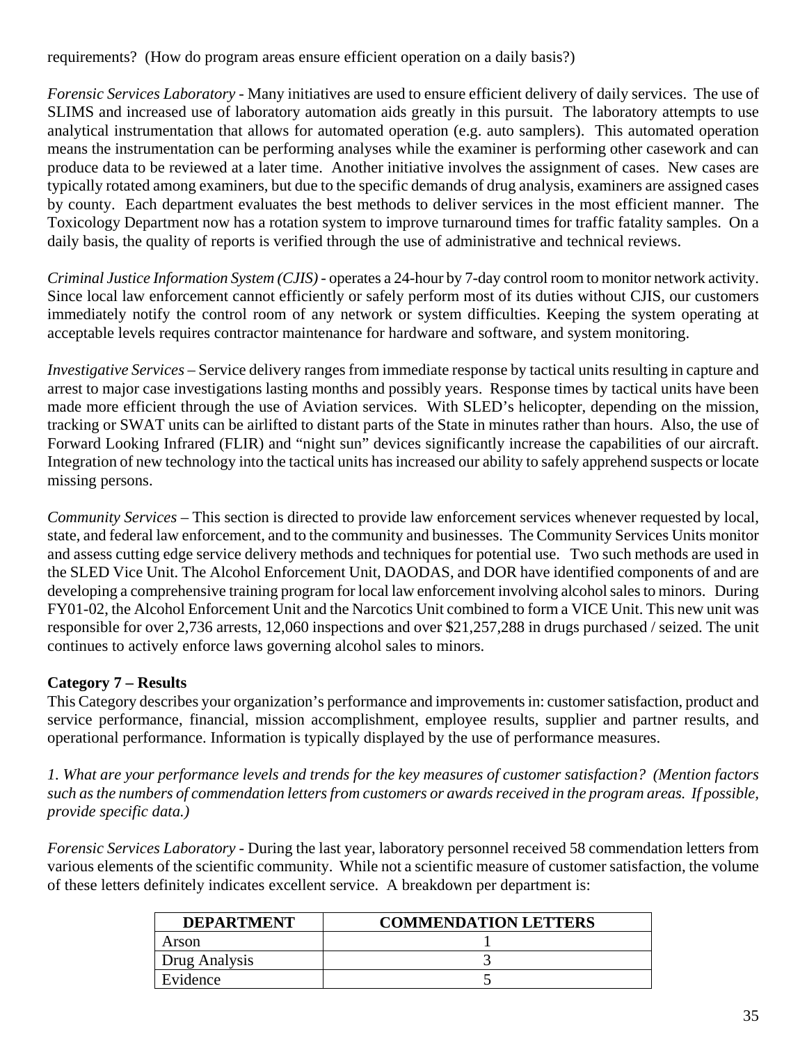requirements? (How do program areas ensure efficient operation on a daily basis?)

*Forensic Services Laboratory* - Many initiatives are used to ensure efficient delivery of daily services. The use of SLIMS and increased use of laboratory automation aids greatly in this pursuit. The laboratory attempts to use analytical instrumentation that allows for automated operation (e.g. auto samplers). This automated operation means the instrumentation can be performing analyses while the examiner is performing other casework and can produce data to be reviewed at a later time. Another initiative involves the assignment of cases. New cases are typically rotated among examiners, but due to the specific demands of drug analysis, examiners are assigned cases by county. Each department evaluates the best methods to deliver services in the most efficient manner. The Toxicology Department now has a rotation system to improve turnaround times for traffic fatality samples. On a daily basis, the quality of reports is verified through the use of administrative and technical reviews.

*Criminal Justice Information System (CJIS)* - operates a 24-hour by 7-day control room to monitor network activity. Since local law enforcement cannot efficiently or safely perform most of its duties without CJIS, our customers immediately notify the control room of any network or system difficulties. Keeping the system operating at acceptable levels requires contractor maintenance for hardware and software, and system monitoring.

*Investigative Services* – Service delivery ranges from immediate response by tactical units resulting in capture and arrest to major case investigations lasting months and possibly years. Response times by tactical units have been made more efficient through the use of Aviation services. With SLED's helicopter, depending on the mission, tracking or SWAT units can be airlifted to distant parts of the State in minutes rather than hours. Also, the use of Forward Looking Infrared (FLIR) and "night sun" devices significantly increase the capabilities of our aircraft. Integration of new technology into the tactical units has increased our ability to safely apprehend suspects or locate missing persons.

*Community Services* – This section is directed to provide law enforcement services whenever requested by local, state, and federal law enforcement, and to the community and businesses. The Community Services Units monitor and assess cutting edge service delivery methods and techniques for potential use. Two such methods are used in the SLED Vice Unit. The Alcohol Enforcement Unit, DAODAS, and DOR have identified components of and are developing a comprehensive training program for local law enforcement involving alcohol sales to minors. During FY01-02, the Alcohol Enforcement Unit and the Narcotics Unit combined to form a VICE Unit. This new unit was responsible for over 2,736 arrests, 12,060 inspections and over $21,257,288 in drugs purchased / seized. The unit continues to actively enforce laws governing alcohol sales to minors.

**Category 7 – Results**

This Category describes your organization's performance and improvements in: customer satisfaction, product and service performance, financial, mission accomplishment, employee results, supplier and partner results, and operational performance. Information is typically displayed by the use of performance measures.

*1. What are your performance levels and trends for the key measures of customer satisfaction? (Mention factors such as the numbers of commendation letters from customers or awards received in the program areas. If possible, provide specific data.)*

*Forensic Services Laboratory* - During the last year, laboratory personnel received 58 commendation letters from various elements of the scientific community. While not a scientific measure of customer satisfaction, the volume of these letters definitely indicates excellent service. A breakdown per department is:

| DEPARTMENT | COMMENDATION LETTERS |
|---|---|
| Arson | 1 |
| Drug Analysis | 3 |
| Evidence | 5 |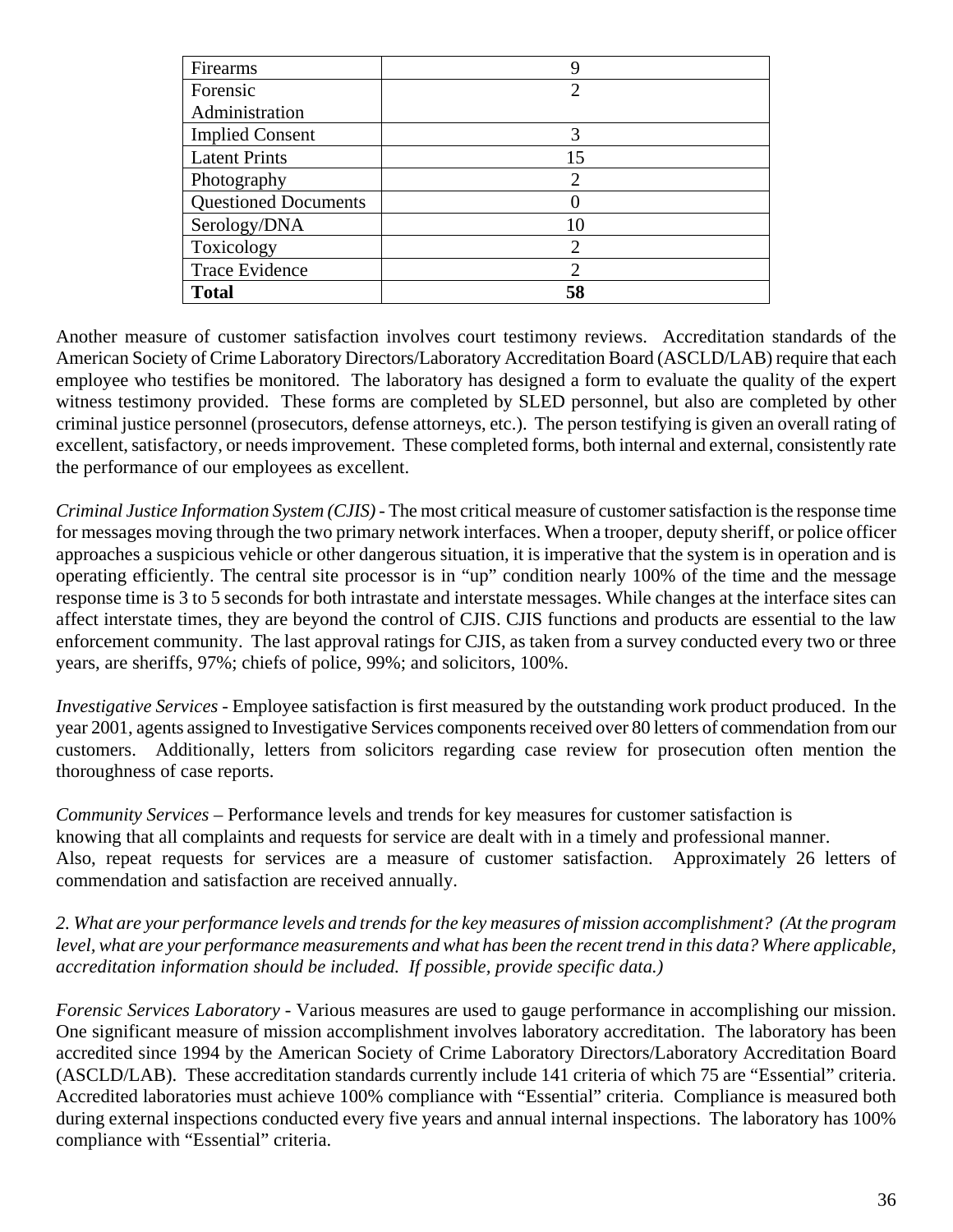| Firearms | 9 |
| --- | --- |
| Forensic Administration | 2 |
| Implied Consent | 3 |
| Latent Prints | 15 |
| Photography | 2 |
| Questioned Documents | 0 |
| Serology/DNA | 10 |
| Toxicology | 2 |
| Trace Evidence | 2 |
| **Total** | **58** |

Another measure of customer satisfaction involves court testimony reviews. Accreditation standards of the American Society of Crime Laboratory Directors/Laboratory Accreditation Board (ASCLD/LAB) require that each employee who testifies be monitored. The laboratory has designed a form to evaluate the quality of the expert witness testimony provided. These forms are completed by SLED personnel, but also are completed by other criminal justice personnel (prosecutors, defense attorneys, etc.). The person testifying is given an overall rating of excellent, satisfactory, or needs improvement. These completed forms, both internal and external, consistently rate the performance of our employees as excellent.

*Criminal Justice Information System (CJIS)* - The most critical measure of customer satisfaction is the response time for messages moving through the two primary network interfaces. When a trooper, deputy sheriff, or police officer approaches a suspicious vehicle or other dangerous situation, it is imperative that the system is in operation and is operating efficiently. The central site processor is in "up" condition nearly 100% of the time and the message response time is 3 to 5 seconds for both intrastate and interstate messages. While changes at the interface sites can affect interstate times, they are beyond the control of CJIS. CJIS functions and products are essential to the law enforcement community. The last approval ratings for CJIS, as taken from a survey conducted every two or three years, are sheriffs, 97%; chiefs of police, 99%; and solicitors, 100%.

*Investigative Services* - Employee satisfaction is first measured by the outstanding work product produced. In the year 2001, agents assigned to Investigative Services components received over 80 letters of commendation from our customers. Additionally, letters from solicitors regarding case review for prosecution often mention the thoroughness of case reports.

*Community Services* – Performance levels and trends for key measures for customer satisfaction is knowing that all complaints and requests for service are dealt with in a timely and professional manner. Also, repeat requests for services are a measure of customer satisfaction. Approximately 26 letters of commendation and satisfaction are received annually.

*2. What are your performance levels and trends for the key measures of mission accomplishment? (At the program level, what are your performance measurements and what has been the recent trend in this data? Where applicable, accreditation information should be included. If possible, provide specific data.)*

*Forensic Services Laboratory* - Various measures are used to gauge performance in accomplishing our mission. One significant measure of mission accomplishment involves laboratory accreditation. The laboratory has been accredited since 1994 by the American Society of Crime Laboratory Directors/Laboratory Accreditation Board (ASCLD/LAB). These accreditation standards currently include 141 criteria of which 75 are "Essential" criteria. Accredited laboratories must achieve 100% compliance with "Essential" criteria. Compliance is measured both during external inspections conducted every five years and annual internal inspections. The laboratory has 100% compliance with "Essential" criteria.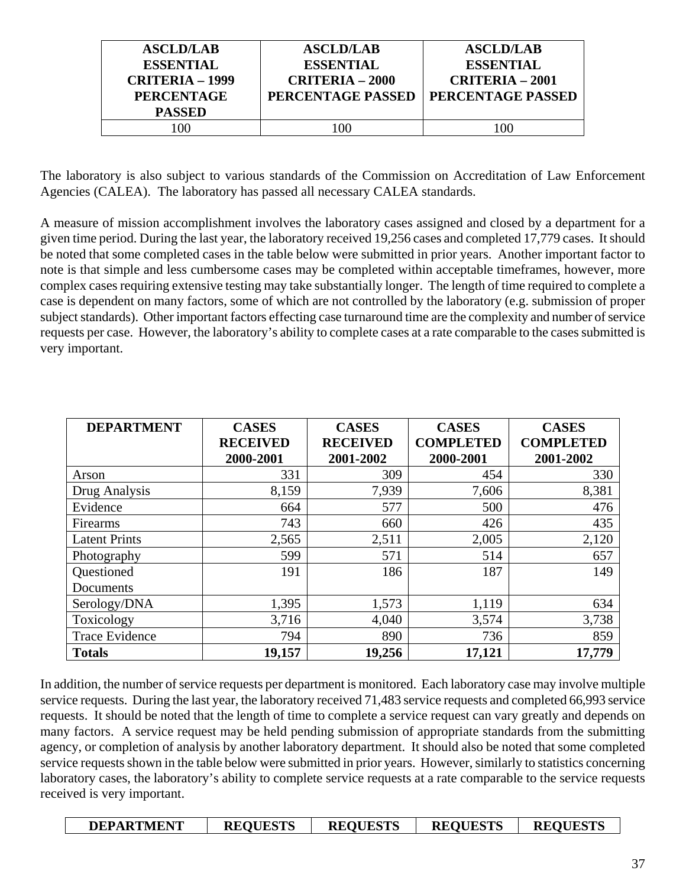| ASCLD/LAB ESSENTIAL CRITERIA – 1999 PERCENTAGE PASSED | ASCLD/LAB ESSENTIAL CRITERIA – 2000 PERCENTAGE PASSED | ASCLD/LAB ESSENTIAL CRITERIA – 2001 PERCENTAGE PASSED |
|---|---|---|
| 100 | 100 | 100 |

The laboratory is also subject to various standards of the Commission on Accreditation of Law Enforcement Agencies (CALEA). The laboratory has passed all necessary CALEA standards.

A measure of mission accomplishment involves the laboratory cases assigned and closed by a department for a given time period. During the last year, the laboratory received 19,256 cases and completed 17,779 cases. It should be noted that some completed cases in the table below were submitted in prior years. Another important factor to note is that simple and less cumbersome cases may be completed within acceptable timeframes, however, more complex cases requiring extensive testing may take substantially longer. The length of time required to complete a case is dependent on many factors, some of which are not controlled by the laboratory (e.g. submission of proper subject standards). Other important factors effecting case turnaround time are the complexity and number of service requests per case. However, the laboratory's ability to complete cases at a rate comparable to the cases submitted is very important.

| DEPARTMENT | CASES RECEIVED 2000-2001 | CASES RECEIVED 2001-2002 | CASES COMPLETED 2000-2001 | CASES COMPLETED 2001-2002 |
|---|---|---|---|---|
| Arson | 331 | 309 | 454 | 330 |
| Drug Analysis | 8,159 | 7,939 | 7,606 | 8,381 |
| Evidence | 664 | 577 | 500 | 476 |
| Firearms | 743 | 660 | 426 | 435 |
| Latent Prints | 2,565 | 2,511 | 2,005 | 2,120 |
| Photography | 599 | 571 | 514 | 657 |
| Questioned Documents | 191 | 186 | 187 | 149 |
| Serology/DNA | 1,395 | 1,573 | 1,119 | 634 |
| Toxicology | 3,716 | 4,040 | 3,574 | 3,738 |
| Trace Evidence | 794 | 890 | 736 | 859 |
| **Totals** | **19,157** | **19,256** | **17,121** | **17,779** |

In addition, the number of service requests per department is monitored. Each laboratory case may involve multiple service requests. During the last year, the laboratory received 71,483 service requests and completed 66,993 service requests. It should be noted that the length of time to complete a service request can vary greatly and depends on many factors. A service request may be held pending submission of appropriate standards from the submitting agency, or completion of analysis by another laboratory department. It should also be noted that some completed service requests shown in the table below were submitted in prior years. However, similarly to statistics concerning laboratory cases, the laboratory's ability to complete service requests at a rate comparable to the service requests received is very important.

| DEPARTMENT | REQUESTS | REQUESTS | REQUESTS | REQUESTS |
|---|---|---|---|---|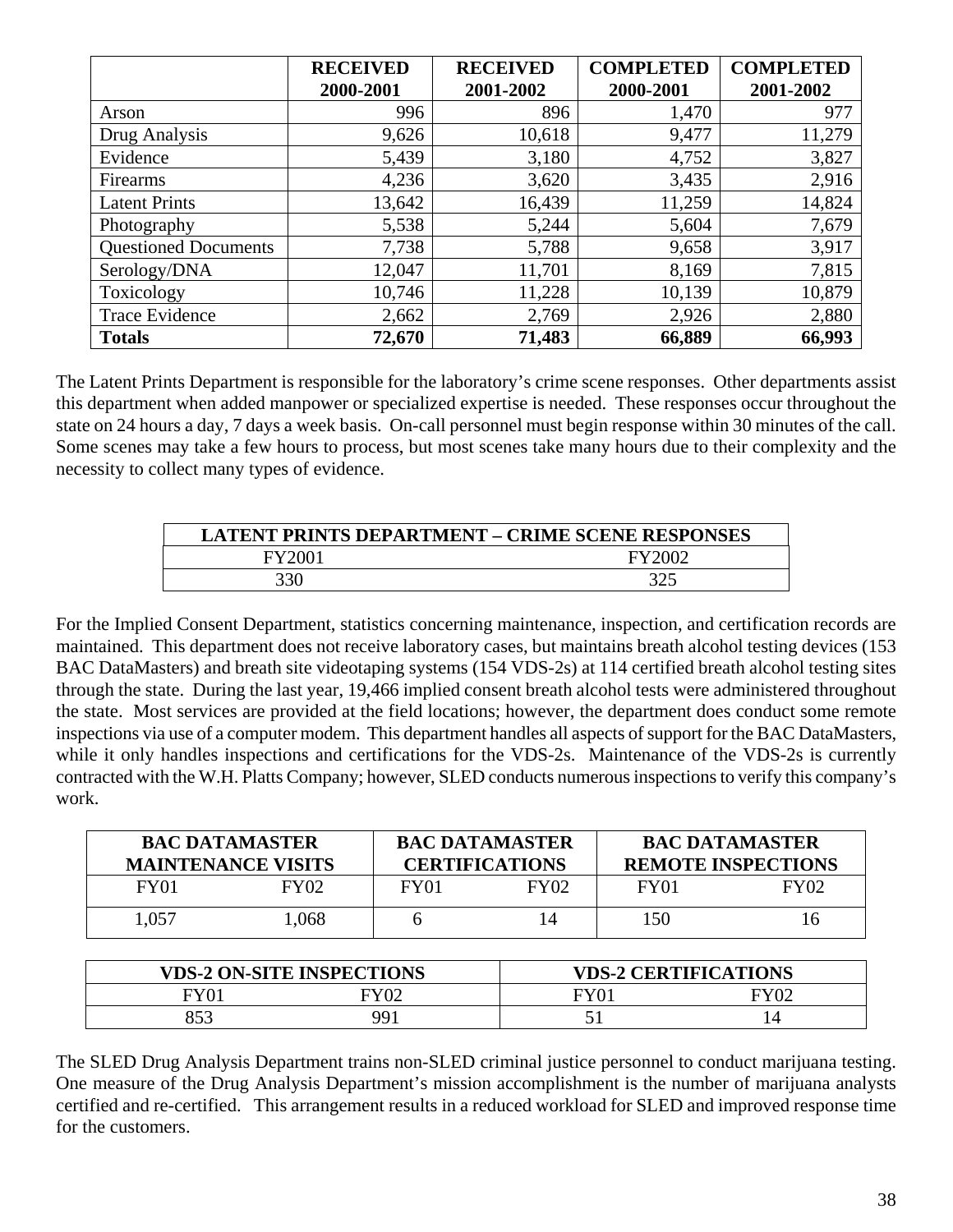| | **RECEIVED 2000-2001** | **RECEIVED 2001-2002** | **COMPLETED 2000-2001** | **COMPLETED 2001-2002** |
|---|---|---|---|---|
| Arson | 996 | 896 | 1,470 | 977 |
| Drug Analysis | 9,626 | 10,618 | 9,477 | 11,279 |
| Evidence | 5,439 | 3,180 | 4,752 | 3,827 |
| Firearms | 4,236 | 3,620 | 3,435 | 2,916 |
| Latent Prints | 13,642 | 16,439 | 11,259 | 14,824 |
| Photography | 5,538 | 5,244 | 5,604 | 7,679 |
| Questioned Documents | 7,738 | 5,788 | 9,658 | 3,917 |
| Serology/DNA | 12,047 | 11,701 | 8,169 | 7,815 |
| Toxicology | 10,746 | 11,228 | 10,139 | 10,879 |
| Trace Evidence | 2,662 | 2,769 | 2,926 | 2,880 |
| **Totals** | **72,670** | **71,483** | **66,889** | **66,993** |

The Latent Prints Department is responsible for the laboratory's crime scene responses. Other departments assist this department when added manpower or specialized expertise is needed. These responses occur throughout the state on 24 hours a day, 7 days a week basis. On-call personnel must begin response within 30 minutes of the call. Some scenes may take a few hours to process, but most scenes take many hours due to their complexity and the necessity to collect many types of evidence.

| **LATENT PRINTS DEPARTMENT – CRIME SCENE RESPONSES** | |
|---|---|
| FY2001 | FY2002 |
| 330 | 325 |

For the Implied Consent Department, statistics concerning maintenance, inspection, and certification records are maintained. This department does not receive laboratory cases, but maintains breath alcohol testing devices (153 BAC DataMasters) and breath site videotaping systems (154 VDS-2s) at 114 certified breath alcohol testing sites through the state. During the last year, 19,466 implied consent breath alcohol tests were administered throughout the state. Most services are provided at the field locations; however, the department does conduct some remote inspections via use of a computer modem. This department handles all aspects of support for the BAC DataMasters, while it only handles inspections and certifications for the VDS-2s. Maintenance of the VDS-2s is currently contracted with the W.H. Platts Company; however, SLED conducts numerous inspections to verify this company's work.

| **BAC DATAMASTER MAINTENANCE VISITS** | | **BAC DATAMASTER CERTIFICATIONS** | | **BAC DATAMASTER REMOTE INSPECTIONS** | |
|---|---|---|---|---|---|
| FY01 | FY02 | FY01 | FY02 | FY01 | FY02 |
| 1,057 | 1,068 | 6 | 14 | 150 | 16 |

| **VDS-2 ON-SITE INSPECTIONS** | | **VDS-2 CERTIFICATIONS** | |
|---|---|---|---|
| FY01 | FY02 | FY01 | FY02 |
| 853 | 991 | 51 | 14 |

The SLED Drug Analysis Department trains non-SLED criminal justice personnel to conduct marijuana testing. One measure of the Drug Analysis Department's mission accomplishment is the number of marijuana analysts certified and re-certified. This arrangement results in a reduced workload for SLED and improved response time for the customers.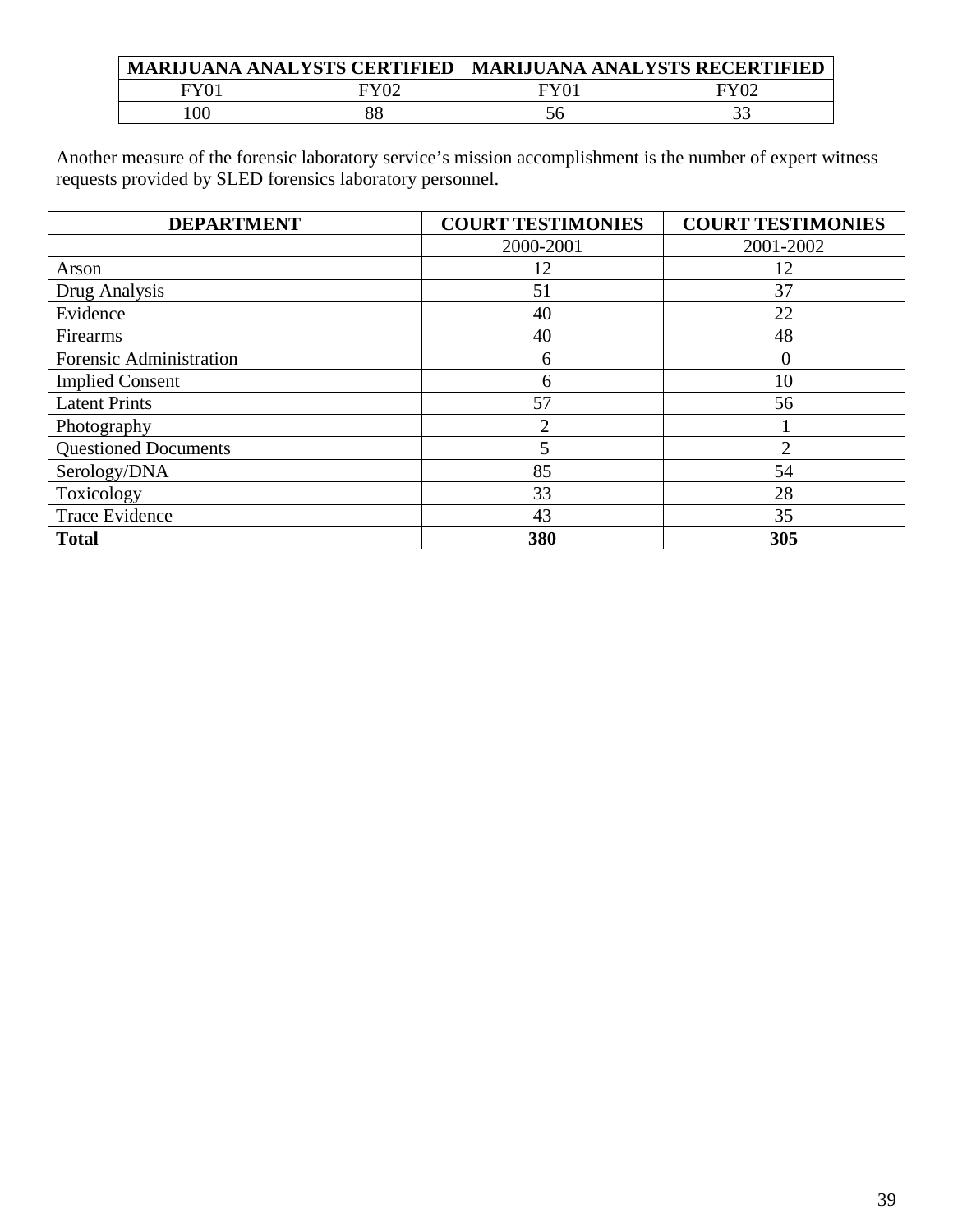| MARIJUANA ANALYSTS CERTIFIED | | MARIJUANA ANALYSTS RECERTIFIED | |
|---|---|---|---|
| FY01 | FY02 | FY01 | FY02 |
| 100 | 88 | 56 | 33 |

Another measure of the forensic laboratory service's mission accomplishment is the number of expert witness requests provided by SLED forensics laboratory personnel.

| DEPARTMENT | COURT TESTIMONIES | COURT TESTIMONIES |
|---|---|---|
| | 2000-2001 | 2001-2002 |
| Arson | 12 | 12 |
| Drug Analysis | 51 | 37 |
| Evidence | 40 | 22 |
| Firearms | 40 | 48 |
| Forensic Administration | 6 | 0 |
| Implied Consent | 6 | 10 |
| Latent Prints | 57 | 56 |
| Photography | 2 | 1 |
| Questioned Documents | 5 | 2 |
| Serology/DNA | 85 | 54 |
| Toxicology | 33 | 28 |
| Trace Evidence | 43 | 35 |
| **Total** | **380** | **305** |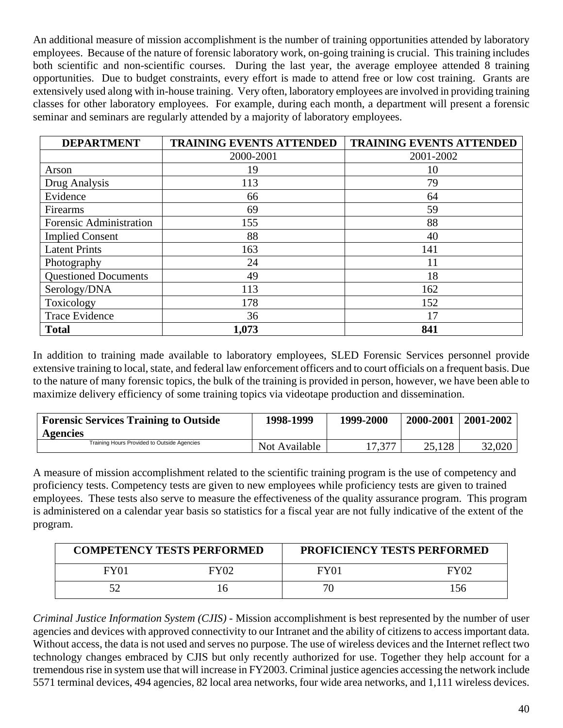An additional measure of mission accomplishment is the number of training opportunities attended by laboratory employees. Because of the nature of forensic laboratory work, on-going training is crucial. This training includes both scientific and non-scientific courses. During the last year, the average employee attended 8 training opportunities. Due to budget constraints, every effort is made to attend free or low cost training. Grants are extensively used along with in-house training. Very often, laboratory employees are involved in providing training classes for other laboratory employees. For example, during each month, a department will present a forensic seminar and seminars are regularly attended by a majority of laboratory employees.

| DEPARTMENT | TRAINING EVENTS ATTENDED | TRAINING EVENTS ATTENDED |
|---|---|---|
| | 2000-2001 | 2001-2002 |
| Arson | 19 | 10 |
| Drug Analysis | 113 | 79 |
| Evidence | 66 | 64 |
| Firearms | 69 | 59 |
| Forensic Administration | 155 | 88 |
| Implied Consent | 88 | 40 |
| Latent Prints | 163 | 141 |
| Photography | 24 | 11 |
| Questioned Documents | 49 | 18 |
| Serology/DNA | 113 | 162 |
| Toxicology | 178 | 152 |
| Trace Evidence | 36 | 17 |
| **Total** | **1,073** | **841** |

In addition to training made available to laboratory employees, SLED Forensic Services personnel provide extensive training to local, state, and federal law enforcement officers and to court officials on a frequent basis. Due to the nature of many forensic topics, the bulk of the training is provided in person, however, we have been able to maximize delivery efficiency of some training topics via videotape production and dissemination.

| Forensic Services Training to Outside Agencies | 1998-1999 | 1999-2000 | 2000-2001 | 2001-2002 |
|---|---|---|---|---|
| Training Hours Provided to Outside Agencies | Not Available | 17,377 | 25,128 | 32,020 |

A measure of mission accomplishment related to the scientific training program is the use of competency and proficiency tests. Competency tests are given to new employees while proficiency tests are given to trained employees. These tests also serve to measure the effectiveness of the quality assurance program. This program is administered on a calendar year basis so statistics for a fiscal year are not fully indicative of the extent of the program.

| COMPETENCY TESTS PERFORMED | | PROFICIENCY TESTS PERFORMED | |
|---|---|---|---|
| FY01 | FY02 | FY01 | FY02 |
| 52 | 16 | 70 | 156 |

*Criminal Justice Information System (CJIS)* - Mission accomplishment is best represented by the number of user agencies and devices with approved connectivity to our Intranet and the ability of citizens to access important data. Without access, the data is not used and serves no purpose. The use of wireless devices and the Internet reflect two technology changes embraced by CJIS but only recently authorized for use. Together they help account for a tremendous rise in system use that will increase in FY2003. Criminal justice agencies accessing the network include 5571 terminal devices, 494 agencies, 82 local area networks, four wide area networks, and 1,111 wireless devices.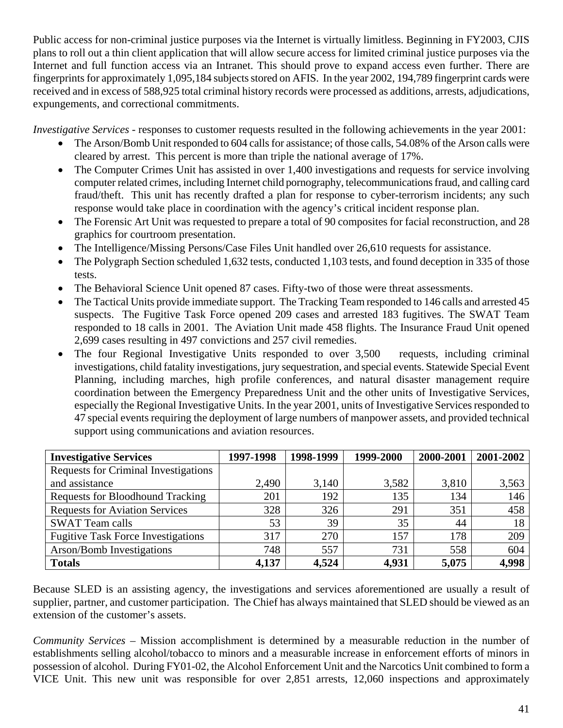Public access for non-criminal justice purposes via the Internet is virtually limitless. Beginning in FY2003, CJIS plans to roll out a thin client application that will allow secure access for limited criminal justice purposes via the Internet and full function access via an Intranet. This should prove to expand access even further. There are fingerprints for approximately 1,095,184 subjects stored on AFIS. In the year 2002, 194,789 fingerprint cards were received and in excess of 588,925 total criminal history records were processed as additions, arrests, adjudications, expungements, and correctional commitments.

*Investigative Services* - responses to customer requests resulted in the following achievements in the year 2001:

- The Arson/Bomb Unit responded to 604 calls for assistance; of those calls, 54.08% of the Arson calls were cleared by arrest. This percent is more than triple the national average of 17%.
- The Computer Crimes Unit has assisted in over 1,400 investigations and requests for service involving computer related crimes, including Internet child pornography, telecommunications fraud, and calling card fraud/theft. This unit has recently drafted a plan for response to cyber-terrorism incidents; any such response would take place in coordination with the agency's critical incident response plan.
- The Forensic Art Unit was requested to prepare a total of 90 composites for facial reconstruction, and 28 graphics for courtroom presentation.
- The Intelligence/Missing Persons/Case Files Unit handled over 26,610 requests for assistance.
- The Polygraph Section scheduled 1,632 tests, conducted 1,103 tests, and found deception in 335 of those tests.
- The Behavioral Science Unit opened 87 cases. Fifty-two of those were threat assessments.
- The Tactical Units provide immediate support. The Tracking Team responded to 146 calls and arrested 45 suspects. The Fugitive Task Force opened 209 cases and arrested 183 fugitives. The SWAT Team responded to 18 calls in 2001. The Aviation Unit made 458 flights. The Insurance Fraud Unit opened 2,699 cases resulting in 497 convictions and 257 civil remedies.
- The four Regional Investigative Units responded to over 3,500 requests, including criminal investigations, child fatality investigations, jury sequestration, and special events. Statewide Special Event Planning, including marches, high profile conferences, and natural disaster management require coordination between the Emergency Preparedness Unit and the other units of Investigative Services, especially the Regional Investigative Units. In the year 2001, units of Investigative Services responded to 47 special events requiring the deployment of large numbers of manpower assets, and provided technical support using communications and aviation resources.

| **Investigative Services** | **1997-1998** | **1998-1999** | **1999-2000** | **2000-2001** | **2001-2002** |
|---|---|---|---|---|---|
| Requests for Criminal Investigations and assistance | 2,490 | 3,140 | 3,582 | 3,810 | 3,563 |
| Requests for Bloodhound Tracking | 201 | 192 | 135 | 134 | 146 |
| Requests for Aviation Services | 328 | 326 | 291 | 351 | 458 |
| SWAT Team calls | 53 | 39 | 35 | 44 | 18 |
| Fugitive Task Force Investigations | 317 | 270 | 157 | 178 | 209 |
| Arson/Bomb Investigations | 748 | 557 | 731 | 558 | 604 |
| **Totals** | **4,137** | **4,524** | **4,931** | **5,075** | **4,998** |

Because SLED is an assisting agency, the investigations and services aforementioned are usually a result of supplier, partner, and customer participation. The Chief has always maintained that SLED should be viewed as an extension of the customer's assets.

*Community Services* – Mission accomplishment is determined by a measurable reduction in the number of establishments selling alcohol/tobacco to minors and a measurable increase in enforcement efforts of minors in possession of alcohol. During FY01-02, the Alcohol Enforcement Unit and the Narcotics Unit combined to form a VICE Unit. This new unit was responsible for over 2,851 arrests, 12,060 inspections and approximately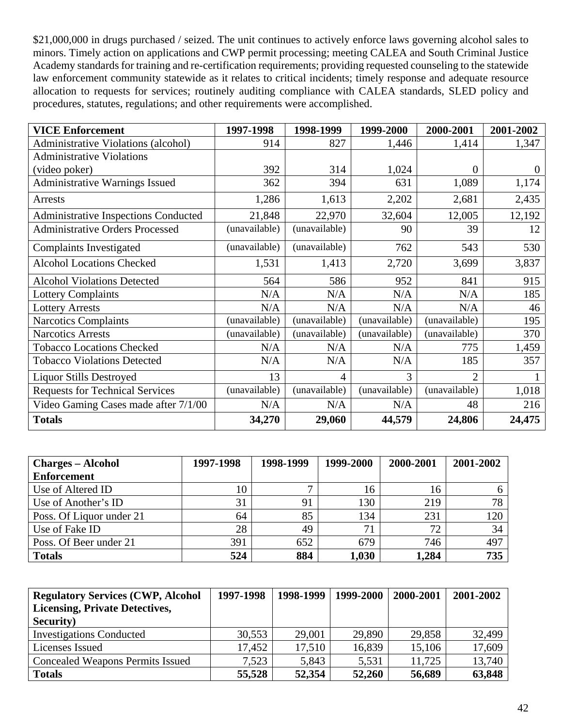$21,000,000 in drugs purchased / seized. The unit continues to actively enforce laws governing alcohol sales to minors. Timely action on applications and CWP permit processing; meeting CALEA and South Criminal Justice Academy standards for training and re-certification requirements; providing requested counseling to the statewide law enforcement community statewide as it relates to critical incidents; timely response and adequate resource allocation to requests for services; routinely auditing compliance with CALEA standards, SLED policy and procedures, statutes, regulations; and other requirements were accomplished.

| **VICE Enforcement** | **1997-1998** | **1998-1999** | **1999-2000** | **2000-2001** | **2001-2002** |
|---|---|---|---|---|---|
| Administrative Violations (alcohol) | 914 | 827 | 1,446 | 1,414 | 1,347 |
| Administrative Violations (video poker) | 392 | 314 | 1,024 | 0 | 0 |
| Administrative Warnings Issued | 362 | 394 | 631 | 1,089 | 1,174 |
| Arrests | 1,286 | 1,613 | 2,202 | 2,681 | 2,435 |
| Administrative Inspections Conducted | 21,848 | 22,970 | 32,604 | 12,005 | 12,192 |
| Administrative Orders Processed | (unavailable) | (unavailable) | 90 | 39 | 12 |
| Complaints Investigated | (unavailable) | (unavailable) | 762 | 543 | 530 |
| Alcohol Locations Checked | 1,531 | 1,413 | 2,720 | 3,699 | 3,837 |
| Alcohol Violations Detected | 564 | 586 | 952 | 841 | 915 |
| Lottery Complaints | N/A | N/A | N/A | N/A | 185 |
| Lottery Arrests | N/A | N/A | N/A | N/A | 46 |
| Narcotics Complaints | (unavailable) | (unavailable) | (unavailable) | (unavailable) | 195 |
| Narcotics Arrests | (unavailable) | (unavailable) | (unavailable) | (unavailable) | 370 |
| Tobacco Locations Checked | N/A | N/A | N/A | 775 | 1,459 |
| Tobacco Violations Detected | N/A | N/A | N/A | 185 | 357 |
| Liquor Stills Destroyed | 13 | 4 | 3 | 2 | 1 |
| Requests for Technical Services | (unavailable) | (unavailable) | (unavailable) | (unavailable) | 1,018 |
| Video Gaming Cases made after 7/1/00 | N/A | N/A | N/A | 48 | 216 |
| **Totals** | **34,270** | **29,060** | **44,579** | **24,806** | **24,475** |

| **Charges – Alcohol Enforcement** | **1997-1998** | **1998-1999** | **1999-2000** | **2000-2001** | **2001-2002** |
|---|---|---|---|---|---|
| Use of Altered ID | 10 | 7 | 16 | 16 | 6 |
| Use of Another's ID | 31 | 91 | 130 | 219 | 78 |
| Poss. Of Liquor under 21 | 64 | 85 | 134 | 231 | 120 |
| Use of Fake ID | 28 | 49 | 71 | 72 | 34 |
| Poss. Of Beer under 21 | 391 | 652 | 679 | 746 | 497 |
| **Totals** | **524** | **884** | **1,030** | **1,284** | **735** |

| **Regulatory Services (CWP, Alcohol Licensing, Private Detectives, Security)** | **1997-1998** | **1998-1999** | **1999-2000** | **2000-2001** | **2001-2002** |
|---|---|---|---|---|---|
| Investigations Conducted | 30,553 | 29,001 | 29,890 | 29,858 | 32,499 |
| Licenses Issued | 17,452 | 17,510 | 16,839 | 15,106 | 17,609 |
| Concealed Weapons Permits Issued | 7,523 | 5,843 | 5,531 | 11,725 | 13,740 |
| **Totals** | **55,528** | **52,354** | **52,260** | **56,689** | **63,848** |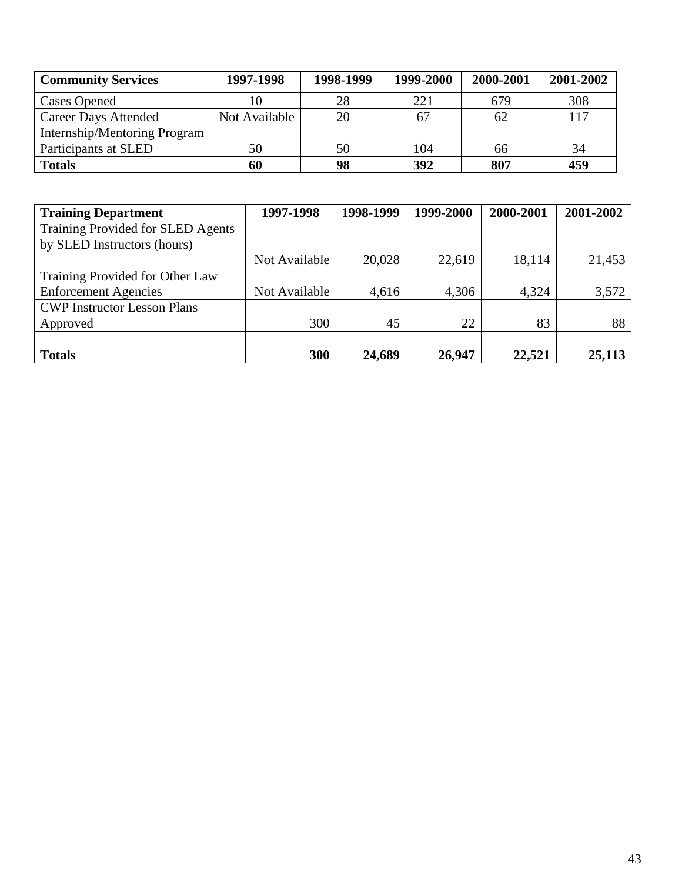| **Community Services** | **1997-1998** | **1998-1999** | **1999-2000** | **2000-2001** | **2001-2002** |
|---|---|---|---|---|---|
| Cases Opened | 10 | 28 | 221 | 679 | 308 |
| Career Days Attended | Not Available | 20 | 67 | 62 | 117 |
| Internship/Mentoring Program Participants at SLED | 50 | 50 | 104 | 66 | 34 |
| **Totals** | **60** | **98** | **392** | **807** | **459** |

| **Training Department** | **1997-1998** | **1998-1999** | **1999-2000** | **2000-2001** | **2001-2002** |
|---|---|---|---|---|---|
| Training Provided for SLED Agents by SLED Instructors (hours) | Not Available | 20,028 | 22,619 | 18,114 | 21,453 |
| Training Provided for Other Law Enforcement Agencies | Not Available | 4,616 | 4,306 | 4,324 | 3,572 |
| CWP Instructor Lesson Plans Approved | 300 | 45 | 22 | 83 | 88 |
| **Totals** | **300** | **24,689** | **26,947** | **22,521** | **25,113** |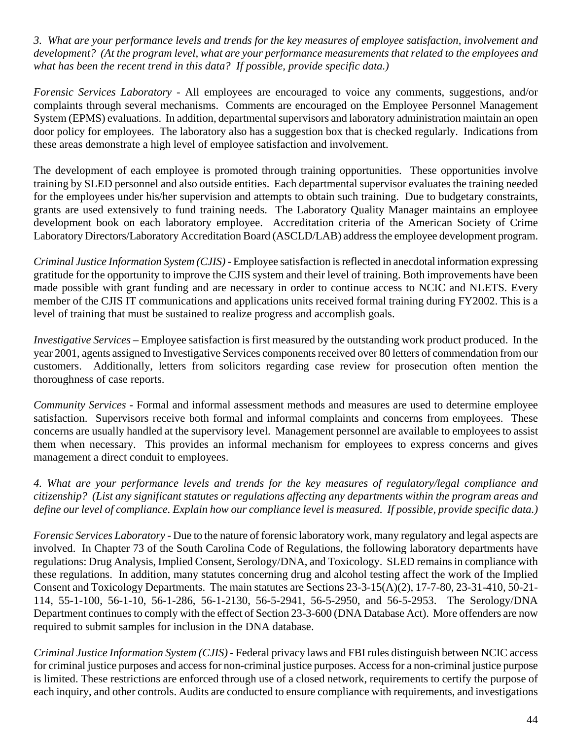*3. What are your performance levels and trends for the key measures of employee satisfaction, involvement and development? (At the program level, what are your performance measurements that related to the employees and what has been the recent trend in this data? If possible, provide specific data.)*

*Forensic Services Laboratory* - All employees are encouraged to voice any comments, suggestions, and/or complaints through several mechanisms. Comments are encouraged on the Employee Personnel Management System (EPMS) evaluations. In addition, departmental supervisors and laboratory administration maintain an open door policy for employees. The laboratory also has a suggestion box that is checked regularly. Indications from these areas demonstrate a high level of employee satisfaction and involvement.

The development of each employee is promoted through training opportunities. These opportunities involve training by SLED personnel and also outside entities. Each departmental supervisor evaluates the training needed for the employees under his/her supervision and attempts to obtain such training. Due to budgetary constraints, grants are used extensively to fund training needs. The Laboratory Quality Manager maintains an employee development book on each laboratory employee. Accreditation criteria of the American Society of Crime Laboratory Directors/Laboratory Accreditation Board (ASCLD/LAB) address the employee development program.

*Criminal Justice Information System (CJIS)* - Employee satisfaction is reflected in anecdotal information expressing gratitude for the opportunity to improve the CJIS system and their level of training. Both improvements have been made possible with grant funding and are necessary in order to continue access to NCIC and NLETS. Every member of the CJIS IT communications and applications units received formal training during FY2002. This is a level of training that must be sustained to realize progress and accomplish goals.

*Investigative Services* – Employee satisfaction is first measured by the outstanding work product produced. In the year 2001, agents assigned to Investigative Services components received over 80 letters of commendation from our customers. Additionally, letters from solicitors regarding case review for prosecution often mention the thoroughness of case reports.

*Community Services* - Formal and informal assessment methods and measures are used to determine employee satisfaction. Supervisors receive both formal and informal complaints and concerns from employees. These concerns are usually handled at the supervisory level. Management personnel are available to employees to assist them when necessary. This provides an informal mechanism for employees to express concerns and gives management a direct conduit to employees.

*4. What are your performance levels and trends for the key measures of regulatory/legal compliance and citizenship? (List any significant statutes or regulations affecting any departments within the program areas and define our level of compliance. Explain how our compliance level is measured. If possible, provide specific data.)*

*Forensic Services Laboratory* - Due to the nature of forensic laboratory work, many regulatory and legal aspects are involved. In Chapter 73 of the South Carolina Code of Regulations, the following laboratory departments have regulations: Drug Analysis, Implied Consent, Serology/DNA, and Toxicology. SLED remains in compliance with these regulations. In addition, many statutes concerning drug and alcohol testing affect the work of the Implied Consent and Toxicology Departments. The main statutes are Sections 23-3-15(A)(2), 17-7-80, 23-31-410, 50-21-114, 55-1-100, 56-1-10, 56-1-286, 56-1-2130, 56-5-2941, 56-5-2950, and 56-5-2953. The Serology/DNA Department continues to comply with the effect of Section 23-3-600 (DNA Database Act). More offenders are now required to submit samples for inclusion in the DNA database.

*Criminal Justice Information System (CJIS)* - Federal privacy laws and FBI rules distinguish between NCIC access for criminal justice purposes and access for non-criminal justice purposes. Access for a non-criminal justice purpose is limited. These restrictions are enforced through use of a closed network, requirements to certify the purpose of each inquiry, and other controls. Audits are conducted to ensure compliance with requirements, and investigations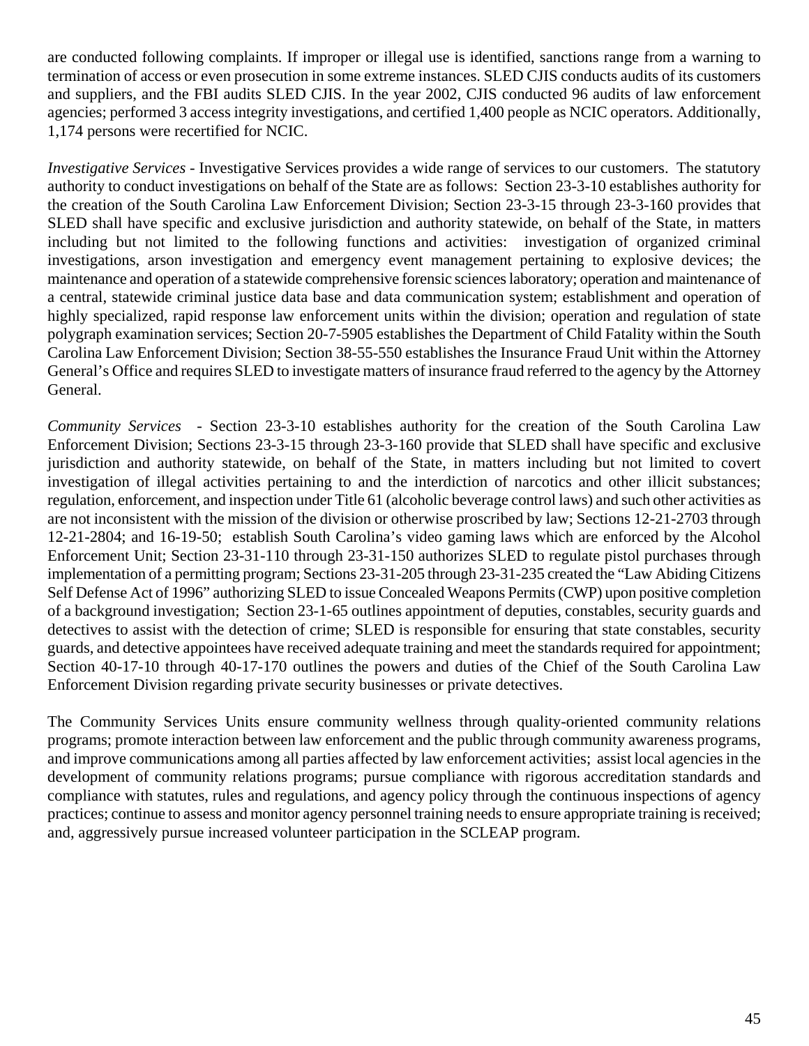are conducted following complaints. If improper or illegal use is identified, sanctions range from a warning to termination of access or even prosecution in some extreme instances. SLED CJIS conducts audits of its customers and suppliers, and the FBI audits SLED CJIS. In the year 2002, CJIS conducted 96 audits of law enforcement agencies; performed 3 access integrity investigations, and certified 1,400 people as NCIC operators. Additionally, 1,174 persons were recertified for NCIC.

*Investigative Services* - Investigative Services provides a wide range of services to our customers. The statutory authority to conduct investigations on behalf of the State are as follows: Section 23-3-10 establishes authority for the creation of the South Carolina Law Enforcement Division; Section 23-3-15 through 23-3-160 provides that SLED shall have specific and exclusive jurisdiction and authority statewide, on behalf of the State, in matters including but not limited to the following functions and activities: investigation of organized criminal investigations, arson investigation and emergency event management pertaining to explosive devices; the maintenance and operation of a statewide comprehensive forensic sciences laboratory; operation and maintenance of a central, statewide criminal justice data base and data communication system; establishment and operation of highly specialized, rapid response law enforcement units within the division; operation and regulation of state polygraph examination services; Section 20-7-5905 establishes the Department of Child Fatality within the South Carolina Law Enforcement Division; Section 38-55-550 establishes the Insurance Fraud Unit within the Attorney General's Office and requires SLED to investigate matters of insurance fraud referred to the agency by the Attorney General.

*Community Services* - Section 23-3-10 establishes authority for the creation of the South Carolina Law Enforcement Division; Sections 23-3-15 through 23-3-160 provide that SLED shall have specific and exclusive jurisdiction and authority statewide, on behalf of the State, in matters including but not limited to covert investigation of illegal activities pertaining to and the interdiction of narcotics and other illicit substances; regulation, enforcement, and inspection under Title 61 (alcoholic beverage control laws) and such other activities as are not inconsistent with the mission of the division or otherwise proscribed by law; Sections 12-21-2703 through 12-21-2804; and 16-19-50; establish South Carolina's video gaming laws which are enforced by the Alcohol Enforcement Unit; Section 23-31-110 through 23-31-150 authorizes SLED to regulate pistol purchases through implementation of a permitting program; Sections 23-31-205 through 23-31-235 created the "Law Abiding Citizens Self Defense Act of 1996" authorizing SLED to issue Concealed Weapons Permits (CWP) upon positive completion of a background investigation; Section 23-1-65 outlines appointment of deputies, constables, security guards and detectives to assist with the detection of crime; SLED is responsible for ensuring that state constables, security guards, and detective appointees have received adequate training and meet the standards required for appointment; Section 40-17-10 through 40-17-170 outlines the powers and duties of the Chief of the South Carolina Law Enforcement Division regarding private security businesses or private detectives.

The Community Services Units ensure community wellness through quality-oriented community relations programs; promote interaction between law enforcement and the public through community awareness programs, and improve communications among all parties affected by law enforcement activities; assist local agencies in the development of community relations programs; pursue compliance with rigorous accreditation standards and compliance with statutes, rules and regulations, and agency policy through the continuous inspections of agency practices; continue to assess and monitor agency personnel training needs to ensure appropriate training is received; and, aggressively pursue increased volunteer participation in the SCLEAP program.